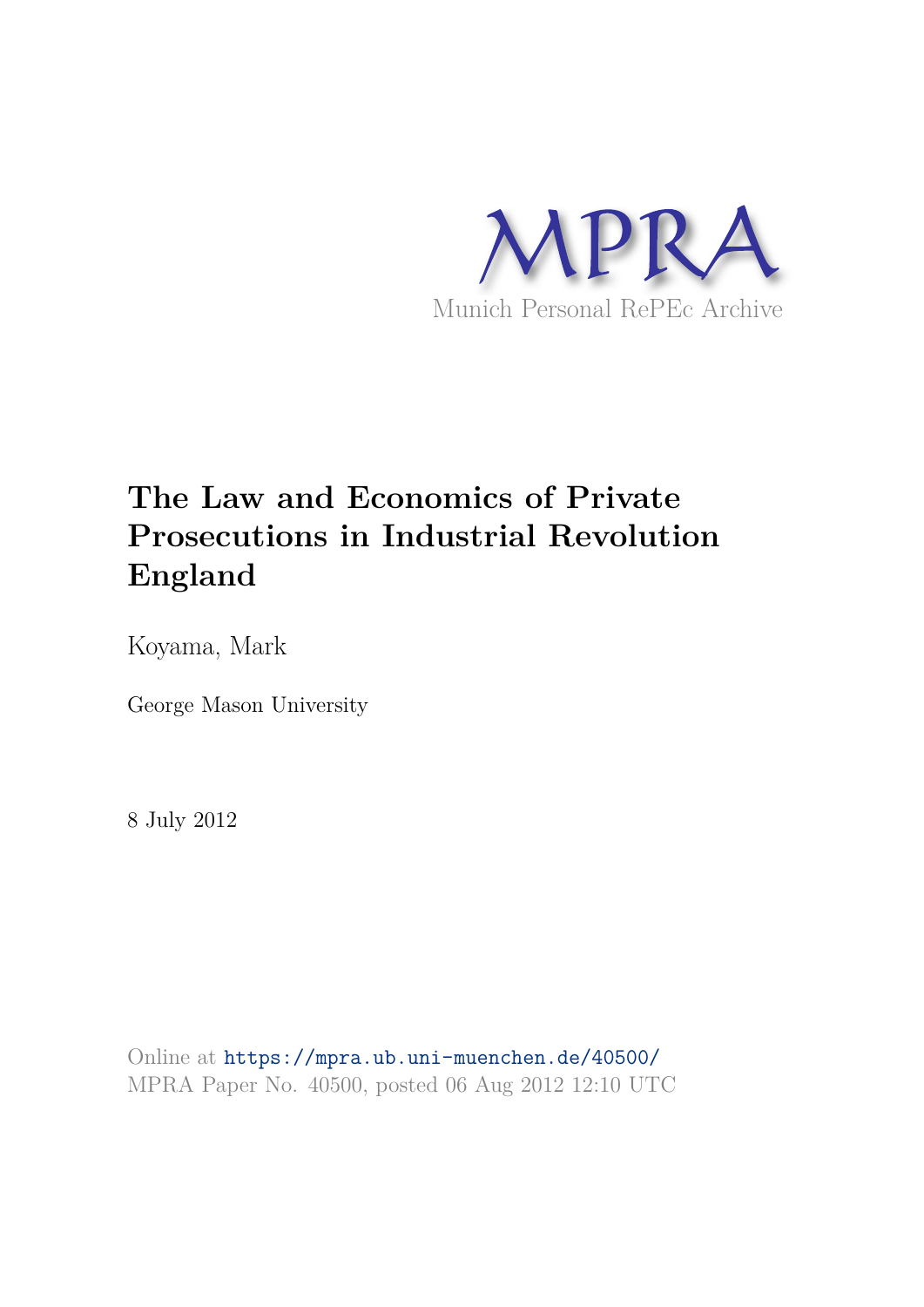MPRA

Munich Personal RePEc Archive

# The Law and Economics of Private Prosecutions in Industrial Revolution England

Koyama, Mark

George Mason University

8 July 2012

Online at https://mpra.ub.uni-muenchen.de/40500/
MPRA Paper No. 40500, posted 06 Aug 2012 12:10 UTC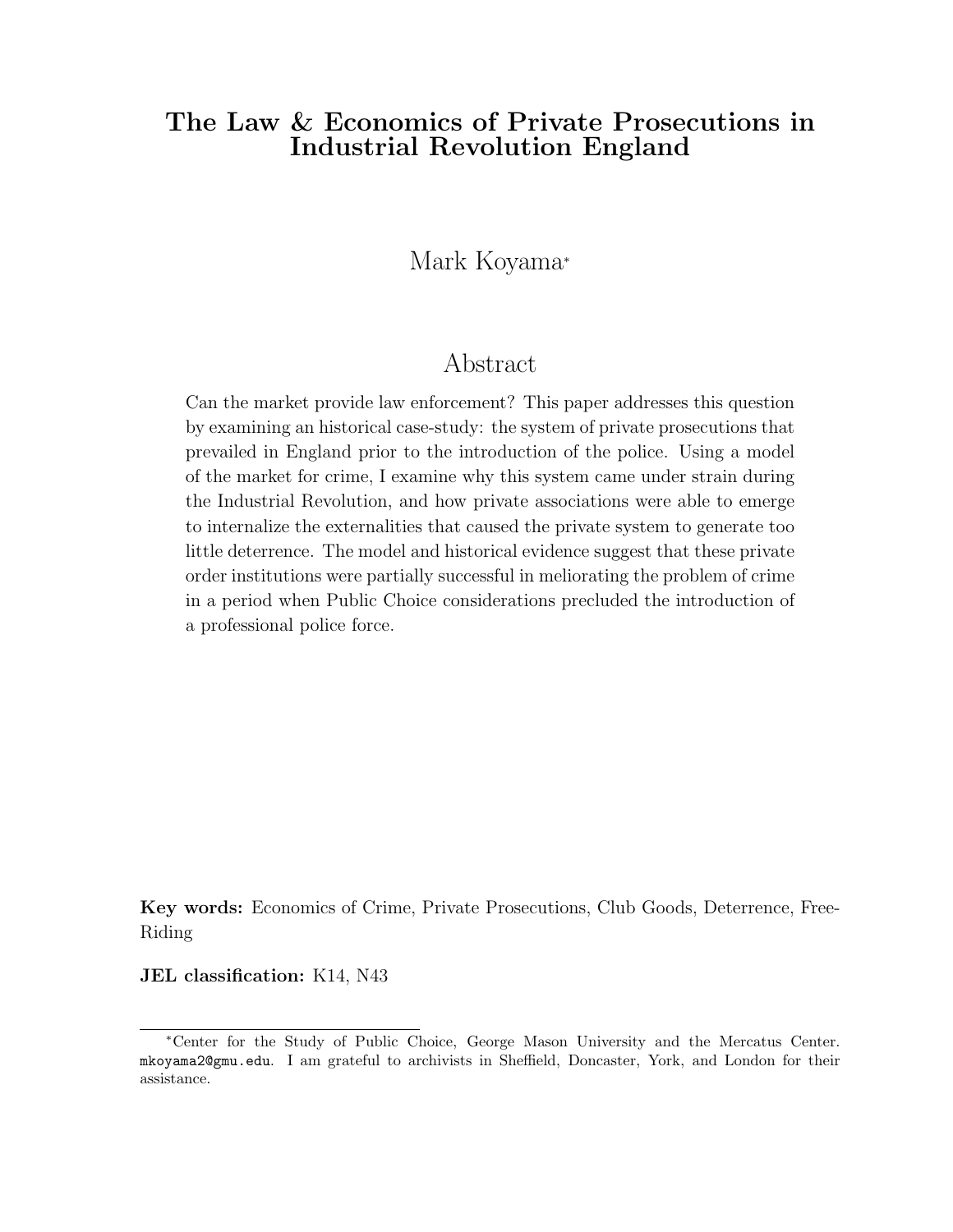# The Law & Economics of Private Prosecutions in Industrial Revolution England

Mark Koyama*

## Abstract

Can the market provide law enforcement? This paper addresses this question by examining an historical case-study: the system of private prosecutions that prevailed in England prior to the introduction of the police. Using a model of the market for crime, I examine why this system came under strain during the Industrial Revolution, and how private associations were able to emerge to internalize the externalities that caused the private system to generate too little deterrence. The model and historical evidence suggest that these private order institutions were partially successful in meliorating the problem of crime in a period when Public Choice considerations precluded the introduction of a professional police force.

**Key words:** Economics of Crime, Private Prosecutions, Club Goods, Deterrence, Free-Riding

**JEL classification:** K14, N43

---

*Center for the Study of Public Choice, George Mason University and the Mercatus Center. mkoyama2@gmu.edu. I am grateful to archivists in Sheffield, Doncaster, York, and London for their assistance.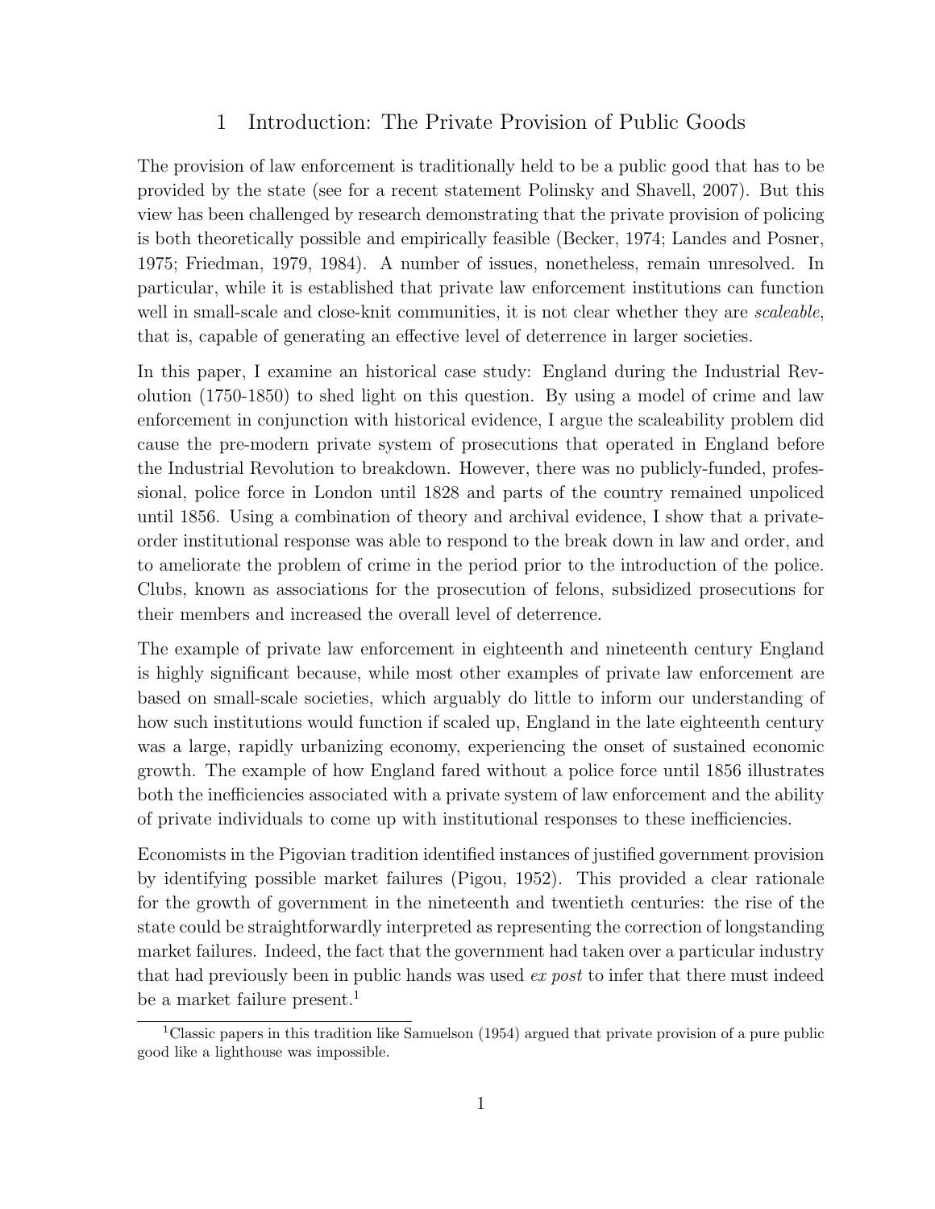# 1 Introduction: The Private Provision of Public Goods

The provision of law enforcement is traditionally held to be a public good that has to be provided by the state (see for a recent statement Polinsky and Shavell, 2007). But this view has been challenged by research demonstrating that the private provision of policing is both theoretically possible and empirically feasible (Becker, 1974; Landes and Posner, 1975; Friedman, 1979, 1984). A number of issues, nonetheless, remain unresolved. In particular, while it is established that private law enforcement institutions can function well in small-scale and close-knit communities, it is not clear whether they are *scaleable*, that is, capable of generating an effective level of deterrence in larger societies.

In this paper, I examine an historical case study: England during the Industrial Revolution (1750-1850) to shed light on this question. By using a model of crime and law enforcement in conjunction with historical evidence, I argue the scaleability problem did cause the pre-modern private system of prosecutions that operated in England before the Industrial Revolution to breakdown. However, there was no publicly-funded, professional, police force in London until 1828 and parts of the country remained unpoliced until 1856. Using a combination of theory and archival evidence, I show that a private-order institutional response was able to respond to the break down in law and order, and to ameliorate the problem of crime in the period prior to the introduction of the police. Clubs, known as associations for the prosecution of felons, subsidized prosecutions for their members and increased the overall level of deterrence.

The example of private law enforcement in eighteenth and nineteenth century England is highly significant because, while most other examples of private law enforcement are based on small-scale societies, which arguably do little to inform our understanding of how such institutions would function if scaled up, England in the late eighteenth century was a large, rapidly urbanizing economy, experiencing the onset of sustained economic growth. The example of how England fared without a police force until 1856 illustrates both the inefficiencies associated with a private system of law enforcement and the ability of private individuals to come up with institutional responses to these inefficiencies.

Economists in the Pigovian tradition identified instances of justified government provision by identifying possible market failures (Pigou, 1952). This provided a clear rationale for the growth of government in the nineteenth and twentieth centuries: the rise of the state could be straightforwardly interpreted as representing the correction of longstanding market failures. Indeed, the fact that the government had taken over a particular industry that had previously been in public hands was used *ex post* to infer that there must indeed be a market failure present.[1]

---

[1] Classic papers in this tradition like Samuelson (1954) argued that private provision of a pure public good like a lighthouse was impossible.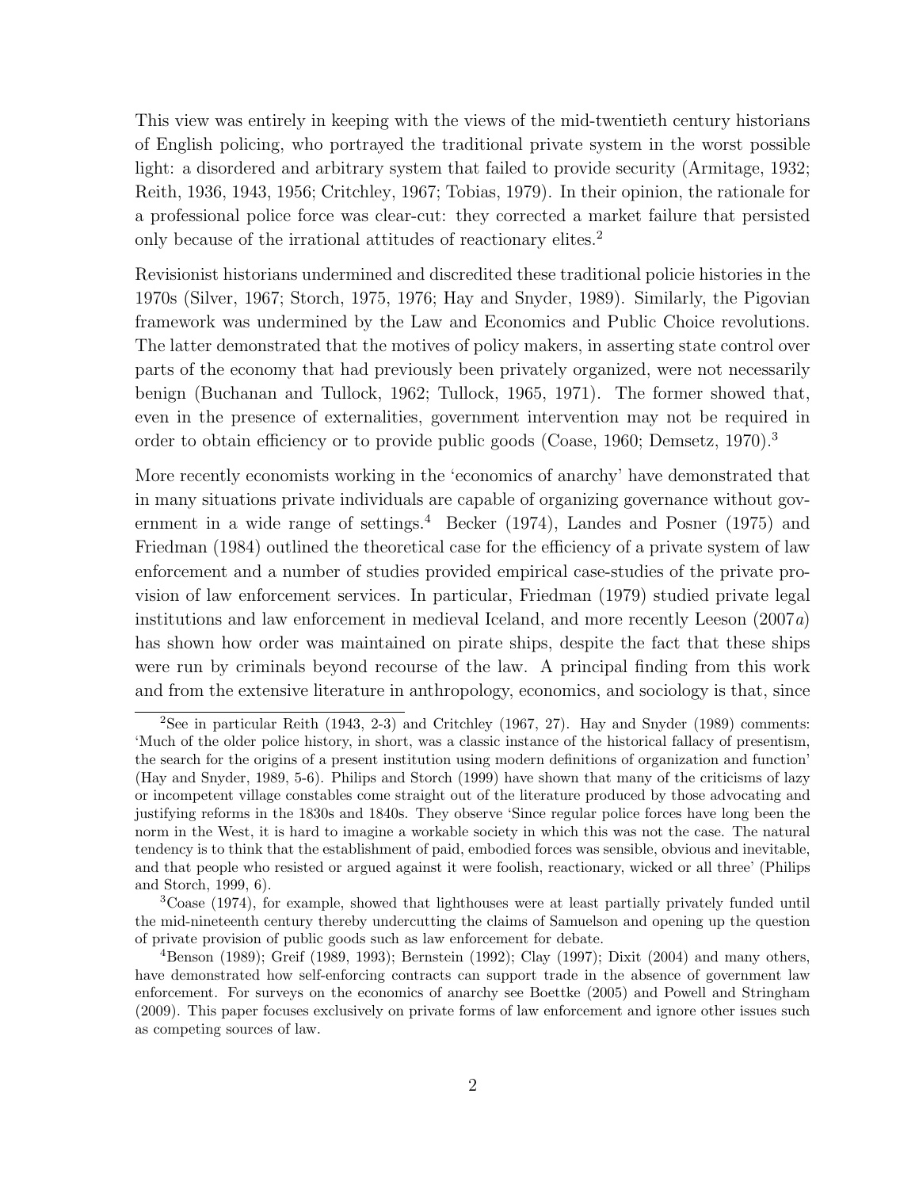This view was entirely in keeping with the views of the mid-twentieth century historians of English policing, who portrayed the traditional private system in the worst possible light: a disordered and arbitrary system that failed to provide security (Armitage, 1932; Reith, 1936, 1943, 1956; Critchley, 1967; Tobias, 1979). In their opinion, the rationale for a professional police force was clear-cut: they corrected a market failure that persisted only because of the irrational attitudes of reactionary elites.[2]

Revisionist historians undermined and discredited these traditional policie histories in the 1970s (Silver, 1967; Storch, 1975, 1976; Hay and Snyder, 1989). Similarly, the Pigovian framework was undermined by the Law and Economics and Public Choice revolutions. The latter demonstrated that the motives of policy makers, in asserting state control over parts of the economy that had previously been privately organized, were not necessarily benign (Buchanan and Tullock, 1962; Tullock, 1965, 1971). The former showed that, even in the presence of externalities, government intervention may not be required in order to obtain efficiency or to provide public goods (Coase, 1960; Demsetz, 1970).[3]

More recently economists working in the 'economics of anarchy' have demonstrated that in many situations private individuals are capable of organizing governance without government in a wide range of settings.[4] Becker (1974), Landes and Posner (1975) and Friedman (1984) outlined the theoretical case for the efficiency of a private system of law enforcement and a number of studies provided empirical case-studies of the private provision of law enforcement services. In particular, Friedman (1979) studied private legal institutions and law enforcement in medieval Iceland, and more recently Leeson (2007*a*) has shown how order was maintained on pirate ships, despite the fact that these ships were run by criminals beyond recourse of the law. A principal finding from this work and from the extensive literature in anthropology, economics, and sociology is that, since

[2]See in particular Reith (1943, 2-3) and Critchley (1967, 27). Hay and Snyder (1989) comments: 'Much of the older police history, in short, was a classic instance of the historical fallacy of presentism, the search for the origins of a present institution using modern definitions of organization and function' (Hay and Snyder, 1989, 5-6). Philips and Storch (1999) have shown that many of the criticisms of lazy or incompetent village constables come straight out of the literature produced by those advocating and justifying reforms in the 1830s and 1840s. They observe 'Since regular police forces have long been the norm in the West, it is hard to imagine a workable society in which this was not the case. The natural tendency is to think that the establishment of paid, embodied forces was sensible, obvious and inevitable, and that people who resisted or argued against it were foolish, reactionary, wicked or all three' (Philips and Storch, 1999, 6).

[3]Coase (1974), for example, showed that lighthouses were at least partially privately funded until the mid-nineteenth century thereby undercutting the claims of Samuelson and opening up the question of private provision of public goods such as law enforcement for debate.

[4]Benson (1989); Greif (1989, 1993); Bernstein (1992); Clay (1997); Dixit (2004) and many others, have demonstrated how self-enforcing contracts can support trade in the absence of government law enforcement. For surveys on the economics of anarchy see Boettke (2005) and Powell and Stringham (2009). This paper focuses exclusively on private forms of law enforcement and ignore other issues such as competing sources of law.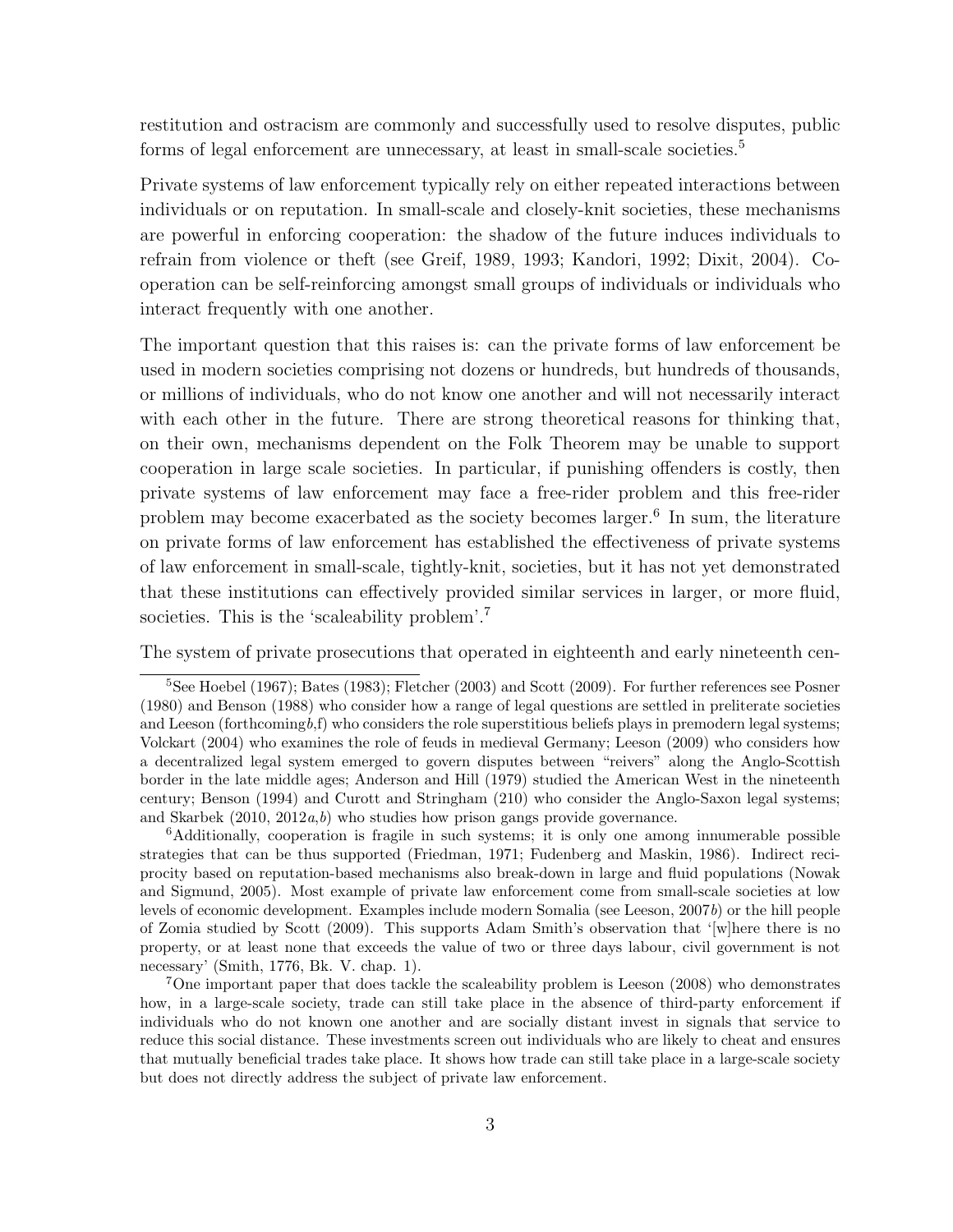restitution and ostracism are commonly and successfully used to resolve disputes, public forms of legal enforcement are unnecessary, at least in small-scale societies.[5]

Private systems of law enforcement typically rely on either repeated interactions between individuals or on reputation. In small-scale and closely-knit societies, these mechanisms are powerful in enforcing cooperation: the shadow of the future induces individuals to refrain from violence or theft (see Greif, 1989, 1993; Kandori, 1992; Dixit, 2004). Cooperation can be self-reinforcing amongst small groups of individuals or individuals who interact frequently with one another.

The important question that this raises is: can the private forms of law enforcement be used in modern societies comprising not dozens or hundreds, but hundreds of thousands, or millions of individuals, who do not know one another and will not necessarily interact with each other in the future. There are strong theoretical reasons for thinking that, on their own, mechanisms dependent on the Folk Theorem may be unable to support cooperation in large scale societies. In particular, if punishing offenders is costly, then private systems of law enforcement may face a free-rider problem and this free-rider problem may become exacerbated as the society becomes larger.[6] In sum, the literature on private forms of law enforcement has established the effectiveness of private systems of law enforcement in small-scale, tightly-knit, societies, but it has not yet demonstrated that these institutions can effectively provided similar services in larger, or more fluid, societies. This is the 'scaleability problem'.[7]

The system of private prosecutions that operated in eighteenth and early nineteenth cen-

[5]See Hoebel (1967); Bates (1983); Fletcher (2003) and Scott (2009). For further references see Posner (1980) and Benson (1988) who consider how a range of legal questions are settled in preliterate societies and Leeson (forthcoming*b*,f) who considers the role superstitious beliefs plays in premodern legal systems; Volckart (2004) who examines the role of feuds in medieval Germany; Leeson (2009) who considers how a decentralized legal system emerged to govern disputes between "reivers" along the Anglo-Scottish border in the late middle ages; Anderson and Hill (1979) studied the American West in the nineteenth century; Benson (1994) and Curott and Stringham (210) who consider the Anglo-Saxon legal systems; and Skarbek (2010, 2012*a*,*b*) who studies how prison gangs provide governance.

[6]Additionally, cooperation is fragile in such systems; it is only one among innumerable possible strategies that can be thus supported (Friedman, 1971; Fudenberg and Maskin, 1986). Indirect reciprocity based on reputation-based mechanisms also break-down in large and fluid populations (Nowak and Sigmund, 2005). Most example of private law enforcement come from small-scale societies at low levels of economic development. Examples include modern Somalia (see Leeson, 2007*b*) or the hill people of Zomia studied by Scott (2009). This supports Adam Smith's observation that '[w]here there is no property, or at least none that exceeds the value of two or three days labour, civil government is not necessary' (Smith, 1776, Bk. V. chap. 1).

[7]One important paper that does tackle the scaleability problem is Leeson (2008) who demonstrates how, in a large-scale society, trade can still take place in the absence of third-party enforcement if individuals who do not known one another and are socially distant invest in signals that service to reduce this social distance. These investments screen out individuals who are likely to cheat and ensures that mutually beneficial trades take place. It shows how trade can still take place in a large-scale society but does not directly address the subject of private law enforcement.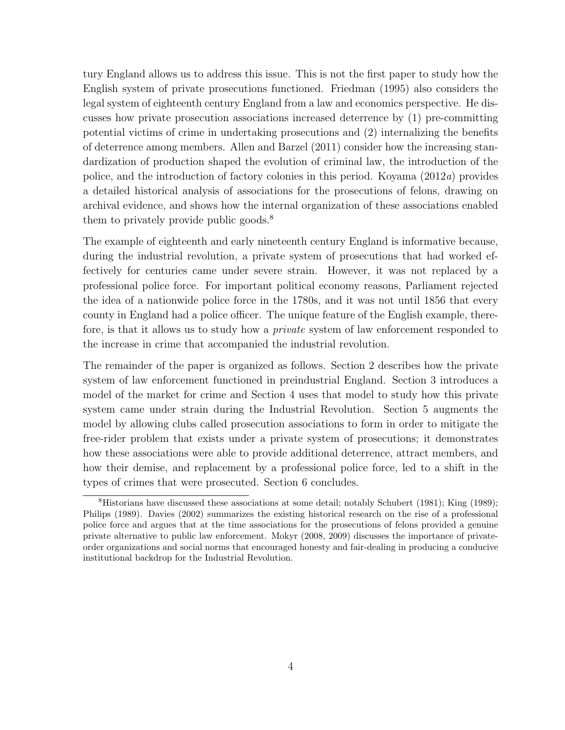tury England allows us to address this issue. This is not the first paper to study how the English system of private prosecutions functioned. Friedman (1995) also considers the legal system of eighteenth century England from a law and economics perspective. He discusses how private prosecution associations increased deterrence by (1) pre-committing potential victims of crime in undertaking prosecutions and (2) internalizing the benefits of deterrence among members. Allen and Barzel (2011) consider how the increasing standardization of production shaped the evolution of criminal law, the introduction of the police, and the introduction of factory colonies in this period. Koyama (2012*a*) provides a detailed historical analysis of associations for the prosecutions of felons, drawing on archival evidence, and shows how the internal organization of these associations enabled them to privately provide public goods.[8]

The example of eighteenth and early nineteenth century England is informative because, during the industrial revolution, a private system of prosecutions that had worked effectively for centuries came under severe strain. However, it was not replaced by a professional police force. For important political economy reasons, Parliament rejected the idea of a nationwide police force in the 1780s, and it was not until 1856 that every county in England had a police officer. The unique feature of the English example, therefore, is that it allows us to study how a *private* system of law enforcement responded to the increase in crime that accompanied the industrial revolution.

The remainder of the paper is organized as follows. Section 2 describes how the private system of law enforcement functioned in preindustrial England. Section 3 introduces a model of the market for crime and Section 4 uses that model to study how this private system came under strain during the Industrial Revolution. Section 5 augments the model by allowing clubs called prosecution associations to form in order to mitigate the free-rider problem that exists under a private system of prosecutions; it demonstrates how these associations were able to provide additional deterrence, attract members, and how their demise, and replacement by a professional police force, led to a shift in the types of crimes that were prosecuted. Section 6 concludes.

[8] Historians have discussed these associations at some detail; notably Schubert (1981); King (1989); Philips (1989). Davies (2002) summarizes the existing historical research on the rise of a professional police force and argues that at the time associations for the prosecutions of felons provided a genuine private alternative to public law enforcement. Mokyr (2008, 2009) discusses the importance of private-order organizations and social norms that encouraged honesty and fair-dealing in producing a conducive institutional backdrop for the Industrial Revolution.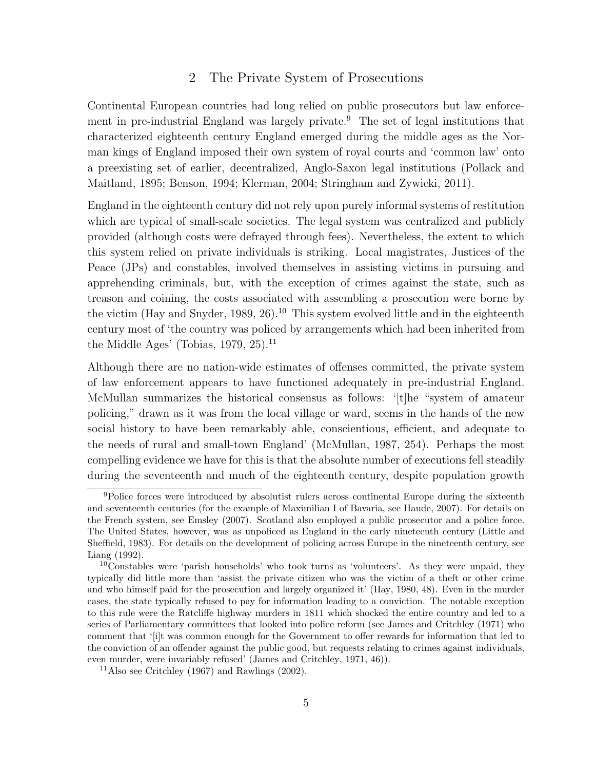## 2 The Private System of Prosecutions

Continental European countries had long relied on public prosecutors but law enforcement in pre-industrial England was largely private.[9] The set of legal institutions that characterized eighteenth century England emerged during the middle ages as the Norman kings of England imposed their own system of royal courts and 'common law' onto a preexisting set of earlier, decentralized, Anglo-Saxon legal institutions (Pollack and Maitland, 1895; Benson, 1994; Klerman, 2004; Stringham and Zywicki, 2011).

England in the eighteenth century did not rely upon purely informal systems of restitution which are typical of small-scale societies. The legal system was centralized and publicly provided (although costs were defrayed through fees). Nevertheless, the extent to which this system relied on private individuals is striking. Local magistrates, Justices of the Peace (JPs) and constables, involved themselves in assisting victims in pursuing and apprehending criminals, but, with the exception of crimes against the state, such as treason and coining, the costs associated with assembling a prosecution were borne by the victim (Hay and Snyder, 1989, 26).[10] This system evolved little and in the eighteenth century most of 'the country was policed by arrangements which had been inherited from the Middle Ages' (Tobias, 1979, 25).[11]

Although there are no nation-wide estimates of offenses committed, the private system of law enforcement appears to have functioned adequately in pre-industrial England. McMullan summarizes the historical consensus as follows: '[t]he "system of amateur policing," drawn as it was from the local village or ward, seems in the hands of the new social history to have been remarkably able, conscientious, efficient, and adequate to the needs of rural and small-town England' (McMullan, 1987, 254). Perhaps the most compelling evidence we have for this is that the absolute number of executions fell steadily during the seventeenth and much of the eighteenth century, despite population growth

[9] Police forces were introduced by absolutist rulers across continental Europe during the sixteenth and seventeenth centuries (for the example of Maximilian I of Bavaria, see Haude, 2007). For details on the French system, see Emsley (2007). Scotland also employed a public prosecutor and a police force. The United States, however, was as unpoliced as England in the early nineteenth century (Little and Sheffield, 1983). For details on the development of policing across Europe in the nineteenth century, see Liang (1992).

[10] Constables were 'parish households' who took turns as 'volunteers'. As they were unpaid, they typically did little more than 'assist the private citizen who was the victim of a theft or other crime and who himself paid for the prosecution and largely organized it' (Hay, 1980, 48). Even in the murder cases, the state typically refused to pay for information leading to a conviction. The notable exception to this rule were the Ratcliffe highway murders in 1811 which shocked the entire country and led to a series of Parliamentary committees that looked into police reform (see James and Critchley (1971) who comment that '[i]t was common enough for the Government to offer rewards for information that led to the conviction of an offender against the public good, but requests relating to crimes against individuals, even murder, were invariably refused' (James and Critchley, 1971, 46)).

[11] Also see Critchley (1967) and Rawlings (2002).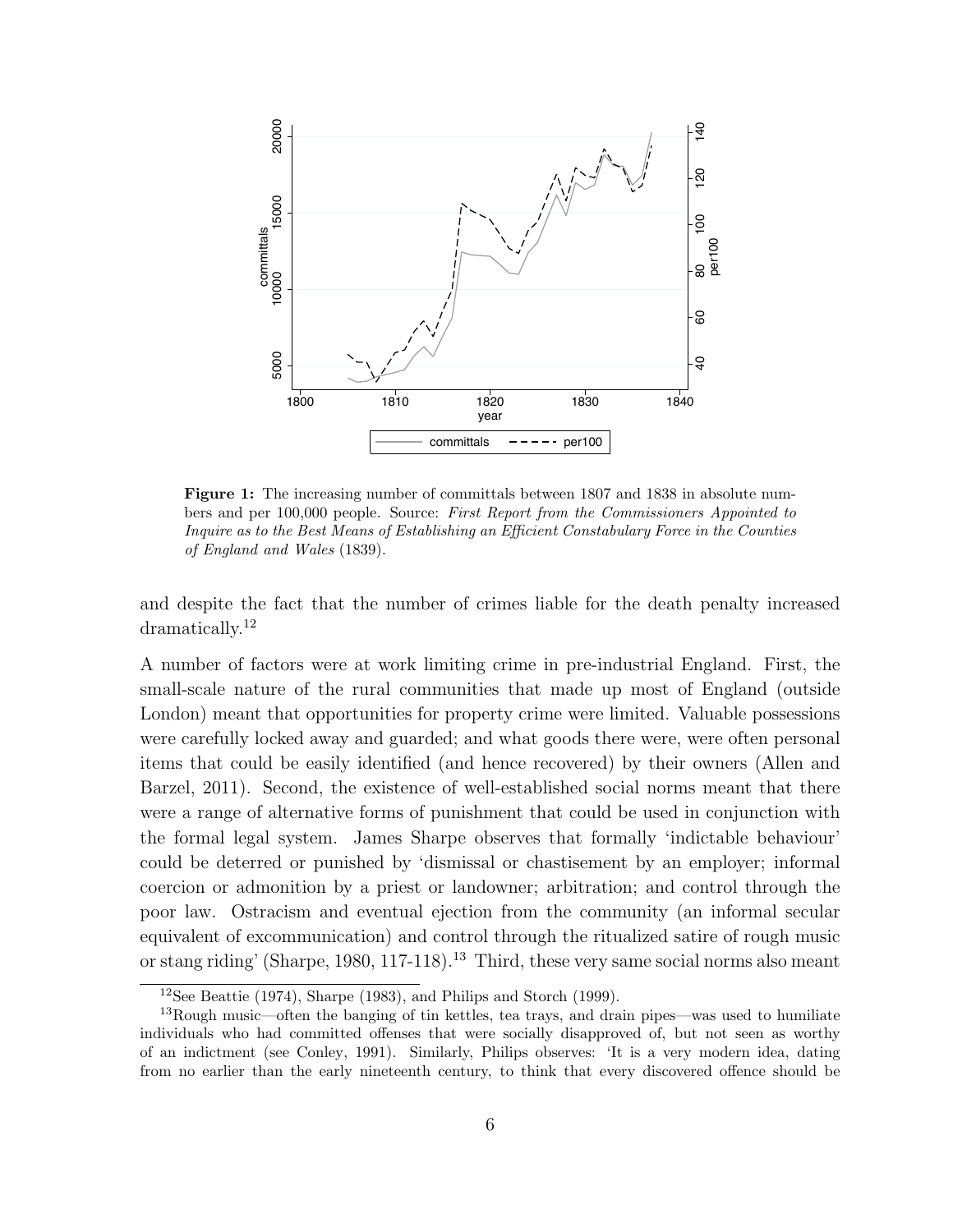**Figure 1:** The increasing number of committals between 1807 and 1838 in absolute numbers and per 100,000 people. Source: *First Report from the Commissioners Appointed to Inquire as to the Best Means of Establishing an Efficient Constabulary Force in the Counties of England and Wales* (1839).

and despite the fact that the number of crimes liable for the death penalty increased dramatically.[12]

A number of factors were at work limiting crime in pre-industrial England. First, the small-scale nature of the rural communities that made up most of England (outside London) meant that opportunities for property crime were limited. Valuable possessions were carefully locked away and guarded; and what goods there were, were often personal items that could be easily identified (and hence recovered) by their owners (Allen and Barzel, 2011). Second, the existence of well-established social norms meant that there were a range of alternative forms of punishment that could be used in conjunction with the formal legal system. James Sharpe observes that formally 'indictable behaviour' could be deterred or punished by 'dismissal or chastisement by an employer; informal coercion or admonition by a priest or landowner; arbitration; and control through the poor law. Ostracism and eventual ejection from the community (an informal secular equivalent of excommunication) and control through the ritualized satire of rough music or stang riding' (Sharpe, 1980, 117-118).[13] Third, these very same social norms also meant

[12] See Beattie (1974), Sharpe (1983), and Philips and Storch (1999).

[13] Rough music—often the banging of tin kettles, tea trays, and drain pipes—was used to humiliate individuals who had committed offenses that were socially disapproved of, but not seen as worthy of an indictment (see Conley, 1991). Similarly, Philips observes: 'It is a very modern idea, dating from no earlier than the early nineteenth century, to think that every discovered offence should be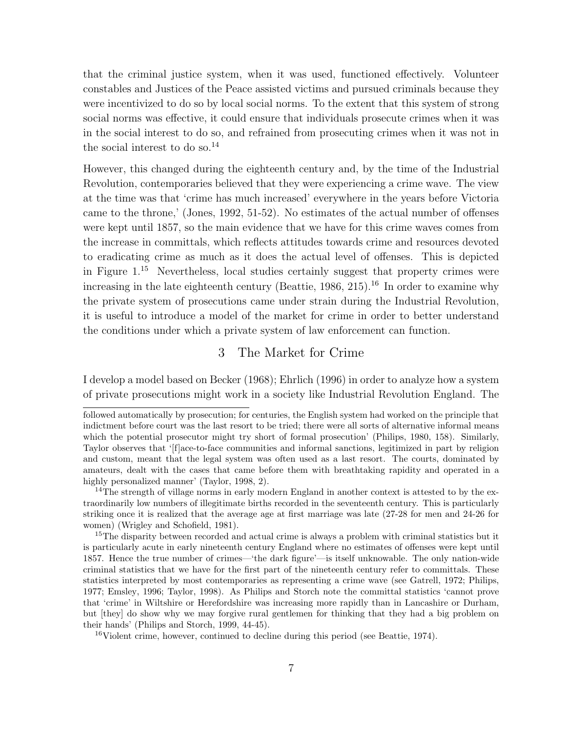that the criminal justice system, when it was used, functioned effectively. Volunteer constables and Justices of the Peace assisted victims and pursued criminals because they were incentivized to do so by local social norms. To the extent that this system of strong social norms was effective, it could ensure that individuals prosecute crimes when it was in the social interest to do so, and refrained from prosecuting crimes when it was not in the social interest to do so.[14]

However, this changed during the eighteenth century and, by the time of the Industrial Revolution, contemporaries believed that they were experiencing a crime wave. The view at the time was that 'crime has much increased' everywhere in the years before Victoria came to the throne,' (Jones, 1992, 51-52). No estimates of the actual number of offenses were kept until 1857, so the main evidence that we have for this crime waves comes from the increase in committals, which reflects attitudes towards crime and resources devoted to eradicating crime as much as it does the actual level of offenses. This is depicted in Figure 1.[15] Nevertheless, local studies certainly suggest that property crimes were increasing in the late eighteenth century (Beattie, 1986, 215).[16] In order to examine why the private system of prosecutions came under strain during the Industrial Revolution, it is useful to introduce a model of the market for crime in order to better understand the conditions under which a private system of law enforcement can function.

## 3 The Market for Crime

I develop a model based on Becker (1968); Ehrlich (1996) in order to analyze how a system of private prosecutions might work in a society like Industrial Revolution England. The

---

followed automatically by prosecution; for centuries, the English system had worked on the principle that indictment before court was the last resort to be tried; there were all sorts of alternative informal means which the potential prosecutor might try short of formal prosecution' (Philips, 1980, 158). Similarly, Taylor observes that '[f]ace-to-face communities and informal sanctions, legitimized in part by religion and custom, meant that the legal system was often used as a last resort. The courts, dominated by amateurs, dealt with the cases that came before them with breathtaking rapidity and operated in a highly personalized manner' (Taylor, 1998, 2).

[14] The strength of village norms in early modern England in another context is attested to by the extraordinarily low numbers of illegitimate births recorded in the seventeenth century. This is particularly striking once it is realized that the average age at first marriage was late (27-28 for men and 24-26 for women) (Wrigley and Schofield, 1981).

[15] The disparity between recorded and actual crime is always a problem with criminal statistics but it is particularly acute in early nineteenth century England where no estimates of offenses were kept until 1857. Hence the true number of crimes—'the dark figure'—is itself unknowable. The only nation-wide criminal statistics that we have for the first part of the nineteenth century refer to committals. These statistics interpreted by most contemporaries as representing a crime wave (see Gatrell, 1972; Philips, 1977; Emsley, 1996; Taylor, 1998). As Philips and Storch note the committal statistics 'cannot prove that 'crime' in Wiltshire or Herefordshire was increasing more rapidly than in Lancashire or Durham, but [they] do show why we may forgive rural gentlemen for thinking that they had a big problem on their hands' (Philips and Storch, 1999, 44-45).

[16] Violent crime, however, continued to decline during this period (see Beattie, 1974).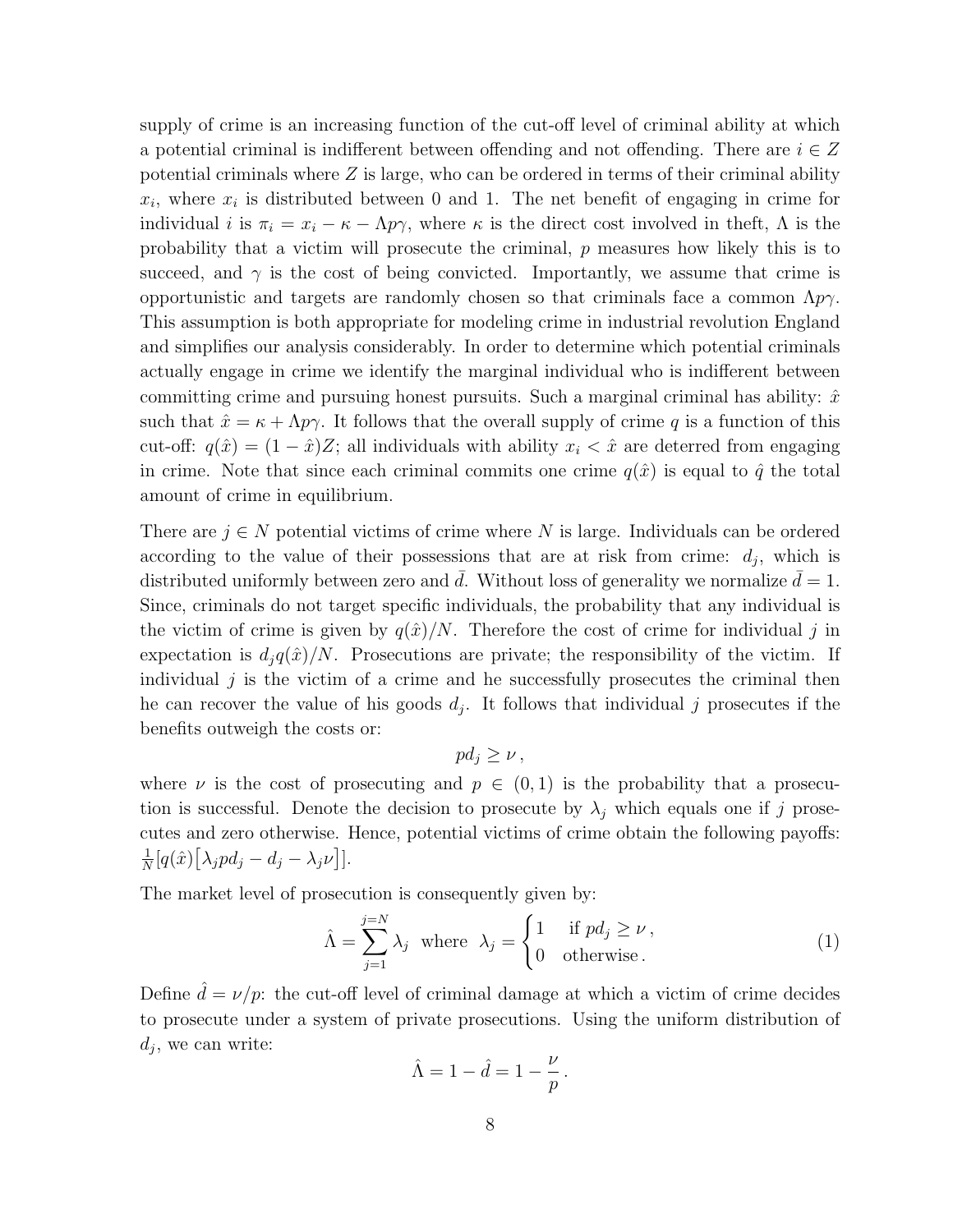supply of crime is an increasing function of the cut-off level of criminal ability at which a potential criminal is indifferent between offending and not offending. There are $i \in Z$ potential criminals where $Z$ is large, who can be ordered in terms of their criminal ability $x_i$, where $x_i$ is distributed between 0 and 1. The net benefit of engaging in crime for individual $i$ is $\pi_i = x_i - \kappa - \Lambda p \gamma$, where $\kappa$ is the direct cost involved in theft, $\Lambda$ is the probability that a victim will prosecute the criminal, $p$ measures how likely this is to succeed, and $\gamma$ is the cost of being convicted. Importantly, we assume that crime is opportunistic and targets are randomly chosen so that criminals face a common $\Lambda p \gamma$. This assumption is both appropriate for modeling crime in industrial revolution England and simplifies our analysis considerably. In order to determine which potential criminals actually engage in crime we identify the marginal individual who is indifferent between committing crime and pursuing honest pursuits. Such a marginal criminal has ability: $\hat{x}$ such that $\hat{x} = \kappa + \Lambda p \gamma$. It follows that the overall supply of crime $q$ is a function of this cut-off: $q(\hat{x}) = (1 - \hat{x})Z$; all individuals with ability $x_i < \hat{x}$ are deterred from engaging in crime. Note that since each criminal commits one crime $q(\hat{x})$ is equal to $\hat{q}$ the total amount of crime in equilibrium.

There are $j \in N$ potential victims of crime where $N$ is large. Individuals can be ordered according to the value of their possessions that are at risk from crime: $d_j$, which is distributed uniformly between zero and $\bar{d}$. Without loss of generality we normalize $\bar{d} = 1$. Since, criminals do not target specific individuals, the probability that any individual is the victim of crime is given by $q(\hat{x})/N$. Therefore the cost of crime for individual $j$ in expectation is $d_j q(\hat{x})/N$. Prosecutions are private; the responsibility of the victim. If individual $j$ is the victim of a crime and he successfully prosecutes the criminal then he can recover the value of his goods $d_j$. It follows that individual $j$ prosecutes if the benefits outweigh the costs or:

$$pd_j \geq \nu \,,$$

where $\nu$ is the cost of prosecuting and $p \in (0, 1)$ is the probability that a prosecution is successful. Denote the decision to prosecute by $\lambda_j$ which equals one if $j$ prosecutes and zero otherwise. Hence, potential victims of crime obtain the following payoffs: $\frac{1}{N}[q(\hat{x})\big[\lambda_j p d_j - d_j - \lambda_j \nu\big]]$.

The market level of prosecution is consequently given by:

$$\hat{\Lambda} = \sum_{j=1}^{j=N} \lambda_j \;\; \text{where} \;\; \lambda_j = \begin{cases} 1 & \text{if } pd_j \geq \nu \,, \\ 0 & \text{otherwise} \,. \end{cases} \tag{1}$$

Define $\hat{d} = \nu/p$: the cut-off level of criminal damage at which a victim of crime decides to prosecute under a system of private prosecutions. Using the uniform distribution of $d_j$, we can write:

$$\hat{\Lambda} = 1 - \hat{d} = 1 - \frac{\nu}{p} \,.$$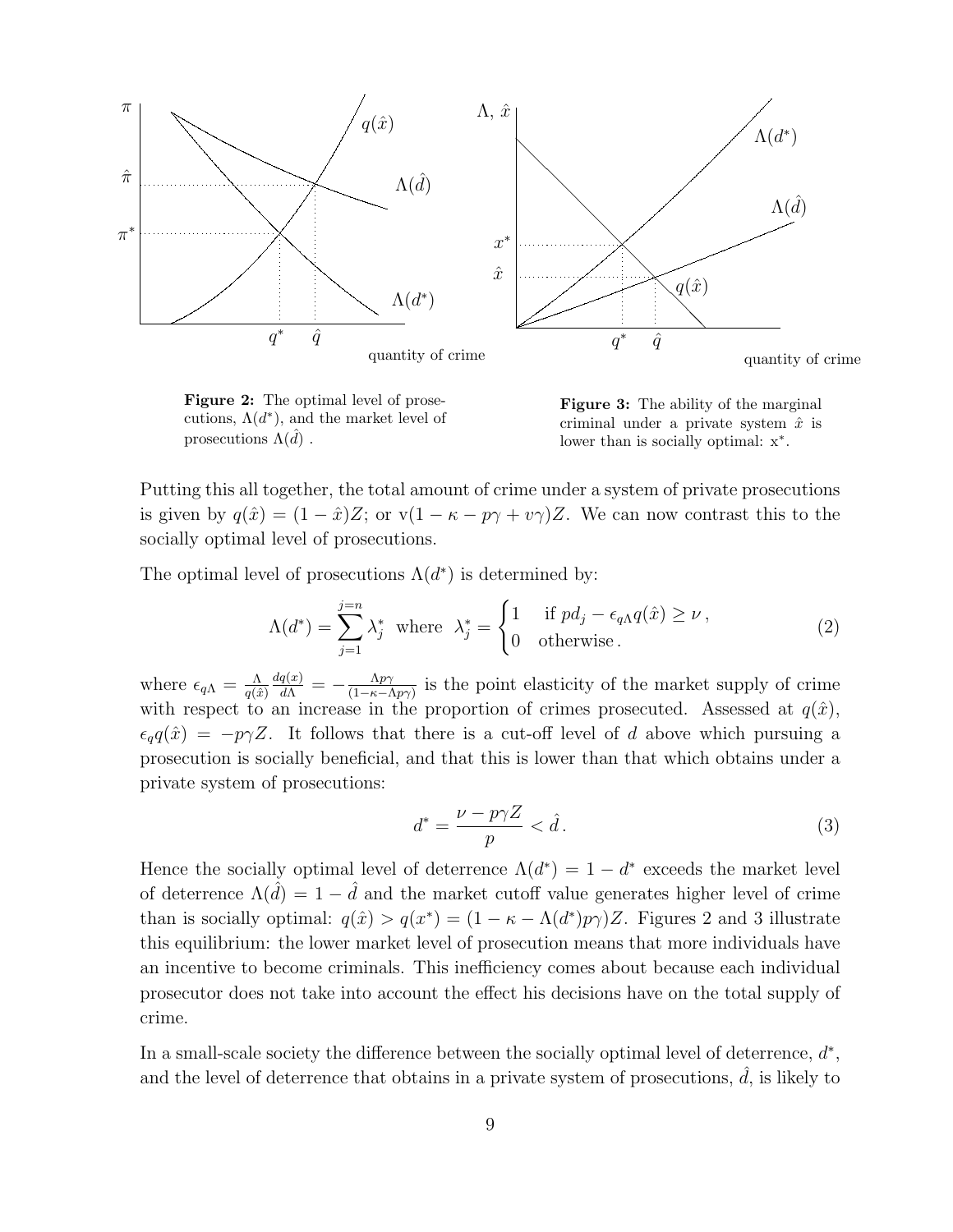**Figure 2:** The optimal level of prosecutions, $\Lambda(d^*)$, and the market level of prosecutions $\Lambda(\hat{d})$ .

**Figure 3:** The ability of the marginal criminal under a private system $\hat{x}$ is lower than is socially optimal: $x^*$.

Putting this all together, the total amount of crime under a system of private prosecutions is given by $q(\hat{x}) = (1 - \hat{x})Z$; or $v(1 - \kappa - p\gamma + v\gamma)Z$. We can now contrast this to the socially optimal level of prosecutions.

The optimal level of prosecutions $\Lambda(d^*)$ is determined by:

$$\Lambda(d^*) = \sum_{j=1}^{j=n} \lambda_j^* \text{ where } \lambda_j^* = \begin{cases} 1 & \text{if } pd_j - \epsilon_{q\Lambda} q(\hat{x}) \geq \nu \,, \\ 0 & \text{otherwise} \,. \end{cases} \tag{2}$$

where $\epsilon_{q\Lambda} = \frac{\Lambda}{q(\hat{x})} \frac{dq(x)}{d\Lambda} = -\frac{\Lambda p\gamma}{(1-\kappa-\Lambda p\gamma)}$ is the point elasticity of the market supply of crime with respect to an increase in the proportion of crimes prosecuted. Assessed at $q(\hat{x})$, $\epsilon_q q(\hat{x}) = -p\gamma Z$. It follows that there is a cut-off level of $d$ above which pursuing a prosecution is socially beneficial, and that this is lower than that which obtains under a private system of prosecutions:

$$d^* = \frac{\nu - p\gamma Z}{p} < \hat{d} \,. \tag{3}$$

Hence the socially optimal level of deterrence $\Lambda(d^*) = 1 - d^*$ exceeds the market level of deterrence $\Lambda(\hat{d}) = 1 - \hat{d}$ and the market cutoff value generates higher level of crime than is socially optimal: $q(\hat{x}) > q(x^*) = (1 - \kappa - \Lambda(d^*)p\gamma)Z$. Figures 2 and 3 illustrate this equilibrium: the lower market level of prosecution means that more individuals have an incentive to become criminals. This inefficiency comes about because each individual prosecutor does not take into account the effect his decisions have on the total supply of crime.

In a small-scale society the difference between the socially optimal level of deterrence, $d^*$, and the level of deterrence that obtains in a private system of prosecutions, $\hat{d}$, is likely to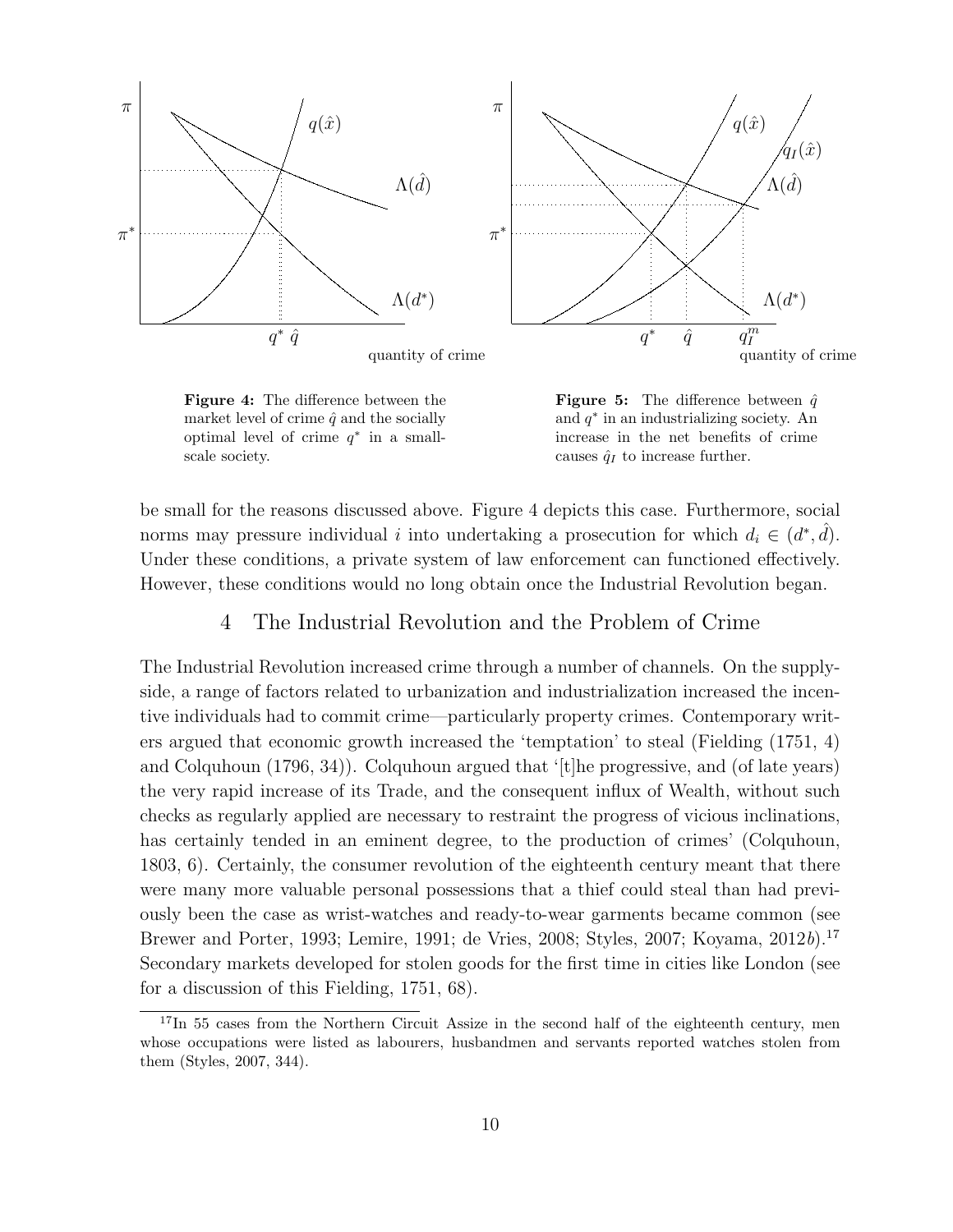**Figure 4:** The difference between the market level of crime $\hat{q}$ and the socially optimal level of crime $q^*$ in a small-scale society.

**Figure 5:** The difference between $\hat{q}$ and $q^*$ in an industrializing society. An increase in the net benefits of crime causes $\hat{q}_I$ to increase further.

be small for the reasons discussed above. Figure 4 depicts this case. Furthermore, social norms may pressure individual $i$ into undertaking a prosecution for which $d_i \in (d^*, \hat{d})$. Under these conditions, a private system of law enforcement can functioned effectively. However, these conditions would no long obtain once the Industrial Revolution began.

## 4 The Industrial Revolution and the Problem of Crime

The Industrial Revolution increased crime through a number of channels. On the supply-side, a range of factors related to urbanization and industrialization increased the incentive individuals had to commit crime—particularly property crimes. Contemporary writers argued that economic growth increased the 'temptation' to steal (Fielding (1751, 4) and Colquhoun (1796, 34)). Colquhoun argued that '[t]he progressive, and (of late years) the very rapid increase of its Trade, and the consequent influx of Wealth, without such checks as regularly applied are necessary to restraint the progress of vicious inclinations, has certainly tended in an eminent degree, to the production of crimes' (Colquhoun, 1803, 6). Certainly, the consumer revolution of the eighteenth century meant that there were many more valuable personal possessions that a thief could steal than had previously been the case as wrist-watches and ready-to-wear garments became common (see Brewer and Porter, 1993; Lemire, 1991; de Vries, 2008; Styles, 2007; Koyama, 2012*b*).[17] Secondary markets developed for stolen goods for the first time in cities like London (see for a discussion of this Fielding, 1751, 68).

[17] In 55 cases from the Northern Circuit Assize in the second half of the eighteenth century, men whose occupations were listed as labourers, husbandmen and servants reported watches stolen from them (Styles, 2007, 344).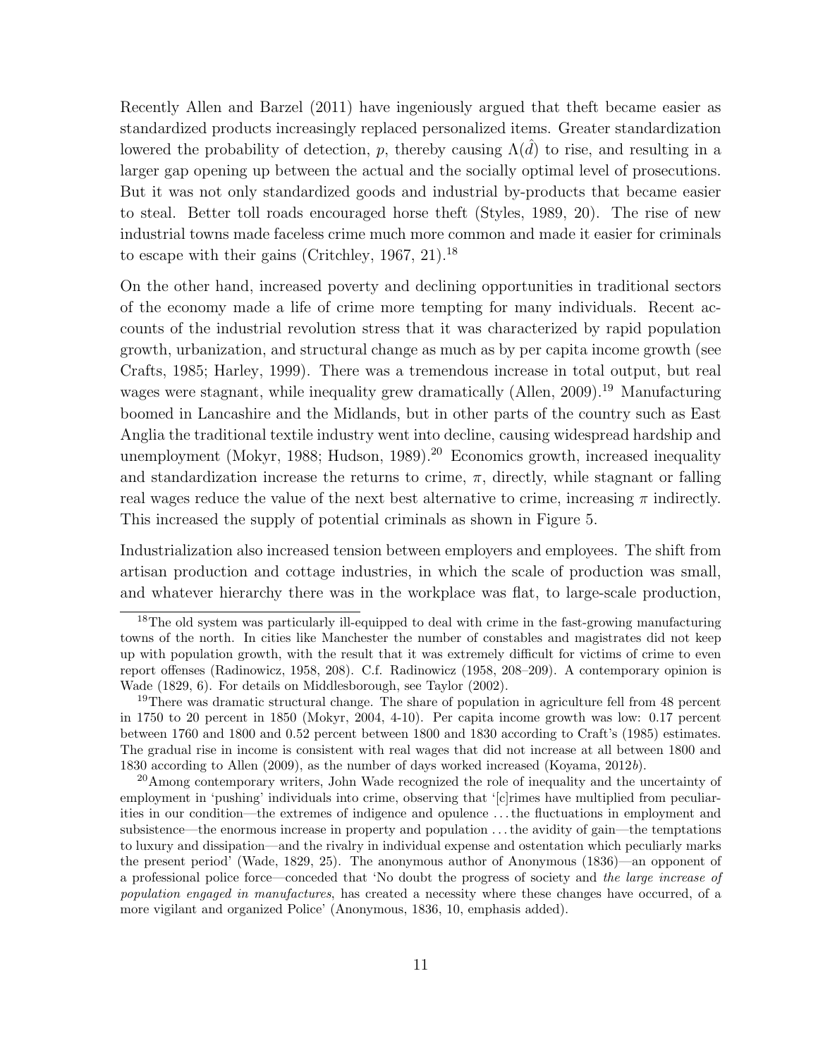Recently Allen and Barzel (2011) have ingeniously argued that theft became easier as standardized products increasingly replaced personalized items. Greater standardization lowered the probability of detection, $p$, thereby causing $\Lambda(\hat{d})$ to rise, and resulting in a larger gap opening up between the actual and the socially optimal level of prosecutions. But it was not only standardized goods and industrial by-products that became easier to steal. Better toll roads encouraged horse theft (Styles, 1989, 20). The rise of new industrial towns made faceless crime much more common and made it easier for criminals to escape with their gains (Critchley, 1967, 21).[18]

On the other hand, increased poverty and declining opportunities in traditional sectors of the economy made a life of crime more tempting for many individuals. Recent accounts of the industrial revolution stress that it was characterized by rapid population growth, urbanization, and structural change as much as by per capita income growth (see Crafts, 1985; Harley, 1999). There was a tremendous increase in total output, but real wages were stagnant, while inequality grew dramatically (Allen, 2009).[19] Manufacturing boomed in Lancashire and the Midlands, but in other parts of the country such as East Anglia the traditional textile industry went into decline, causing widespread hardship and unemployment (Mokyr, 1988; Hudson, 1989).[20] Economics growth, increased inequality and standardization increase the returns to crime, $\pi$, directly, while stagnant or falling real wages reduce the value of the next best alternative to crime, increasing $\pi$ indirectly. This increased the supply of potential criminals as shown in Figure 5.

Industrialization also increased tension between employers and employees. The shift from artisan production and cottage industries, in which the scale of production was small, and whatever hierarchy there was in the workplace was flat, to large-scale production,

---

[18] The old system was particularly ill-equipped to deal with crime in the fast-growing manufacturing towns of the north. In cities like Manchester the number of constables and magistrates did not keep up with population growth, with the result that it was extremely difficult for victims of crime to even report offenses (Radinowicz, 1958, 208). C.f. Radinowicz (1958, 208–209). A contemporary opinion is Wade (1829, 6). For details on Middlesborough, see Taylor (2002).

[19] There was dramatic structural change. The share of population in agriculture fell from 48 percent in 1750 to 20 percent in 1850 (Mokyr, 2004, 4-10). Per capita income growth was low: 0.17 percent between 1760 and 1800 and 0.52 percent between 1800 and 1830 according to Craft's (1985) estimates. The gradual rise in income is consistent with real wages that did not increase at all between 1800 and 1830 according to Allen (2009), as the number of days worked increased (Koyama, 2012*b*).

[20] Among contemporary writers, John Wade recognized the role of inequality and the uncertainty of employment in 'pushing' individuals into crime, observing that '[c]rimes have multiplied from peculiarities in our condition—the extremes of indigence and opulence ...the fluctuations in employment and subsistence—the enormous increase in property and population ...the avidity of gain—the temptations to luxury and dissipation—and the rivalry in individual expense and ostentation which peculiarly marks the present period' (Wade, 1829, 25). The anonymous author of Anonymous (1836)—an opponent of a professional police force—conceded that 'No doubt the progress of society and *the large increase of population engaged in manufactures*, has created a necessity where these changes have occurred, of a more vigilant and organized Police' (Anonymous, 1836, 10, emphasis added).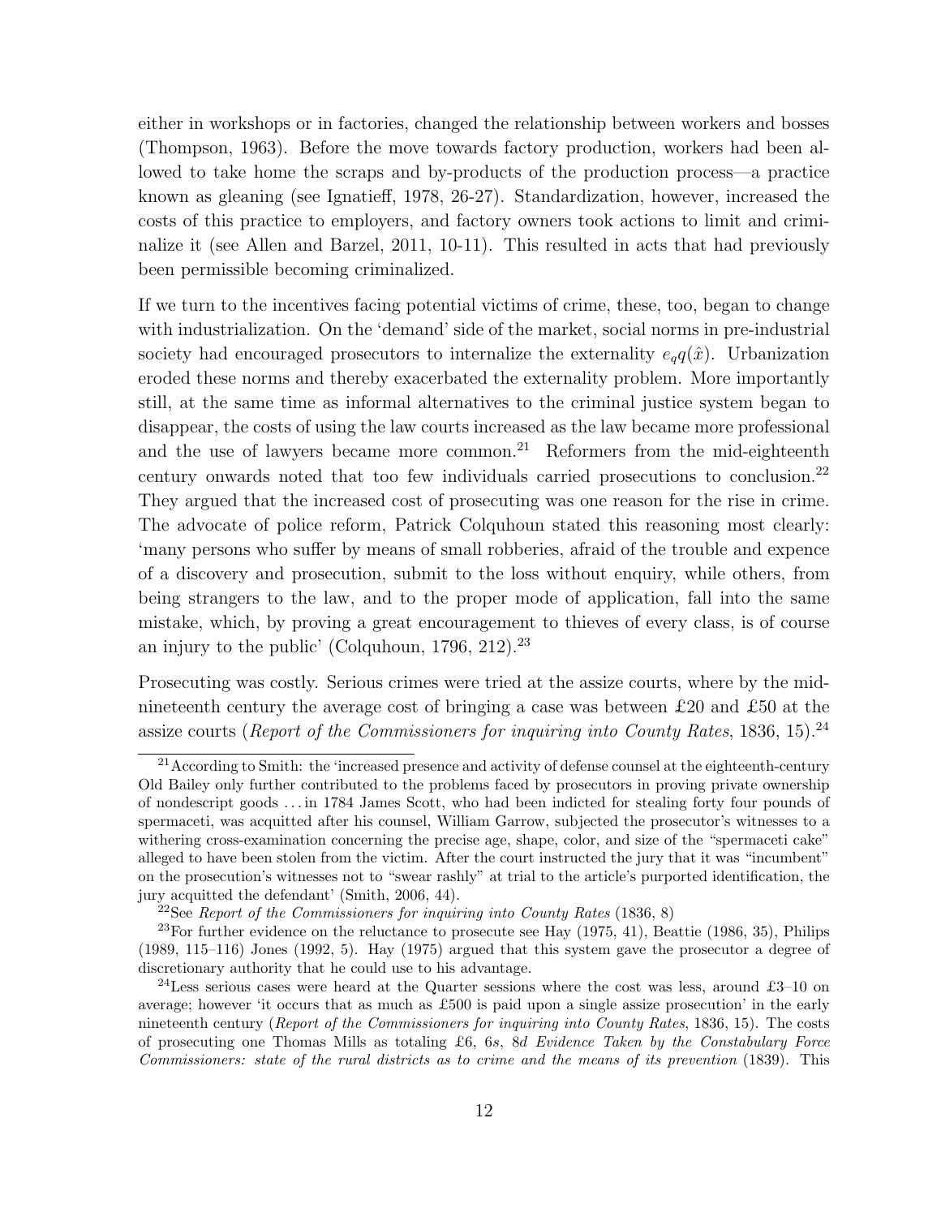either in workshops or in factories, changed the relationship between workers and bosses (Thompson, 1963). Before the move towards factory production, workers had been allowed to take home the scraps and by-products of the production process—a practice known as gleaning (see Ignatieff, 1978, 26-27). Standardization, however, increased the costs of this practice to employers, and factory owners took actions to limit and criminalize it (see Allen and Barzel, 2011, 10-11). This resulted in acts that had previously been permissible becoming criminalized.

If we turn to the incentives facing potential victims of crime, these, too, began to change with industrialization. On the 'demand' side of the market, social norms in pre-industrial society had encouraged prosecutors to internalize the externality $e_q q(\hat{x})$. Urbanization eroded these norms and thereby exacerbated the externality problem. More importantly still, at the same time as informal alternatives to the criminal justice system began to disappear, the costs of using the law courts increased as the law became more professional and the use of lawyers became more common.[21] Reformers from the mid-eighteenth century onwards noted that too few individuals carried prosecutions to conclusion.[22] They argued that the increased cost of prosecuting was one reason for the rise in crime. The advocate of police reform, Patrick Colquhoun stated this reasoning most clearly: 'many persons who suffer by means of small robberies, afraid of the trouble and expence of a discovery and prosecution, submit to the loss without enquiry, while others, from being strangers to the law, and to the proper mode of application, fall into the same mistake, which, by proving a great encouragement to thieves of every class, is of course an injury to the public' (Colquhoun, 1796, 212).[23]

Prosecuting was costly. Serious crimes were tried at the assize courts, where by the mid-nineteenth century the average cost of bringing a case was between £20 and £50 at the assize courts (*Report of the Commissioners for inquiring into County Rates*, 1836, 15).[24]

[21] According to Smith: the 'increased presence and activity of defense counsel at the eighteenth-century Old Bailey only further contributed to the problems faced by prosecutors in proving private ownership of nondescript goods ... in 1784 James Scott, who had been indicted for stealing forty four pounds of spermaceti, was acquitted after his counsel, William Garrow, subjected the prosecutor's witnesses to a withering cross-examination concerning the precise age, shape, color, and size of the "spermaceti cake" alleged to have been stolen from the victim. After the court instructed the jury that it was "incumbent" on the prosecution's witnesses not to "swear rashly" at trial to the article's purported identification, the jury acquitted the defendant' (Smith, 2006, 44).

[22] See *Report of the Commissioners for inquiring into County Rates* (1836, 8)

[23] For further evidence on the reluctance to prosecute see Hay (1975, 41), Beattie (1986, 35), Philips (1989, 115–116) Jones (1992, 5). Hay (1975) argued that this system gave the prosecutor a degree of discretionary authority that he could use to his advantage.

[24] Less serious cases were heard at the Quarter sessions where the cost was less, around £3–10 on average; however 'it occurs that as much as £500 is paid upon a single assize prosecution' in the early nineteenth century (*Report of the Commissioners for inquiring into County Rates*, 1836, 15). The costs of prosecuting one Thomas Mills as totaling £6, 6*s*, 8*d* *Evidence Taken by the Constabulary Force Commissioners: state of the rural districts as to crime and the means of its prevention* (1839). This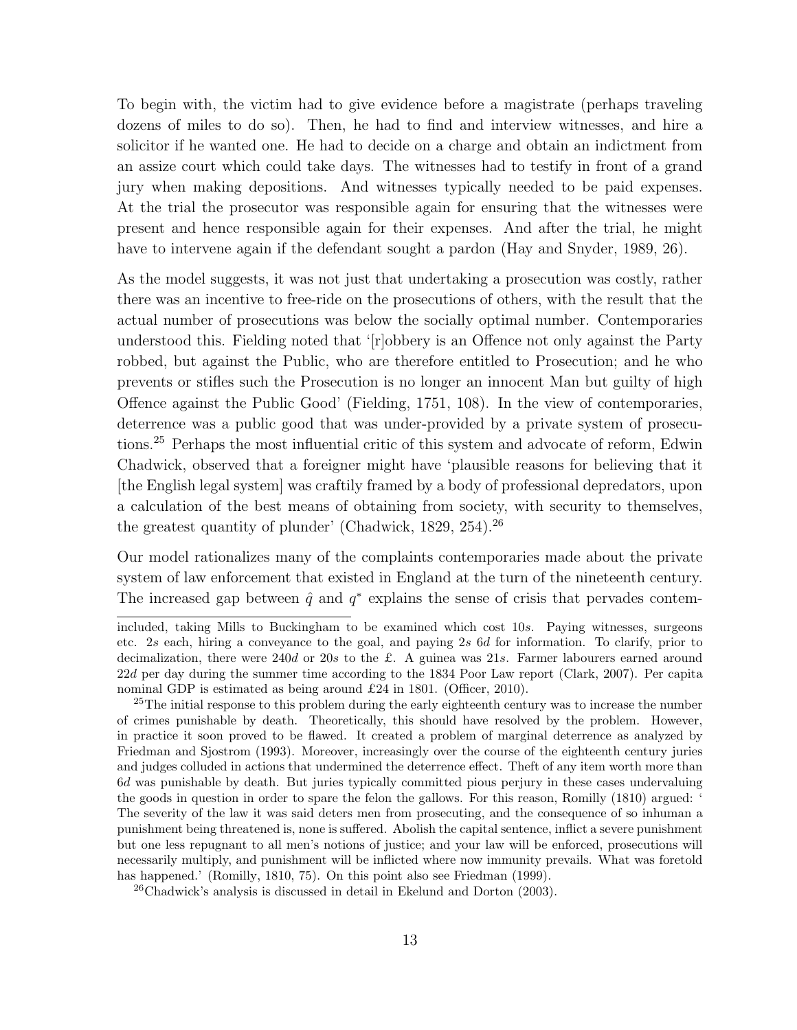To begin with, the victim had to give evidence before a magistrate (perhaps traveling dozens of miles to do so). Then, he had to find and interview witnesses, and hire a solicitor if he wanted one. He had to decide on a charge and obtain an indictment from an assize court which could take days. The witnesses had to testify in front of a grand jury when making depositions. And witnesses typically needed to be paid expenses. At the trial the prosecutor was responsible again for ensuring that the witnesses were present and hence responsible again for their expenses. And after the trial, he might have to intervene again if the defendant sought a pardon (Hay and Snyder, 1989, 26).

As the model suggests, it was not just that undertaking a prosecution was costly, rather there was an incentive to free-ride on the prosecutions of others, with the result that the actual number of prosecutions was below the socially optimal number. Contemporaries understood this. Fielding noted that '[r]obbery is an Offence not only against the Party robbed, but against the Public, who are therefore entitled to Prosecution; and he who prevents or stifles such the Prosecution is no longer an innocent Man but guilty of high Offence against the Public Good' (Fielding, 1751, 108). In the view of contemporaries, deterrence was a public good that was under-provided by a private system of prosecutions.[25] Perhaps the most influential critic of this system and advocate of reform, Edwin Chadwick, observed that a foreigner might have 'plausible reasons for believing that it [the English legal system] was craftily framed by a body of professional depredators, upon a calculation of the best means of obtaining from society, with security to themselves, the greatest quantity of plunder' (Chadwick, 1829, 254).[26]

Our model rationalizes many of the complaints contemporaries made about the private system of law enforcement that existed in England at the turn of the nineteenth century. The increased gap between $\hat{q}$ and $q^*$ explains the sense of crisis that pervades contem-

---

included, taking Mills to Buckingham to be examined which cost 10*s*. Paying witnesses, surgeons etc. 2*s* each, hiring a conveyance to the goal, and paying 2*s* 6*d* for information. To clarify, prior to decimalization, there were 240*d* or 20*s* to the £. A guinea was 21*s*. Farmer labourers earned around 22*d* per day during the summer time according to the 1834 Poor Law report (Clark, 2007). Per capita nominal GDP is estimated as being around £24 in 1801. (Officer, 2010).

[25] The initial response to this problem during the early eighteenth century was to increase the number of crimes punishable by death. Theoretically, this should have resolved by the problem. However, in practice it soon proved to be flawed. It created a problem of marginal deterrence as analyzed by Friedman and Sjostrom (1993). Moreover, increasingly over the course of the eighteenth century juries and judges colluded in actions that undermined the deterrence effect. Theft of any item worth more than 6*d* was punishable by death. But juries typically committed pious perjury in these cases undervaluing the goods in question in order to spare the felon the gallows. For this reason, Romilly (1810) argued: ' The severity of the law it was said deters men from prosecuting, and the consequence of so inhuman a punishment being threatened is, none is suffered. Abolish the capital sentence, inflict a severe punishment but one less repugnant to all men's notions of justice; and your law will be enforced, prosecutions will necessarily multiply, and punishment will be inflicted where now immunity prevails. What was foretold has happened.' (Romilly, 1810, 75). On this point also see Friedman (1999).

[26] Chadwick's analysis is discussed in detail in Ekelund and Dorton (2003).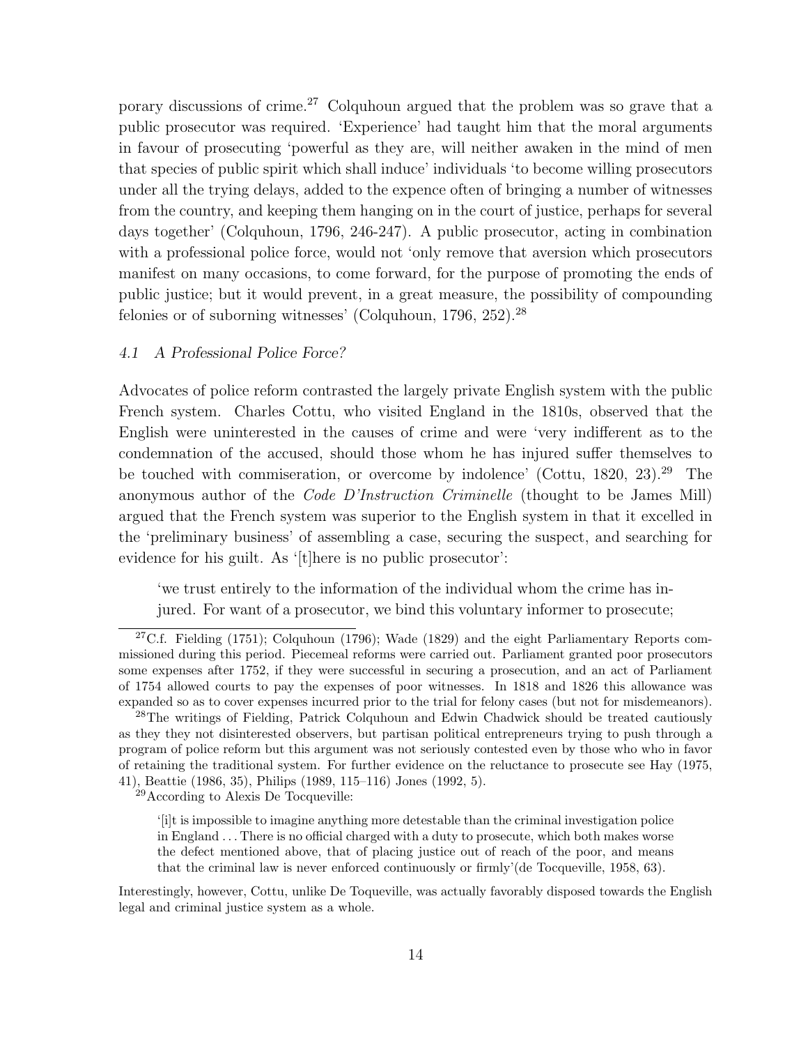porary discussions of crime.[27] Colquhoun argued that the problem was so grave that a public prosecutor was required. 'Experience' had taught him that the moral arguments in favour of prosecuting 'powerful as they are, will neither awaken in the mind of men that species of public spirit which shall induce' individuals 'to become willing prosecutors under all the trying delays, added to the expence often of bringing a number of witnesses from the country, and keeping them hanging on in the court of justice, perhaps for several days together' (Colquhoun, 1796, 246-247). A public prosecutor, acting in combination with a professional police force, would not 'only remove that aversion which prosecutors manifest on many occasions, to come forward, for the purpose of promoting the ends of public justice; but it would prevent, in a great measure, the possibility of compounding felonies or of suborning witnesses' (Colquhoun, 1796, 252).[28]

### *4.1 A Professional Police Force?*

Advocates of police reform contrasted the largely private English system with the public French system. Charles Cottu, who visited England in the 1810s, observed that the English were uninterested in the causes of crime and were 'very indifferent as to the condemnation of the accused, should those whom he has injured suffer themselves to be touched with commiseration, or overcome by indolence' (Cottu, 1820, 23).[29] The anonymous author of the *Code D'Instruction Criminelle* (thought to be James Mill) argued that the French system was superior to the English system in that it excelled in the 'preliminary business' of assembling a case, securing the suspect, and searching for evidence for his guilt. As '[t]here is no public prosecutor':

> 'we trust entirely to the information of the individual whom the crime has injured. For want of a prosecutor, we bind this voluntary informer to prosecute;

---

[27] C.f. Fielding (1751); Colquhoun (1796); Wade (1829) and the eight Parliamentary Reports commissioned during this period. Piecemeal reforms were carried out. Parliament granted poor prosecutors some expenses after 1752, if they were successful in securing a prosecution, and an act of Parliament of 1754 allowed courts to pay the expenses of poor witnesses. In 1818 and 1826 this allowance was expanded so as to cover expenses incurred prior to the trial for felony cases (but not for misdemeanors).

[28] The writings of Fielding, Patrick Colquhoun and Edwin Chadwick should be treated cautiously as they they not disinterested observers, but partisan political entrepreneurs trying to push through a program of police reform but this argument was not seriously contested even by those who who in favor of retaining the traditional system. For further evidence on the reluctance to prosecute see Hay (1975, 41), Beattie (1986, 35), Philips (1989, 115–116) Jones (1992, 5).

[29] According to Alexis De Tocqueville:

> '[i]t is impossible to imagine anything more detestable than the criminal investigation police in England . . . There is no official charged with a duty to prosecute, which both makes worse the defect mentioned above, that of placing justice out of reach of the poor, and means that the criminal law is never enforced continuously or firmly'(de Tocqueville, 1958, 63).

Interestingly, however, Cottu, unlike De Toqueville, was actually favorably disposed towards the English legal and criminal justice system as a whole.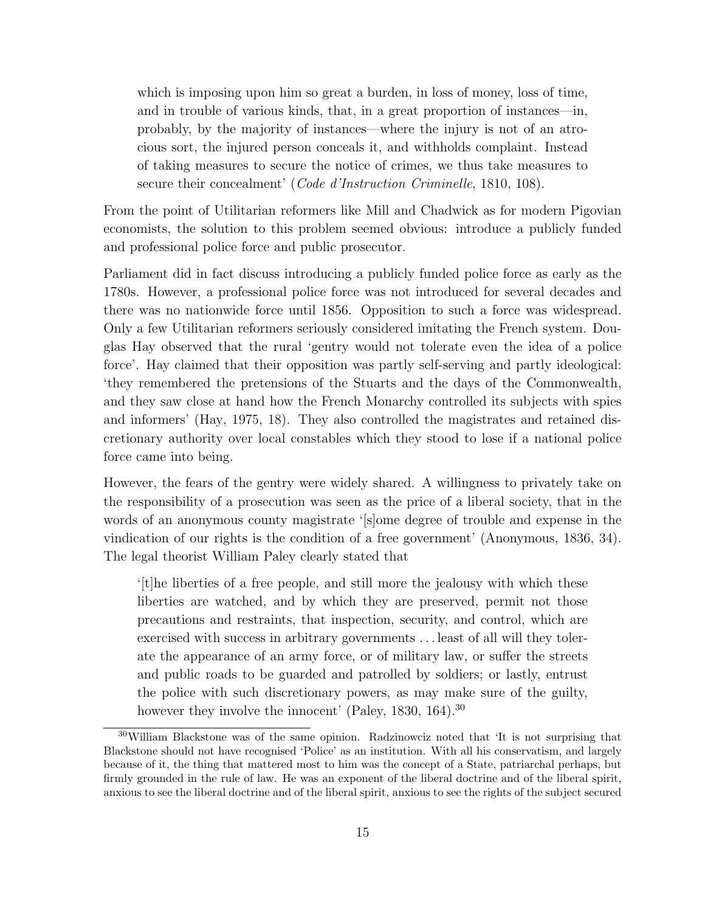> which is imposing upon him so great a burden, in loss of money, loss of time, and in trouble of various kinds, that, in a great proportion of instances—in, probably, by the majority of instances—where the injury is not of an atrocious sort, the injured person conceals it, and withholds complaint. Instead of taking measures to secure the notice of crimes, we thus take measures to secure their concealment' (*Code d'Instruction Criminelle*, 1810, 108).

From the point of Utilitarian reformers like Mill and Chadwick as for modern Pigovian economists, the solution to this problem seemed obvious: introduce a publicly funded and professional police force and public prosecutor.

Parliament did in fact discuss introducing a publicly funded police force as early as the 1780s. However, a professional police force was not introduced for several decades and there was no nationwide force until 1856. Opposition to such a force was widespread. Only a few Utilitarian reformers seriously considered imitating the French system. Douglas Hay observed that the rural 'gentry would not tolerate even the idea of a police force'. Hay claimed that their opposition was partly self-serving and partly ideological: 'they remembered the pretensions of the Stuarts and the days of the Commonwealth, and they saw close at hand how the French Monarchy controlled its subjects with spies and informers' (Hay, 1975, 18). They also controlled the magistrates and retained discretionary authority over local constables which they stood to lose if a national police force came into being.

However, the fears of the gentry were widely shared. A willingness to privately take on the responsibility of a prosecution was seen as the price of a liberal society, that in the words of an anonymous county magistrate '[s]ome degree of trouble and expense in the vindication of our rights is the condition of a free government' (Anonymous, 1836, 34). The legal theorist William Paley clearly stated that

> '[t]he liberties of a free people, and still more the jealousy with which these liberties are watched, and by which they are preserved, permit not those precautions and restraints, that inspection, security, and control, which are exercised with success in arbitrary governments ... least of all will they tolerate the appearance of an army force, or of military law, or suffer the streets and public roads to be guarded and patrolled by soldiers; or lastly, entrust the police with such discretionary powers, as may make sure of the guilty, however they involve the innocent' (Paley, 1830, 164).[30]

[30] William Blackstone was of the same opinion. Radzinowciz noted that 'It is not surprising that Blackstone should not have recognised 'Police' as an institution. With all his conservatism, and largely because of it, the thing that mattered most to him was the concept of a State, patriarchal perhaps, but firmly grounded in the rule of law. He was an exponent of the liberal doctrine and of the liberal spirit, anxious to see the liberal doctrine and of the liberal spirit, anxious to see the rights of the subject secured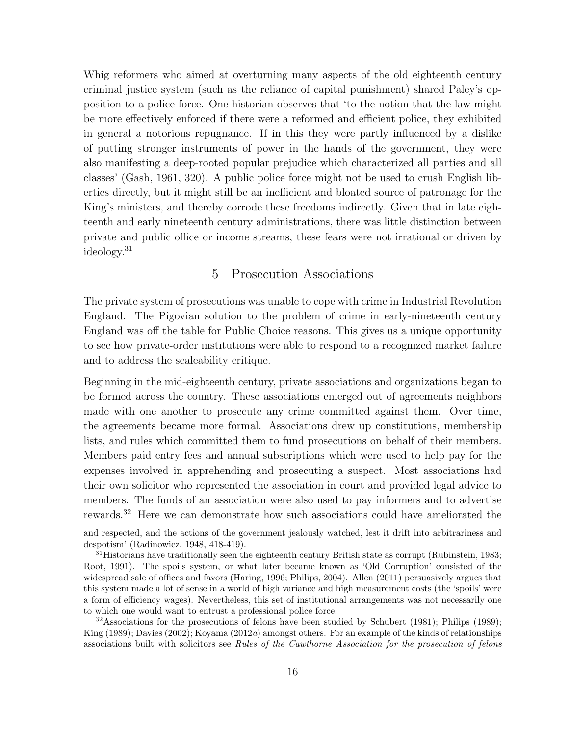Whig reformers who aimed at overturning many aspects of the old eighteenth century criminal justice system (such as the reliance of capital punishment) shared Paley's opposition to a police force. One historian observes that 'to the notion that the law might be more effectively enforced if there were a reformed and efficient police, they exhibited in general a notorious repugnance. If in this they were partly influenced by a dislike of putting stronger instruments of power in the hands of the government, they were also manifesting a deep-rooted popular prejudice which characterized all parties and all classes' (Gash, 1961, 320). A public police force might not be used to crush English liberties directly, but it might still be an inefficient and bloated source of patronage for the King's ministers, and thereby corrode these freedoms indirectly. Given that in late eighteenth and early nineteenth century administrations, there was little distinction between private and public office or income streams, these fears were not irrational or driven by ideology.[31]

## 5 Prosecution Associations

The private system of prosecutions was unable to cope with crime in Industrial Revolution England. The Pigovian solution to the problem of crime in early-nineteenth century England was off the table for Public Choice reasons. This gives us a unique opportunity to see how private-order institutions were able to respond to a recognized market failure and to address the scaleability critique.

Beginning in the mid-eighteenth century, private associations and organizations began to be formed across the country. These associations emerged out of agreements neighbors made with one another to prosecute any crime committed against them. Over time, the agreements became more formal. Associations drew up constitutions, membership lists, and rules which committed them to fund prosecutions on behalf of their members. Members paid entry fees and annual subscriptions which were used to help pay for the expenses involved in apprehending and prosecuting a suspect. Most associations had their own solicitor who represented the association in court and provided legal advice to members. The funds of an association were also used to pay informers and to advertise rewards.[32] Here we can demonstrate how such associations could have ameliorated the

---

and respected, and the actions of the government jealously watched, lest it drift into arbitrariness and despotism' (Radinowicz, 1948, 418-419).

[31] Historians have traditionally seen the eighteenth century British state as corrupt (Rubinstein, 1983; Root, 1991). The spoils system, or what later became known as 'Old Corruption' consisted of the widespread sale of offices and favors (Haring, 1996; Philips, 2004). Allen (2011) persuasively argues that this system made a lot of sense in a world of high variance and high measurement costs (the 'spoils' were a form of efficiency wages). Nevertheless, this set of institutional arrangements was not necessarily one to which one would want to entrust a professional police force.

[32] Associations for the prosecutions of felons have been studied by Schubert (1981); Philips (1989); King (1989); Davies (2002); Koyama (2012*a*) amongst others. For an example of the kinds of relationships associations built with solicitors see *Rules of the Cawthorne Association for the prosecution of felons*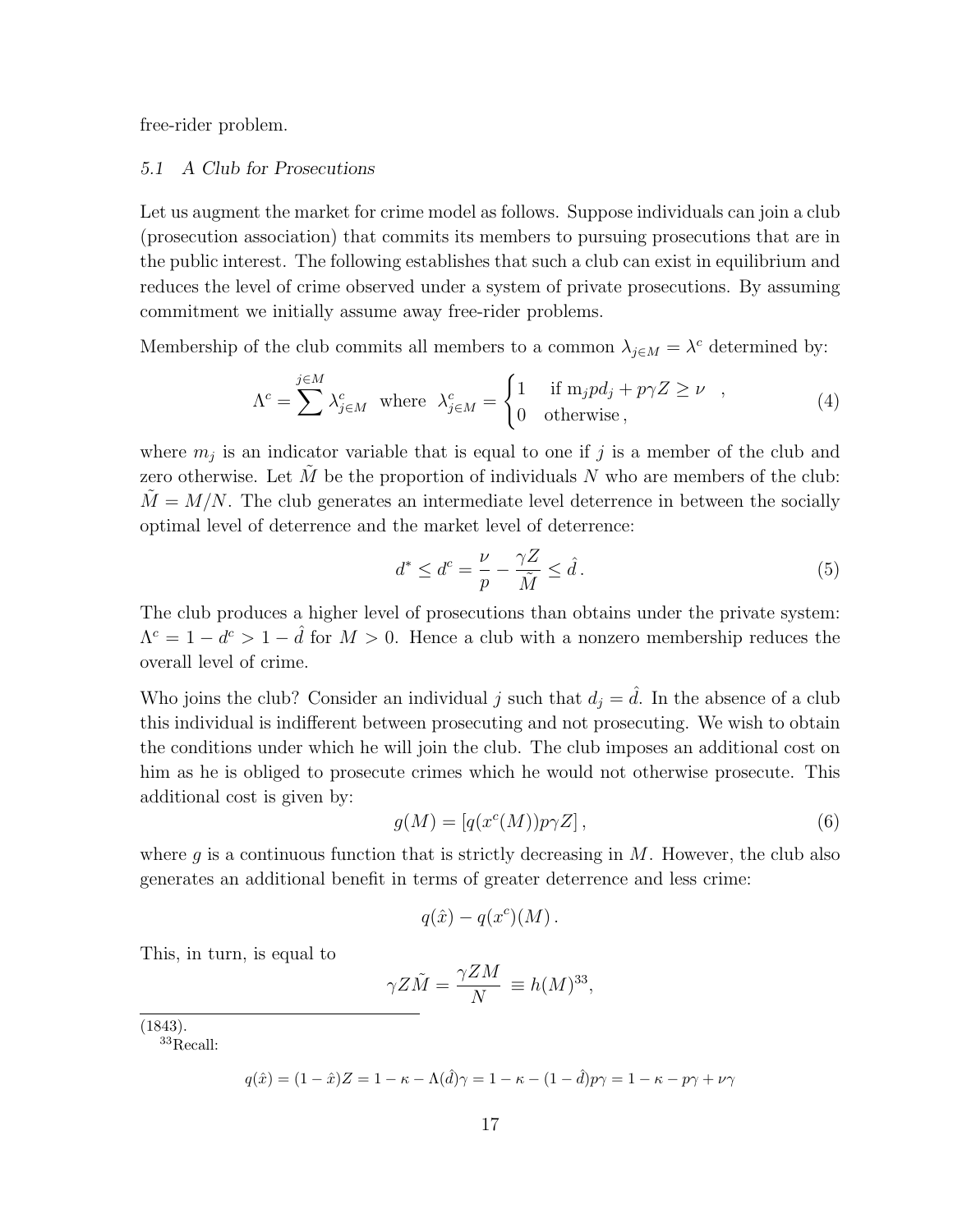free-rider problem.

### *5.1 A Club for Prosecutions*

Let us augment the market for crime model as follows. Suppose individuals can join a club (prosecution association) that commits its members to pursuing prosecutions that are in the public interest. The following establishes that such a club can exist in equilibrium and reduces the level of crime observed under a system of private prosecutions. By assuming commitment we initially assume away free-rider problems.

Membership of the club commits all members to a common $\lambda_{j\in M} = \lambda^c$ determined by:

$$\Lambda^c = \sum^{j\in M} \lambda^c_{j\in M} \quad \text{where} \quad \lambda^c_{j\in M} = \begin{cases} 1 & \text{if } \mathrm{m}_j p d_j + p\gamma Z \geq \nu \\ 0 & \text{otherwise}, \end{cases} \tag{4}$$

where $m_j$ is an indicator variable that is equal to one if $j$ is a member of the club and zero otherwise. Let $\tilde{M}$ be the proportion of individuals $N$ who are members of the club: $\tilde{M} = M/N$. The club generates an intermediate level deterrence in between the socially optimal level of deterrence and the market level of deterrence:

$$d^* \leq d^c = \frac{\nu}{p} - \frac{\gamma Z}{\tilde{M}} \leq \hat{d}\,. \tag{5}$$

The club produces a higher level of prosecutions than obtains under the private system: $\Lambda^c = 1 - d^c > 1 - \hat{d}$ for $M > 0$. Hence a club with a nonzero membership reduces the overall level of crime.

Who joins the club? Consider an individual $j$ such that $d_j = \hat{d}$. In the absence of a club this individual is indifferent between prosecuting and not prosecuting. We wish to obtain the conditions under which he will join the club. The club imposes an additional cost on him as he is obliged to prosecute crimes which he would not otherwise prosecute. This additional cost is given by:

$$g(M) = [q(x^c(M))p\gamma Z]\,, \tag{6}$$

where $g$ is a continuous function that is strictly decreasing in $M$. However, the club also generates an additional benefit in terms of greater deterrence and less crime:

$$q(\hat{x}) - q(x^c)(M)\,.$$

This, in turn, is equal to

$$\gamma Z\tilde{M} = \frac{\gamma Z M}{N} \equiv h(M)^{33},$$

(1843).

[33]Recall:

$$q(\hat{x}) = (1-\hat{x})Z = 1 - \kappa - \Lambda(\hat{d})\gamma = 1 - \kappa - (1-\hat{d})p\gamma = 1 - \kappa - p\gamma + \nu\gamma$$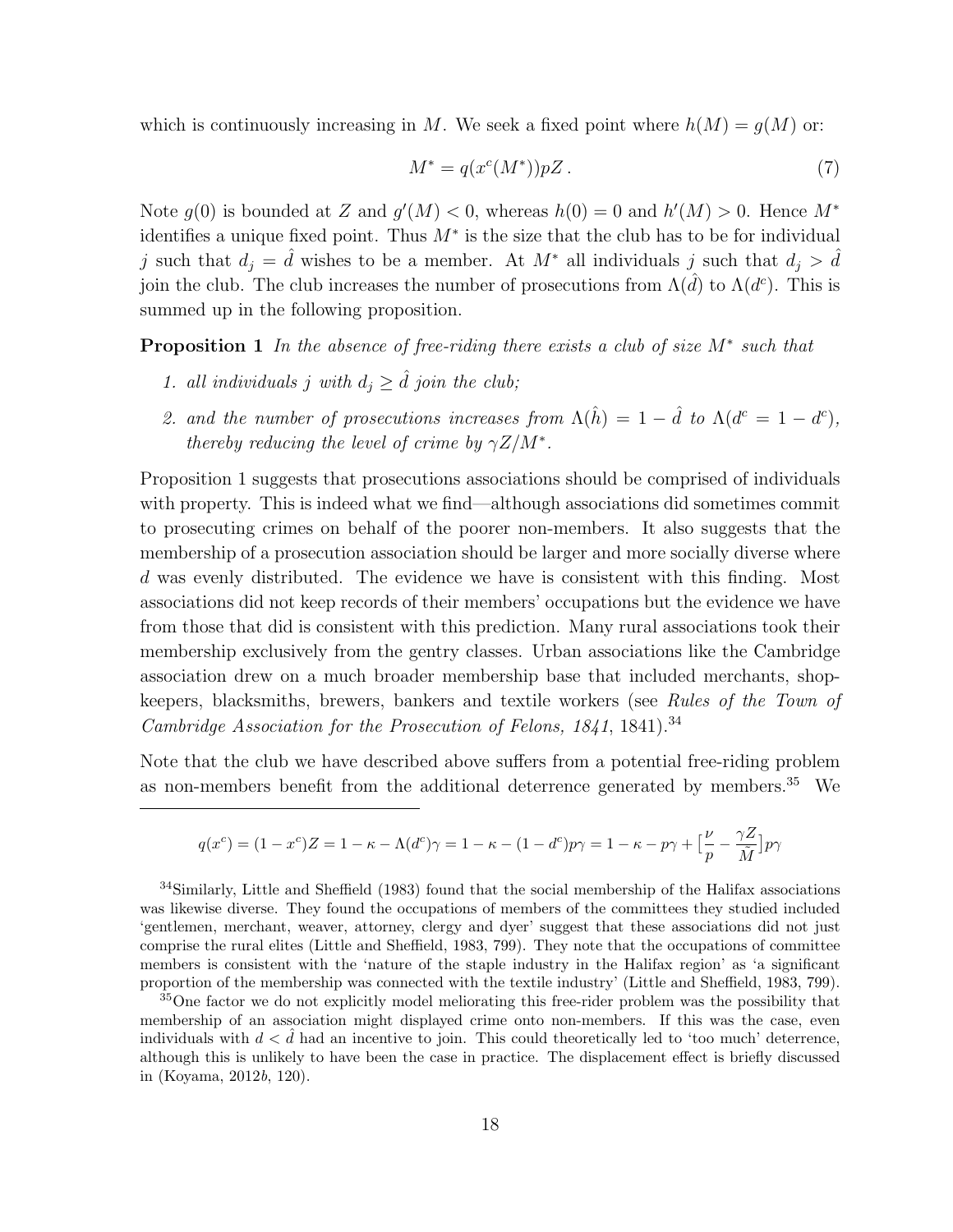which is continuously increasing in $M$. We seek a fixed point where $h(M) = g(M)$ or:

$$M^* = q(x^c(M^*))pZ\,. \tag{7}$$

Note $g(0)$ is bounded at $Z$ and $g'(M) < 0$, whereas $h(0) = 0$ and $h'(M) > 0$. Hence $M^*$ identifies a unique fixed point. Thus $M^*$ is the size that the club has to be for individual $j$ such that $d_j = \hat{d}$ wishes to be a member. At $M^*$ all individuals $j$ such that $d_j > \hat{d}$ join the club. The club increases the number of prosecutions from $\Lambda(\hat{d})$ to $\Lambda(d^c)$. This is summed up in the following proposition.

**Proposition 1** *In the absence of free-riding there exists a club of size $M^*$ such that*

1. *all individuals $j$ with $d_j \geq \hat{d}$ join the club;*
2. *and the number of prosecutions increases from $\Lambda(\hat{h}) = 1 - \hat{d}$ to $\Lambda(d^c = 1 - d^c)$, thereby reducing the level of crime by $\gamma Z/M^*$.*

Proposition 1 suggests that prosecutions associations should be comprised of individuals with property. This is indeed what we find—although associations did sometimes commit to prosecuting crimes on behalf of the poorer non-members. It also suggests that the membership of a prosecution association should be larger and more socially diverse where $d$ was evenly distributed. The evidence we have is consistent with this finding. Most associations did not keep records of their members' occupations but the evidence we have from those that did is consistent with this prediction. Many rural associations took their membership exclusively from the gentry classes. Urban associations like the Cambridge association drew on a much broader membership base that included merchants, shopkeepers, blacksmiths, brewers, bankers and textile workers (see *Rules of the Town of Cambridge Association for the Prosecution of Felons, 1841*, 1841).[34]

Note that the club we have described above suffers from a potential free-riding problem as non-members benefit from the additional deterrence generated by members.[35] We

---

$$q(x^c) = (1 - x^c)Z = 1 - \kappa - \Lambda(d^c)\gamma = 1 - \kappa - (1 - d^c)p\gamma = 1 - \kappa - p\gamma + \left[\frac{\nu}{p} - \frac{\gamma Z}{\tilde{M}}\right]p\gamma$$

[34] Similarly, Little and Sheffield (1983) found that the social membership of the Halifax associations was likewise diverse. They found the occupations of members of the committees they studied included 'gentlemen, merchant, weaver, attorney, clergy and dyer' suggest that these associations did not just comprise the rural elites (Little and Sheffield, 1983, 799). They note that the occupations of committee members is consistent with the 'nature of the staple industry in the Halifax region' as 'a significant proportion of the membership was connected with the textile industry' (Little and Sheffield, 1983, 799).

[35] One factor we do not explicitly model meliorating this free-rider problem was the possibility that membership of an association might displayed crime onto non-members. If this was the case, even individuals with $d < \hat{d}$ had an incentive to join. This could theoretically led to 'too much' deterrence, although this is unlikely to have been the case in practice. The displacement effect is briefly discussed in (Koyama, 2012*b*, 120).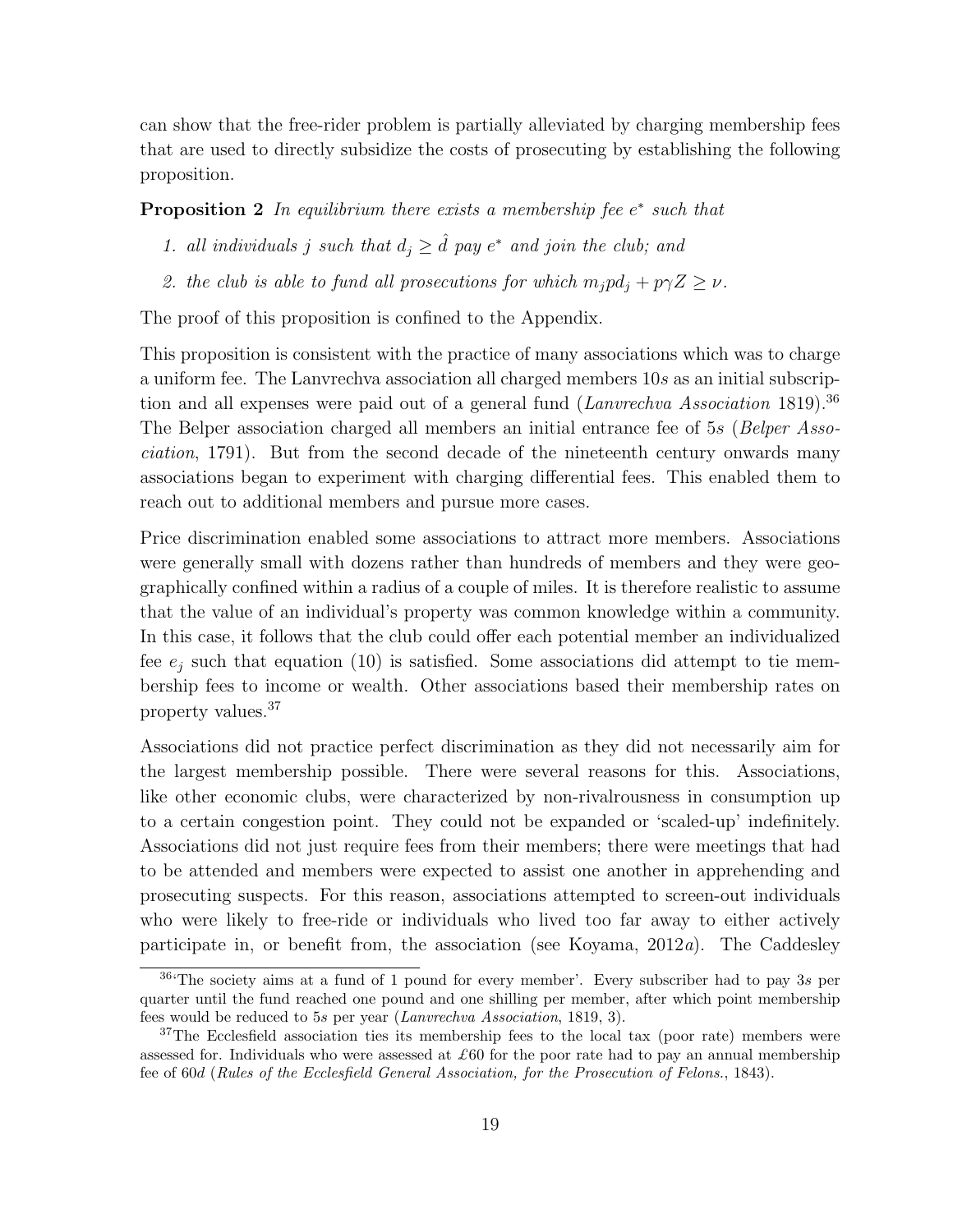can show that the free-rider problem is partially alleviated by charging membership fees that are used to directly subsidize the costs of prosecuting by establishing the following proposition.

**Proposition 2** *In equilibrium there exists a membership fee $e^*$ such that*

1. *all individuals $j$ such that $d_j \geq \hat{d}$ pay $e^*$ and join the club; and*
2. *the club is able to fund all prosecutions for which $m_j p d_j + p\gamma Z \geq \nu$.*

The proof of this proposition is confined to the Appendix.

This proposition is consistent with the practice of many associations which was to charge a uniform fee. The Lanvrechva association all charged members 10*s* as an initial subscription and all expenses were paid out of a general fund (*Lanvrechva Association* 1819).[36] The Belper association charged all members an initial entrance fee of 5*s* (*Belper Association*, 1791). But from the second decade of the nineteenth century onwards many associations began to experiment with charging differential fees. This enabled them to reach out to additional members and pursue more cases.

Price discrimination enabled some associations to attract more members. Associations were generally small with dozens rather than hundreds of members and they were geographically confined within a radius of a couple of miles. It is therefore realistic to assume that the value of an individual's property was common knowledge within a community. In this case, it follows that the club could offer each potential member an individualized fee $e_j$ such that equation (10) is satisfied. Some associations did attempt to tie membership fees to income or wealth. Other associations based their membership rates on property values.[37]

Associations did not practice perfect discrimination as they did not necessarily aim for the largest membership possible. There were several reasons for this. Associations, like other economic clubs, were characterized by non-rivalrousness in consumption up to a certain congestion point. They could not be expanded or 'scaled-up' indefinitely. Associations did not just require fees from their members; there were meetings that had to be attended and members were expected to assist one another in apprehending and prosecuting suspects. For this reason, associations attempted to screen-out individuals who were likely to free-ride or individuals who lived too far away to either actively participate in, or benefit from, the association (see Koyama, 2012*a*). The Caddesley

[36] 'The society aims at a fund of 1 pound for every member'. Every subscriber had to pay 3*s* per quarter until the fund reached one pound and one shilling per member, after which point membership fees would be reduced to 5*s* per year (*Lanvrechva Association*, 1819, 3).

[37] The Ecclesfield association ties its membership fees to the local tax (poor rate) members were assessed for. Individuals who were assessed at £60 for the poor rate had to pay an annual membership fee of 60*d* (*Rules of the Ecclesfield General Association, for the Prosecution of Felons.*, 1843).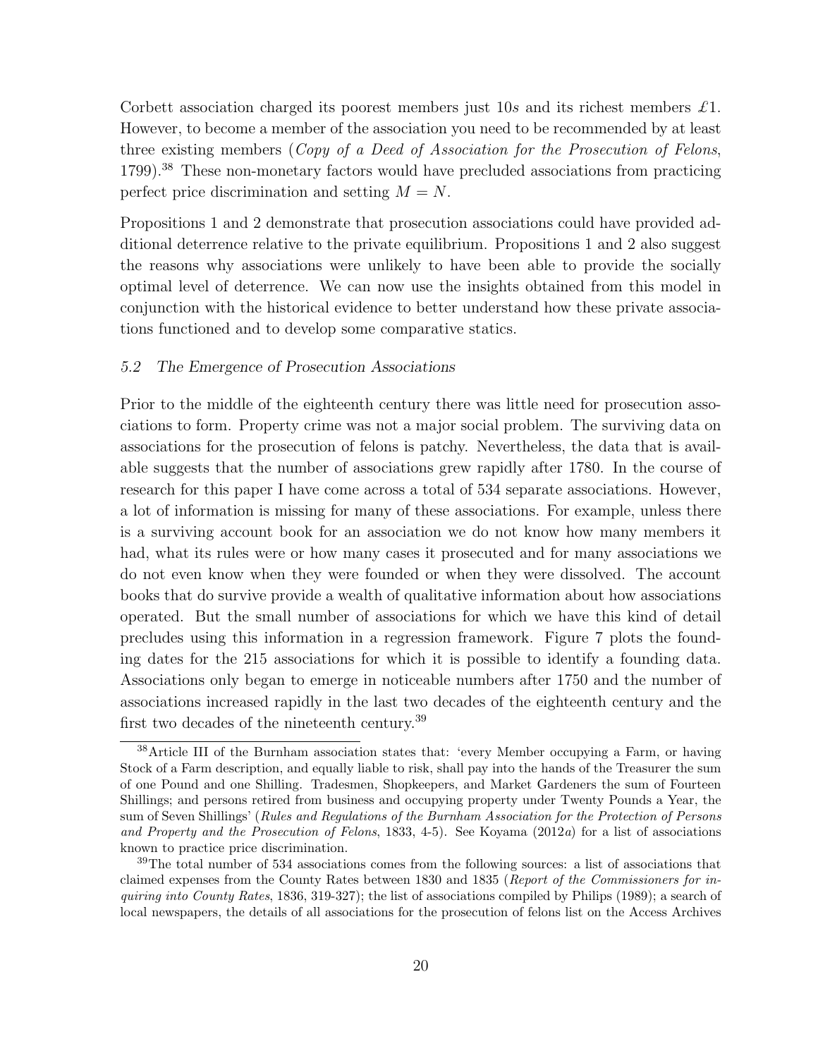Corbett association charged its poorest members just 10*s* and its richest members £1. However, to become a member of the association you need to be recommended by at least three existing members (*Copy of a Deed of Association for the Prosecution of Felons*, 1799).[38] These non-monetary factors would have precluded associations from practicing perfect price discrimination and setting $M = N$.

Propositions 1 and 2 demonstrate that prosecution associations could have provided additional deterrence relative to the private equilibrium. Propositions 1 and 2 also suggest the reasons why associations were unlikely to have been able to provide the socially optimal level of deterrence. We can now use the insights obtained from this model in conjunction with the historical evidence to better understand how these private associations functioned and to develop some comparative statics.

### *5.2 The Emergence of Prosecution Associations*

Prior to the middle of the eighteenth century there was little need for prosecution associations to form. Property crime was not a major social problem. The surviving data on associations for the prosecution of felons is patchy. Nevertheless, the data that is available suggests that the number of associations grew rapidly after 1780. In the course of research for this paper I have come across a total of 534 separate associations. However, a lot of information is missing for many of these associations. For example, unless there is a surviving account book for an association we do not know how many members it had, what its rules were or how many cases it prosecuted and for many associations we do not even know when they were founded or when they were dissolved. The account books that do survive provide a wealth of qualitative information about how associations operated. But the small number of associations for which we have this kind of detail precludes using this information in a regression framework. Figure 7 plots the founding dates for the 215 associations for which it is possible to identify a founding data. Associations only began to emerge in noticeable numbers after 1750 and the number of associations increased rapidly in the last two decades of the eighteenth century and the first two decades of the nineteenth century.[39]

---

[38] Article III of the Burnham association states that: 'every Member occupying a Farm, or having Stock of a Farm description, and equally liable to risk, shall pay into the hands of the Treasurer the sum of one Pound and one Shilling. Tradesmen, Shopkeepers, and Market Gardeners the sum of Fourteen Shillings; and persons retired from business and occupying property under Twenty Pounds a Year, the sum of Seven Shillings' (*Rules and Regulations of the Burnham Association for the Protection of Persons and Property and the Prosecution of Felons*, 1833, 4-5). See Koyama (2012*a*) for a list of associations known to practice price discrimination.

[39] The total number of 534 associations comes from the following sources: a list of associations that claimed expenses from the County Rates between 1830 and 1835 (*Report of the Commissioners for inquiring into County Rates*, 1836, 319-327); the list of associations compiled by Philips (1989); a search of local newspapers, the details of all associations for the prosecution of felons list on the Access Archives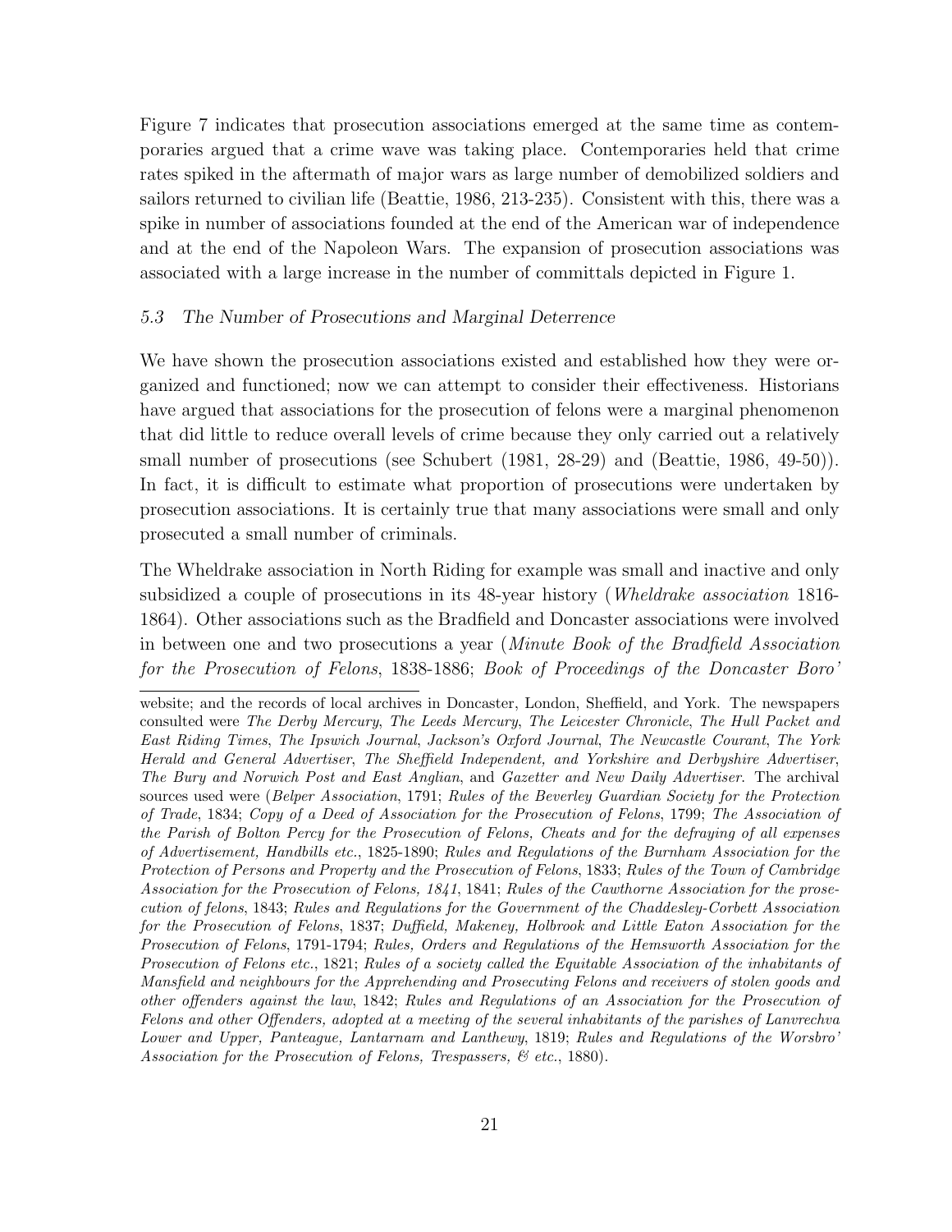Figure 7 indicates that prosecution associations emerged at the same time as contemporaries argued that a crime wave was taking place. Contemporaries held that crime rates spiked in the aftermath of major wars as large number of demobilized soldiers and sailors returned to civilian life (Beattie, 1986, 213-235). Consistent with this, there was a spike in number of associations founded at the end of the American war of independence and at the end of the Napoleon Wars. The expansion of prosecution associations was associated with a large increase in the number of committals depicted in Figure 1.

### *5.3 The Number of Prosecutions and Marginal Deterrence*

We have shown the prosecution associations existed and established how they were organized and functioned; now we can attempt to consider their effectiveness. Historians have argued that associations for the prosecution of felons were a marginal phenomenon that did little to reduce overall levels of crime because they only carried out a relatively small number of prosecutions (see Schubert (1981, 28-29) and (Beattie, 1986, 49-50)). In fact, it is difficult to estimate what proportion of prosecutions were undertaken by prosecution associations. It is certainly true that many associations were small and only prosecuted a small number of criminals.

The Wheldrake association in North Riding for example was small and inactive and only subsidized a couple of prosecutions in its 48-year history (*Wheldrake association* 1816-1864). Other associations such as the Bradfield and Doncaster associations were involved in between one and two prosecutions a year (*Minute Book of the Bradfield Association for the Prosecution of Felons*, 1838-1886; *Book of Proceedings of the Doncaster Boro'*

---

website; and the records of local archives in Doncaster, London, Sheffield, and York. The newspapers consulted were *The Derby Mercury*, *The Leeds Mercury*, *The Leicester Chronicle*, *The Hull Packet and East Riding Times*, *The Ipswich Journal*, *Jackson's Oxford Journal*, *The Newcastle Courant*, *The York Herald and General Advertiser*, *The Sheffield Independent, and Yorkshire and Derbyshire Advertiser*, *The Bury and Norwich Post and East Anglian*, and *Gazetter and New Daily Advertiser*. The archival sources used were (*Belper Association*, 1791; *Rules of the Beverley Guardian Society for the Protection of Trade*, 1834; *Copy of a Deed of Association for the Prosecution of Felons*, 1799; *The Association of the Parish of Bolton Percy for the Prosecution of Felons, Cheats and for the defraying of all expenses of Advertisement, Handbills etc.*, 1825-1890; *Rules and Regulations of the Burnham Association for the Protection of Persons and Property and the Prosecution of Felons*, 1833; *Rules of the Town of Cambridge Association for the Prosecution of Felons, 1841*, 1841; *Rules of the Cawthorne Association for the prosecution of felons*, 1843; *Rules and Regulations for the Government of the Chaddesley-Corbett Association for the Prosecution of Felons*, 1837; *Duffield, Makeney, Holbrook and Little Eaton Association for the Prosecution of Felons*, 1791-1794; *Rules, Orders and Regulations of the Hemsworth Association for the Prosecution of Felons etc.*, 1821; *Rules of a society called the Equitable Association of the inhabitants of Mansfield and neighbours for the Apprehending and Prosecuting Felons and receivers of stolen goods and other offenders against the law*, 1842; *Rules and Regulations of an Association for the Prosecution of Felons and other Offenders, adopted at a meeting of the several inhabitants of the parishes of Lanvrechva Lower and Upper, Panteague, Lantarnam and Lanthewy*, 1819; *Rules and Regulations of the Worsbro' Association for the Prosecution of Felons, Trespassers, & etc.*, 1880).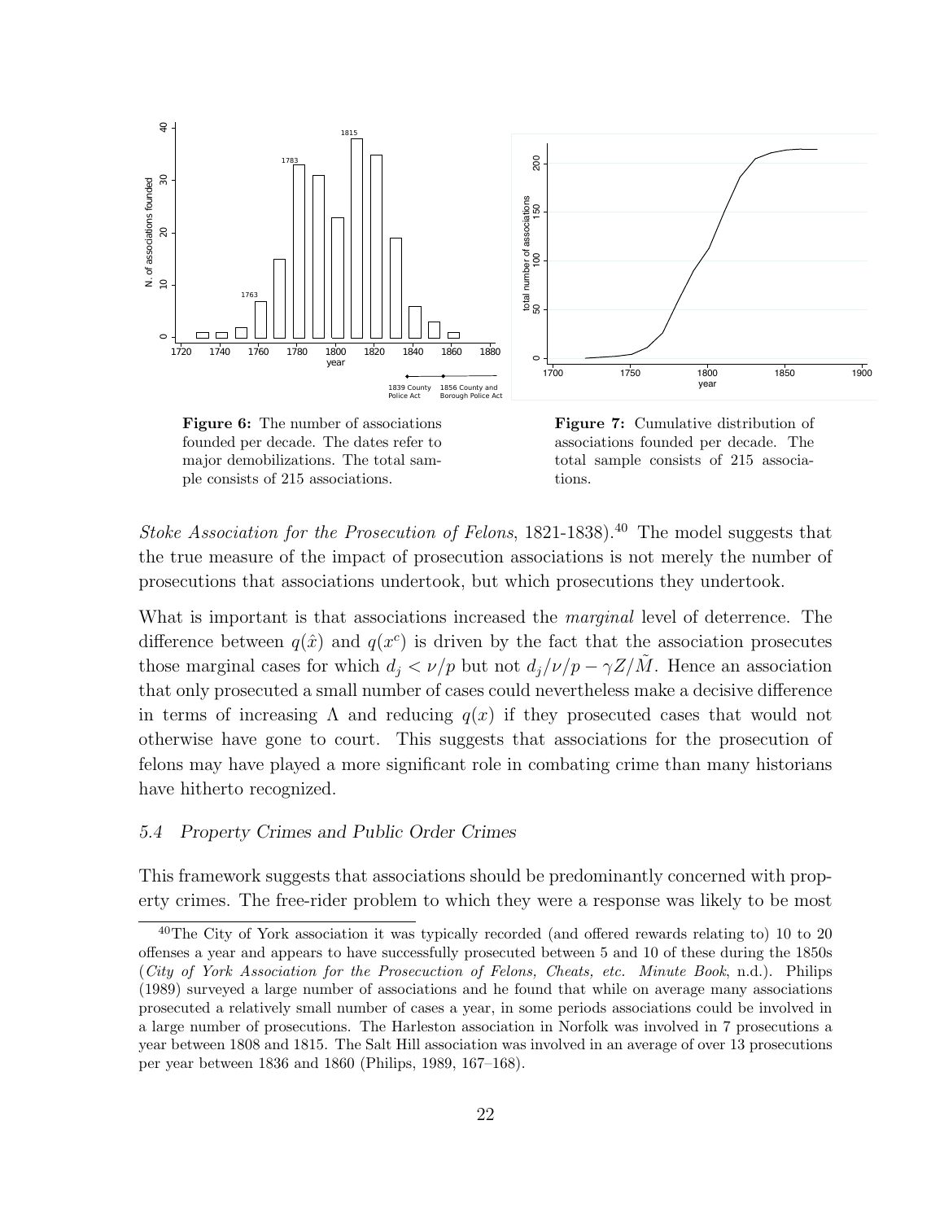**Figure 6:** The number of associations founded per decade. The dates refer to major demobilizations. The total sample consists of 215 associations.

**Figure 7:** Cumulative distribution of associations founded per decade. The total sample consists of 215 associations.

*Stoke Association for the Prosecution of Felons*, 1821-1838).[40] The model suggests that the true measure of the impact of prosecution associations is not merely the number of prosecutions that associations undertook, but which prosecutions they undertook.

What is important is that associations increased the *marginal* level of deterrence. The difference between $q(\hat{x})$ and $q(x^c)$ is driven by the fact that the association prosecutes those marginal cases for which $d_j < \nu/p$ but not $d_j/\nu/p - \gamma Z/\tilde{M}$. Hence an association that only prosecuted a small number of cases could nevertheless make a decisive difference in terms of increasing $\Lambda$ and reducing $q(x)$ if they prosecuted cases that would not otherwise have gone to court. This suggests that associations for the prosecution of felons may have played a more significant role in combating crime than many historians have hitherto recognized.

### 5.4 Property Crimes and Public Order Crimes

This framework suggests that associations should be predominantly concerned with property crimes. The free-rider problem to which they were a response was likely to be most

[40] The City of York association it was typically recorded (and offered rewards relating to) 10 to 20 offenses a year and appears to have successfully prosecuted between 5 and 10 of these during the 1850s (*City of York Association for the Prosecuction of Felons, Cheats, etc. Minute Book*, n.d.). Philips (1989) surveyed a large number of associations and he found that while on average many associations prosecuted a relatively small number of cases a year, in some periods associations could be involved in a large number of prosecutions. The Harleston association in Norfolk was involved in 7 prosecutions a year between 1808 and 1815. The Salt Hill association was involved in an average of over 13 prosecutions per year between 1836 and 1860 (Philips, 1989, 167–168).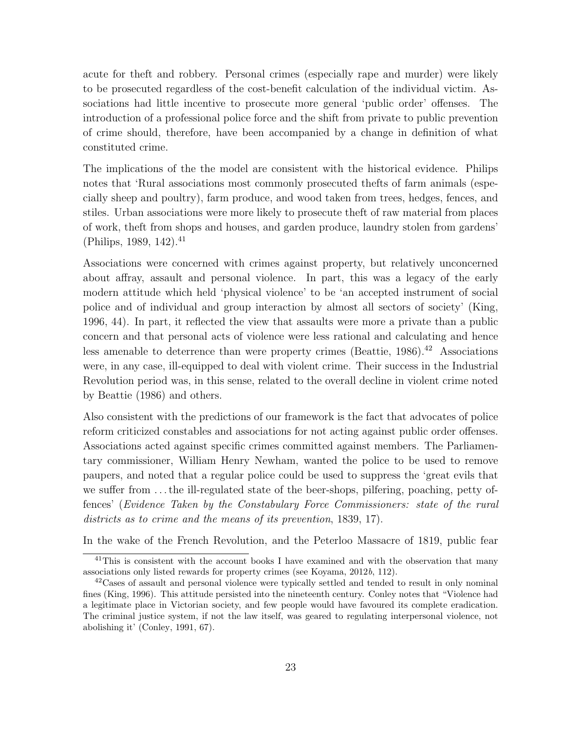acute for theft and robbery. Personal crimes (especially rape and murder) were likely to be prosecuted regardless of the cost-benefit calculation of the individual victim. Associations had little incentive to prosecute more general 'public order' offenses. The introduction of a professional police force and the shift from private to public prevention of crime should, therefore, have been accompanied by a change in definition of what constituted crime.

The implications of the the model are consistent with the historical evidence. Philips notes that 'Rural associations most commonly prosecuted thefts of farm animals (especially sheep and poultry), farm produce, and wood taken from trees, hedges, fences, and stiles. Urban associations were more likely to prosecute theft of raw material from places of work, theft from shops and houses, and garden produce, laundry stolen from gardens' (Philips, 1989, 142).[41]

Associations were concerned with crimes against property, but relatively unconcerned about affray, assault and personal violence. In part, this was a legacy of the early modern attitude which held 'physical violence' to be 'an accepted instrument of social police and of individual and group interaction by almost all sectors of society' (King, 1996, 44). In part, it reflected the view that assaults were more a private than a public concern and that personal acts of violence were less rational and calculating and hence less amenable to deterrence than were property crimes (Beattie, 1986).[42] Associations were, in any case, ill-equipped to deal with violent crime. Their success in the Industrial Revolution period was, in this sense, related to the overall decline in violent crime noted by Beattie (1986) and others.

Also consistent with the predictions of our framework is the fact that advocates of police reform criticized constables and associations for not acting against public order offenses. Associations acted against specific crimes committed against members. The Parliamentary commissioner, William Henry Newham, wanted the police to be used to remove paupers, and noted that a regular police could be used to suppress the 'great evils that we suffer from ... the ill-regulated state of the beer-shops, pilfering, poaching, petty offences' (*Evidence Taken by the Constabulary Force Commissioners: state of the rural districts as to crime and the means of its prevention*, 1839, 17).

In the wake of the French Revolution, and the Peterloo Massacre of 1819, public fear

---

[41] This is consistent with the account books I have examined and with the observation that many associations only listed rewards for property crimes (see Koyama, 2012*b*, 112).

[42] Cases of assault and personal violence were typically settled and tended to result in only nominal fines (King, 1996). This attitude persisted into the nineteenth century. Conley notes that "Violence had a legitimate place in Victorian society, and few people would have favoured its complete eradication. The criminal justice system, if not the law itself, was geared to regulating interpersonal violence, not abolishing it' (Conley, 1991, 67).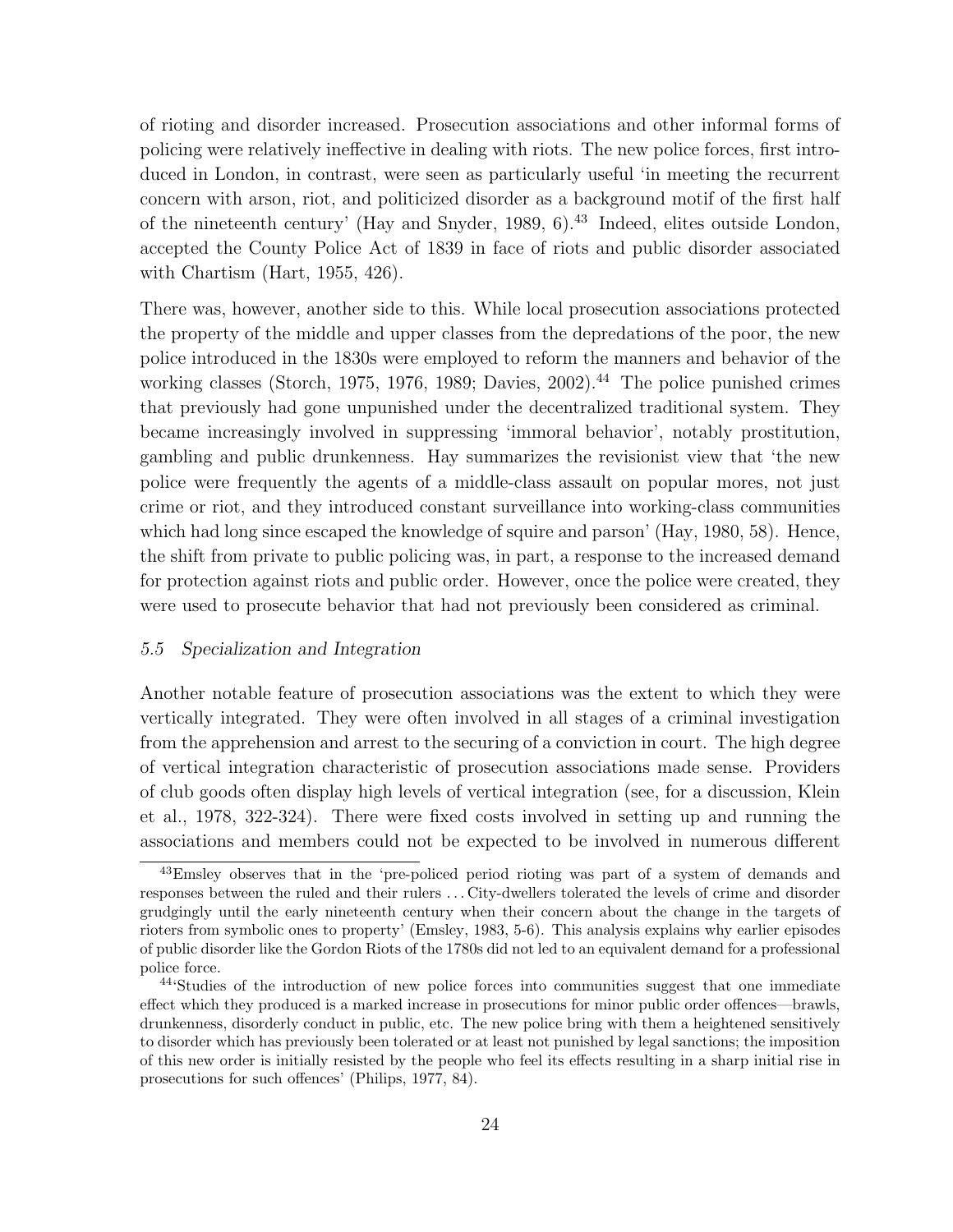of rioting and disorder increased. Prosecution associations and other informal forms of policing were relatively ineffective in dealing with riots. The new police forces, first introduced in London, in contrast, were seen as particularly useful 'in meeting the recurrent concern with arson, riot, and politicized disorder as a background motif of the first half of the nineteenth century' (Hay and Snyder, 1989, 6).[43] Indeed, elites outside London, accepted the County Police Act of 1839 in face of riots and public disorder associated with Chartism (Hart, 1955, 426).

There was, however, another side to this. While local prosecution associations protected the property of the middle and upper classes from the depredations of the poor, the new police introduced in the 1830s were employed to reform the manners and behavior of the working classes (Storch, 1975, 1976, 1989; Davies, 2002).[44] The police punished crimes that previously had gone unpunished under the decentralized traditional system. They became increasingly involved in suppressing 'immoral behavior', notably prostitution, gambling and public drunkenness. Hay summarizes the revisionist view that 'the new police were frequently the agents of a middle-class assault on popular mores, not just crime or riot, and they introduced constant surveillance into working-class communities which had long since escaped the knowledge of squire and parson' (Hay, 1980, 58). Hence, the shift from private to public policing was, in part, a response to the increased demand for protection against riots and public order. However, once the police were created, they were used to prosecute behavior that had not previously been considered as criminal.

### *5.5 Specialization and Integration*

Another notable feature of prosecution associations was the extent to which they were vertically integrated. They were often involved in all stages of a criminal investigation from the apprehension and arrest to the securing of a conviction in court. The high degree of vertical integration characteristic of prosecution associations made sense. Providers of club goods often display high levels of vertical integration (see, for a discussion, Klein et al., 1978, 322-324). There were fixed costs involved in setting up and running the associations and members could not be expected to be involved in numerous different

---

[43] Emsley observes that in the 'pre-policed period rioting was part of a system of demands and responses between the ruled and their rulers . . . City-dwellers tolerated the levels of crime and disorder grudgingly until the early nineteenth century when their concern about the change in the targets of rioters from symbolic ones to property' (Emsley, 1983, 5-6). This analysis explains why earlier episodes of public disorder like the Gordon Riots of the 1780s did not led to an equivalent demand for a professional police force.

[44] 'Studies of the introduction of new police forces into communities suggest that one immediate effect which they produced is a marked increase in prosecutions for minor public order offences—brawls, drunkenness, disorderly conduct in public, etc. The new police bring with them a heightened sensitively to disorder which has previously been tolerated or at least not punished by legal sanctions; the imposition of this new order is initially resisted by the people who feel its effects resulting in a sharp initial rise in prosecutions for such offences' (Philips, 1977, 84).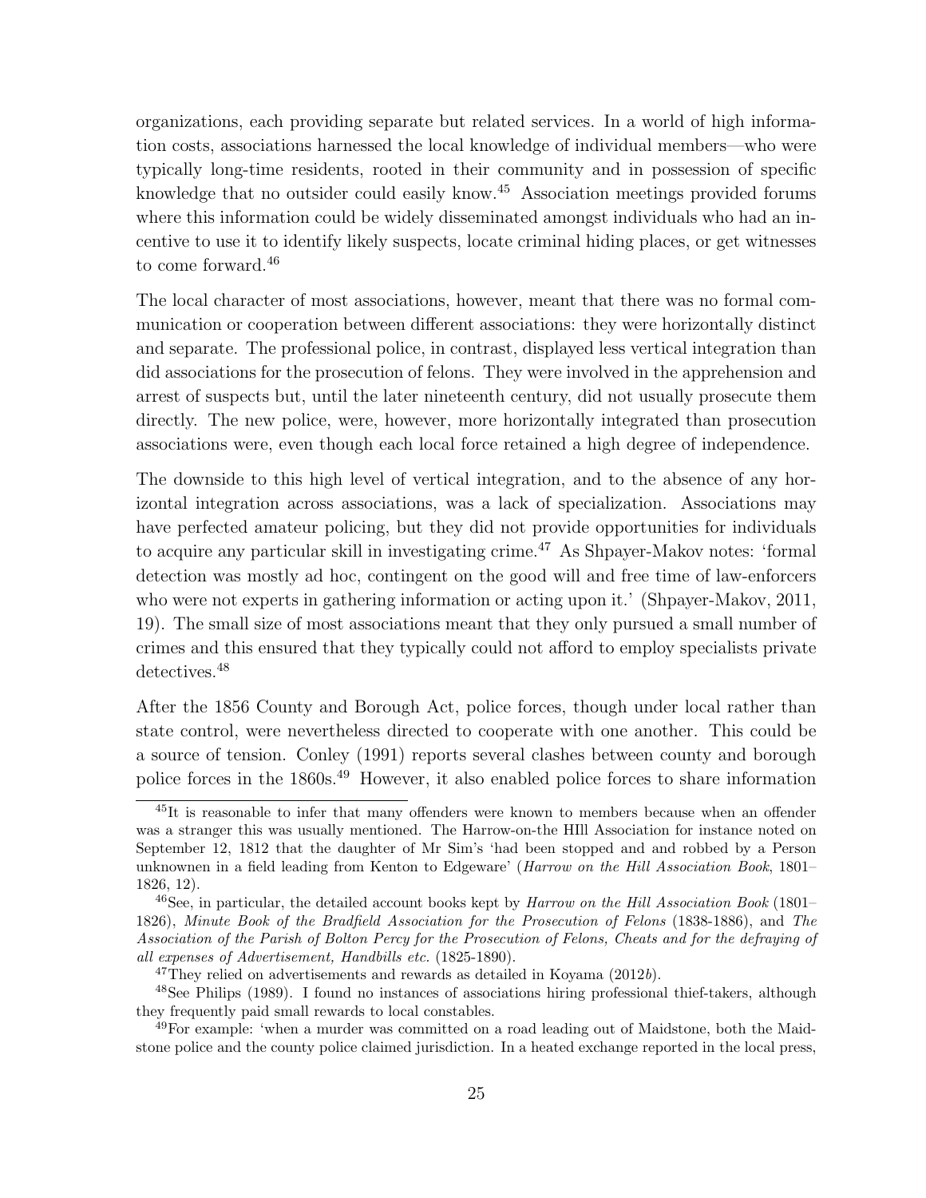organizations, each providing separate but related services. In a world of high information costs, associations harnessed the local knowledge of individual members—who were typically long-time residents, rooted in their community and in possession of specific knowledge that no outsider could easily know.[45] Association meetings provided forums where this information could be widely disseminated amongst individuals who had an incentive to use it to identify likely suspects, locate criminal hiding places, or get witnesses to come forward.[46]

The local character of most associations, however, meant that there was no formal communication or cooperation between different associations: they were horizontally distinct and separate. The professional police, in contrast, displayed less vertical integration than did associations for the prosecution of felons. They were involved in the apprehension and arrest of suspects but, until the later nineteenth century, did not usually prosecute them directly. The new police, were, however, more horizontally integrated than prosecution associations were, even though each local force retained a high degree of independence.

The downside to this high level of vertical integration, and to the absence of any horizontal integration across associations, was a lack of specialization. Associations may have perfected amateur policing, but they did not provide opportunities for individuals to acquire any particular skill in investigating crime.[47] As Shpayer-Makov notes: 'formal detection was mostly ad hoc, contingent on the good will and free time of law-enforcers who were not experts in gathering information or acting upon it.' (Shpayer-Makov, 2011, 19). The small size of most associations meant that they only pursued a small number of crimes and this ensured that they typically could not afford to employ specialists private detectives.[48]

After the 1856 County and Borough Act, police forces, though under local rather than state control, were nevertheless directed to cooperate with one another. This could be a source of tension. Conley (1991) reports several clashes between county and borough police forces in the 1860s.[49] However, it also enabled police forces to share information

---

[45] It is reasonable to infer that many offenders were known to members because when an offender was a stranger this was usually mentioned. The Harrow-on-the HIll Association for instance noted on September 12, 1812 that the daughter of Mr Sim's 'had been stopped and and robbed by a Person unknownen in a field leading from Kenton to Edgeware' (*Harrow on the Hill Association Book*, 1801–1826, 12).

[46] See, in particular, the detailed account books kept by *Harrow on the Hill Association Book* (1801–1826), *Minute Book of the Bradfield Association for the Prosecution of Felons* (1838-1886), and *The Association of the Parish of Bolton Percy for the Prosecution of Felons, Cheats and for the defraying of all expenses of Advertisement, Handbills etc.* (1825-1890).

[47] They relied on advertisements and rewards as detailed in Koyama (2012*b*).

[48] See Philips (1989). I found no instances of associations hiring professional thief-takers, although they frequently paid small rewards to local constables.

[49] For example: 'when a murder was committed on a road leading out of Maidstone, both the Maidstone police and the county police claimed jurisdiction. In a heated exchange reported in the local press,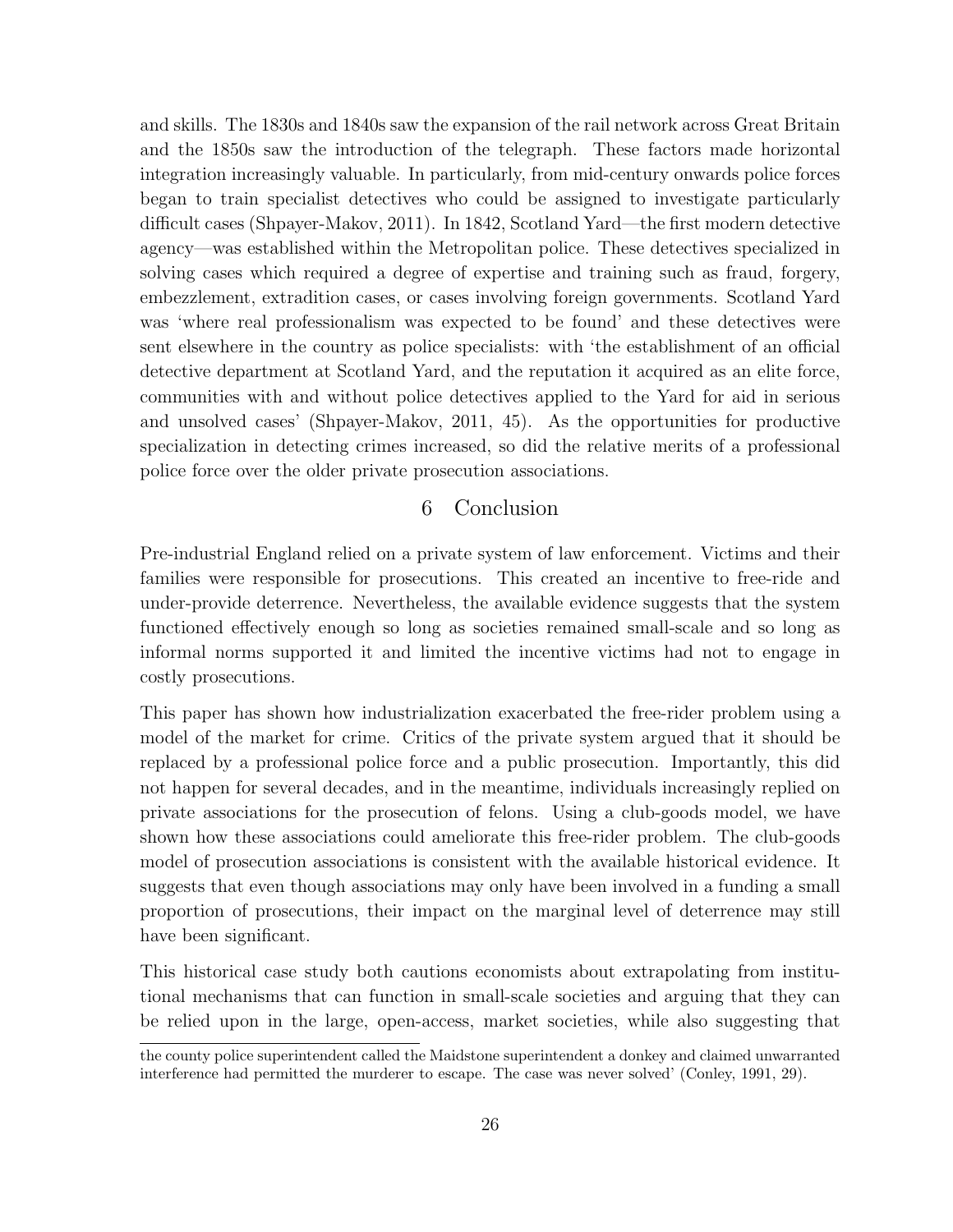and skills. The 1830s and 1840s saw the expansion of the rail network across Great Britain and the 1850s saw the introduction of the telegraph. These factors made horizontal integration increasingly valuable. In particularly, from mid-century onwards police forces began to train specialist detectives who could be assigned to investigate particularly difficult cases (Shpayer-Makov, 2011). In 1842, Scotland Yard—the first modern detective agency—was established within the Metropolitan police. These detectives specialized in solving cases which required a degree of expertise and training such as fraud, forgery, embezzlement, extradition cases, or cases involving foreign governments. Scotland Yard was 'where real professionalism was expected to be found' and these detectives were sent elsewhere in the country as police specialists: with 'the establishment of an official detective department at Scotland Yard, and the reputation it acquired as an elite force, communities with and without police detectives applied to the Yard for aid in serious and unsolved cases' (Shpayer-Makov, 2011, 45). As the opportunities for productive specialization in detecting crimes increased, so did the relative merits of a professional police force over the older private prosecution associations.

## 6 Conclusion

Pre-industrial England relied on a private system of law enforcement. Victims and their families were responsible for prosecutions. This created an incentive to free-ride and under-provide deterrence. Nevertheless, the available evidence suggests that the system functioned effectively enough so long as societies remained small-scale and so long as informal norms supported it and limited the incentive victims had not to engage in costly prosecutions.

This paper has shown how industrialization exacerbated the free-rider problem using a model of the market for crime. Critics of the private system argued that it should be replaced by a professional police force and a public prosecution. Importantly, this did not happen for several decades, and in the meantime, individuals increasingly replied on private associations for the prosecution of felons. Using a club-goods model, we have shown how these associations could ameliorate this free-rider problem. The club-goods model of prosecution associations is consistent with the available historical evidence. It suggests that even though associations may only have been involved in a funding a small proportion of prosecutions, their impact on the marginal level of deterrence may still have been significant.

This historical case study both cautions economists about extrapolating from institutional mechanisms that can function in small-scale societies and arguing that they can be relied upon in the large, open-access, market societies, while also suggesting that

the county police superintendent called the Maidstone superintendent a donkey and claimed unwarranted interference had permitted the murderer to escape. The case was never solved' (Conley, 1991, 29).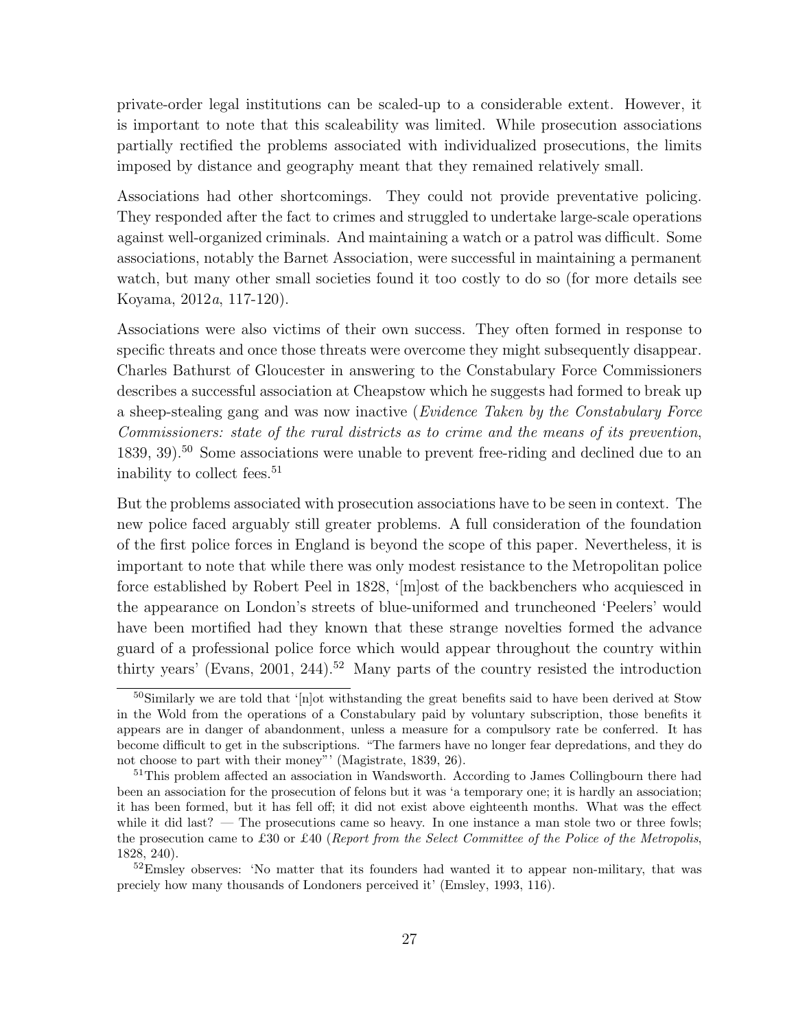private-order legal institutions can be scaled-up to a considerable extent. However, it is important to note that this scaleability was limited. While prosecution associations partially rectified the problems associated with individualized prosecutions, the limits imposed by distance and geography meant that they remained relatively small.

Associations had other shortcomings. They could not provide preventative policing. They responded after the fact to crimes and struggled to undertake large-scale operations against well-organized criminals. And maintaining a watch or a patrol was difficult. Some associations, notably the Barnet Association, were successful in maintaining a permanent watch, but many other small societies found it too costly to do so (for more details see Koyama, 2012*a*, 117-120).

Associations were also victims of their own success. They often formed in response to specific threats and once those threats were overcome they might subsequently disappear. Charles Bathurst of Gloucester in answering to the Constabulary Force Commissioners describes a successful association at Cheapstow which he suggests had formed to break up a sheep-stealing gang and was now inactive (*Evidence Taken by the Constabulary Force Commissioners: state of the rural districts as to crime and the means of its prevention*, 1839, 39).[50] Some associations were unable to prevent free-riding and declined due to an inability to collect fees.[51]

But the problems associated with prosecution associations have to be seen in context. The new police faced arguably still greater problems. A full consideration of the foundation of the first police forces in England is beyond the scope of this paper. Nevertheless, it is important to note that while there was only modest resistance to the Metropolitan police force established by Robert Peel in 1828, '[m]ost of the backbenchers who acquiesced in the appearance on London's streets of blue-uniformed and truncheoned 'Peelers' would have been mortified had they known that these strange novelties formed the advance guard of a professional police force which would appear throughout the country within thirty years' (Evans, 2001, 244).[52] Many parts of the country resisted the introduction

---

[50] Similarly we are told that '[n]ot withstanding the great benefits said to have been derived at Stow in the Wold from the operations of a Constabulary paid by voluntary subscription, those benefits it appears are in danger of abandonment, unless a measure for a compulsory rate be conferred. It has become difficult to get in the subscriptions. "The farmers have no longer fear depredations, and they do not choose to part with their money"' (Magistrate, 1839, 26).

[51] This problem affected an association in Wandsworth. According to James Collingbourn there had been an association for the prosecution of felons but it was 'a temporary one; it is hardly an association; it has been formed, but it has fell off; it did not exist above eighteenth months. What was the effect while it did last? — The prosecutions came so heavy. In one instance a man stole two or three fowls; the prosecution came to £30 or £40 (*Report from the Select Committee of the Police of the Metropolis*, 1828, 240).

[52] Emsley observes: 'No matter that its founders had wanted it to appear non-military, that was preciely how many thousands of Londoners perceived it' (Emsley, 1993, 116).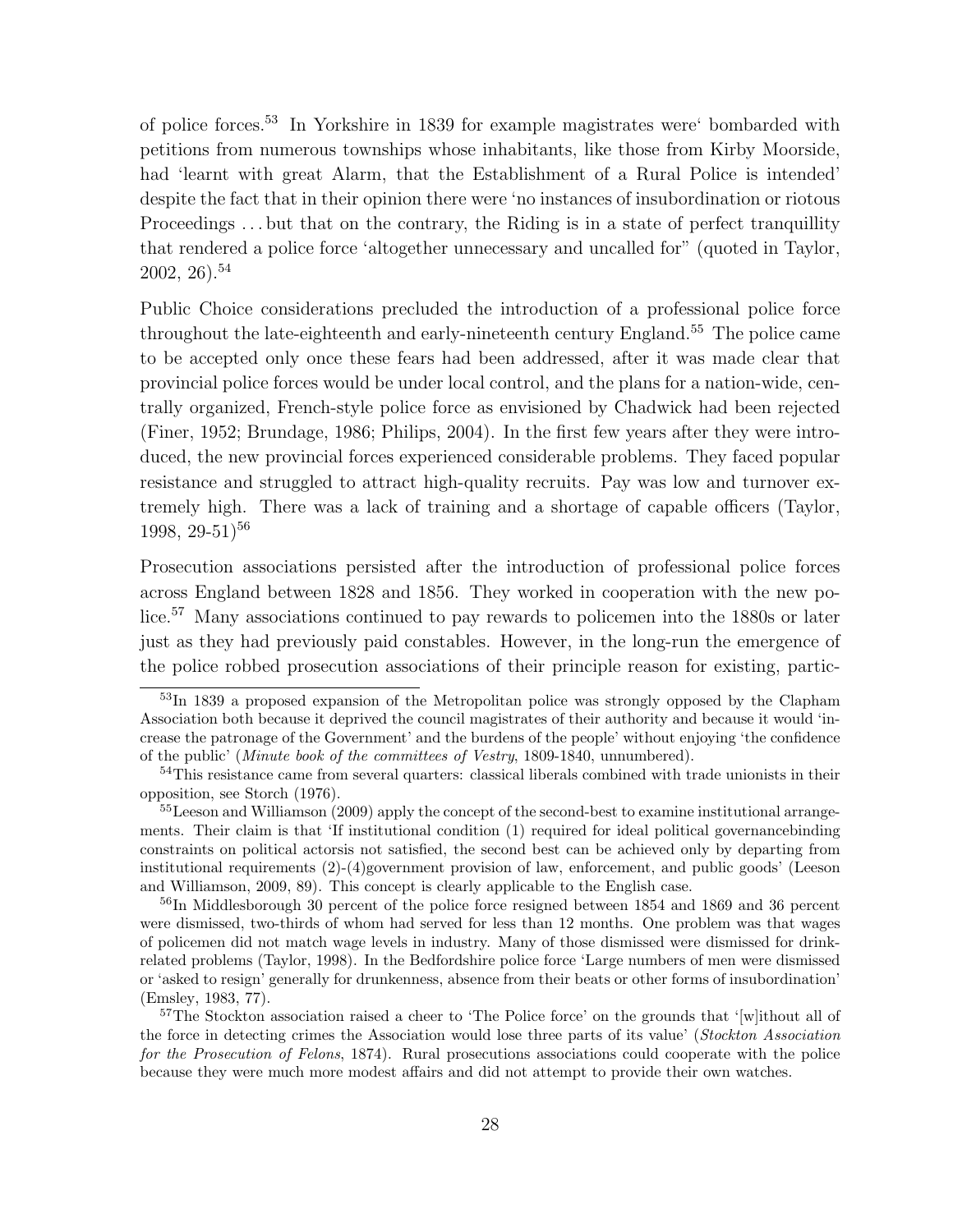of police forces.[53] In Yorkshire in 1839 for example magistrates were' bombarded with petitions from numerous townships whose inhabitants, like those from Kirby Moorside, had 'learnt with great Alarm, that the Establishment of a Rural Police is intended' despite the fact that in their opinion there were 'no instances of insubordination or riotous Proceedings . . . but that on the contrary, the Riding is in a state of perfect tranquillity that rendered a police force 'altogether unnecessary and uncalled for" (quoted in Taylor, 2002, 26).[54]

Public Choice considerations precluded the introduction of a professional police force throughout the late-eighteenth and early-nineteenth century England.[55] The police came to be accepted only once these fears had been addressed, after it was made clear that provincial police forces would be under local control, and the plans for a nation-wide, centrally organized, French-style police force as envisioned by Chadwick had been rejected (Finer, 1952; Brundage, 1986; Philips, 2004). In the first few years after they were introduced, the new provincial forces experienced considerable problems. They faced popular resistance and struggled to attract high-quality recruits. Pay was low and turnover extremely high. There was a lack of training and a shortage of capable officers (Taylor, 1998, 29-51)[56]

Prosecution associations persisted after the introduction of professional police forces across England between 1828 and 1856. They worked in cooperation with the new police.[57] Many associations continued to pay rewards to policemen into the 1880s or later just as they had previously paid constables. However, in the long-run the emergence of the police robbed prosecution associations of their principle reason for existing, partic-

---

[53] In 1839 a proposed expansion of the Metropolitan police was strongly opposed by the Clapham Association both because it deprived the council magistrates of their authority and because it would 'increase the patronage of the Government' and the burdens of the people' without enjoying 'the confidence of the public' (*Minute book of the committees of Vestry*, 1809-1840, unnumbered).

[54] This resistance came from several quarters: classical liberals combined with trade unionists in their opposition, see Storch (1976).

[55] Leeson and Williamson (2009) apply the concept of the second-best to examine institutional arrangements. Their claim is that 'If institutional condition (1) required for ideal political governancebinding constraints on political actorsis not satisfied, the second best can be achieved only by departing from institutional requirements (2)-(4)government provision of law, enforcement, and public goods' (Leeson and Williamson, 2009, 89). This concept is clearly applicable to the English case.

[56] In Middlesborough 30 percent of the police force resigned between 1854 and 1869 and 36 percent were dismissed, two-thirds of whom had served for less than 12 months. One problem was that wages of policemen did not match wage levels in industry. Many of those dismissed were dismissed for drink-related problems (Taylor, 1998). In the Bedfordshire police force 'Large numbers of men were dismissed or 'asked to resign' generally for drunkenness, absence from their beats or other forms of insubordination' (Emsley, 1983, 77).

[57] The Stockton association raised a cheer to 'The Police force' on the grounds that '[w]ithout all of the force in detecting crimes the Association would lose three parts of its value' (*Stockton Association for the Prosecution of Felons*, 1874). Rural prosecutions associations could cooperate with the police because they were much more modest affairs and did not attempt to provide their own watches.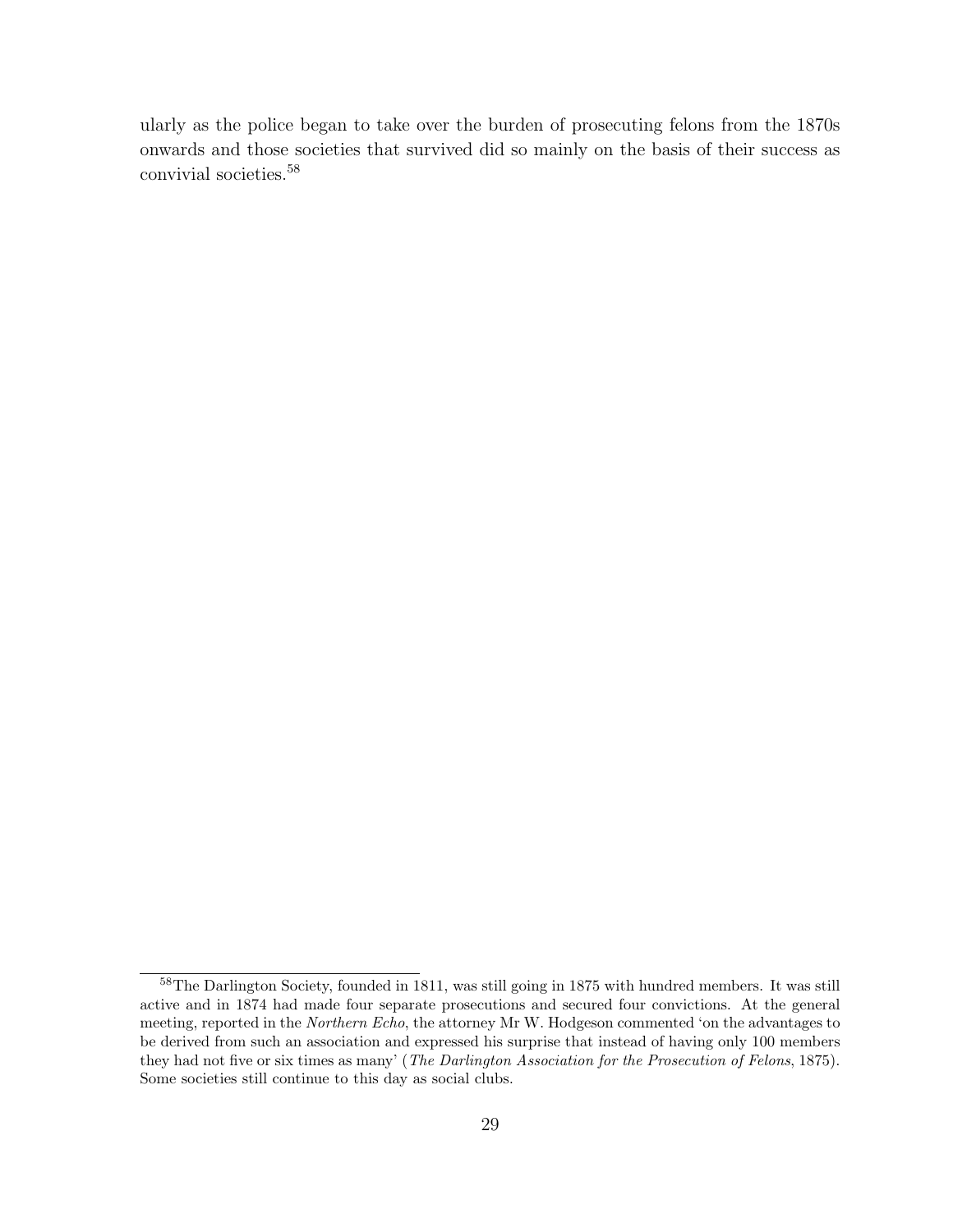ularly as the police began to take over the burden of prosecuting felons from the 1870s onwards and those societies that survived did so mainly on the basis of their success as convivial societies.[58]

---

[58] The Darlington Society, founded in 1811, was still going in 1875 with hundred members. It was still active and in 1874 had made four separate prosecutions and secured four convictions. At the general meeting, reported in the *Northern Echo*, the attorney Mr W. Hodgeson commented 'on the advantages to be derived from such an association and expressed his surprise that instead of having only 100 members they had not five or six times as many' (*The Darlington Association for the Prosecution of Felons*, 1875). Some societies still continue to this day as social clubs.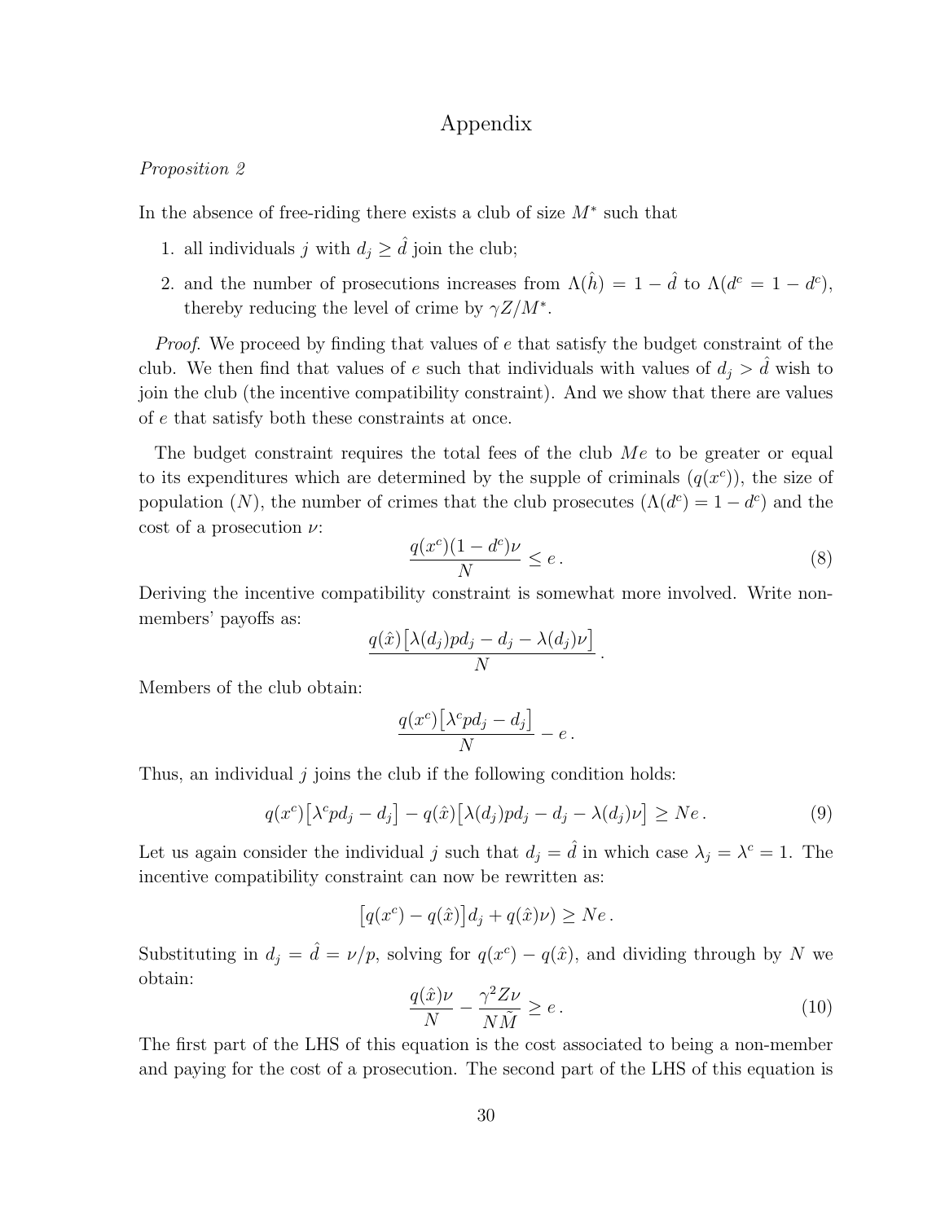# Appendix

*Proposition 2*

In the absence of free-riding there exists a club of size $M^*$ such that

1. all individuals $j$ with $d_j \geq \hat{d}$ join the club;
2. and the number of prosecutions increases from $\Lambda(\hat{h}) = 1 - \hat{d}$ to $\Lambda(d^c = 1 - d^c)$, thereby reducing the level of crime by $\gamma Z/M^*$.

*Proof.* We proceed by finding that values of $e$ that satisfy the budget constraint of the club. We then find that values of $e$ such that individuals with values of $d_j > \hat{d}$ wish to join the club (the incentive compatibility constraint). And we show that there are values of $e$ that satisfy both these constraints at once.

The budget constraint requires the total fees of the club $Me$ to be greater or equal to its expenditures which are determined by the supple of criminals ($q(x^c)$), the size of population ($N$), the number of crimes that the club prosecutes ($\Lambda(d^c) = 1 - d^c$) and the cost of a prosecution $\nu$:

$$\frac{q(x^c)(1 - d^c)\nu}{N} \leq e \,. \tag{8}$$

Deriving the incentive compatibility constraint is somewhat more involved. Write non-members' payoffs as:

$$\frac{q(\hat{x})\big[\lambda(d_j)pd_j - d_j - \lambda(d_j)\nu\big]}{N} \,.$$

Members of the club obtain:

$$\frac{q(x^c)\big[\lambda^c pd_j - d_j\big]}{N} - e \,.$$

Thus, an individual $j$ joins the club if the following condition holds:

$$q(x^c)\big[\lambda^c pd_j - d_j\big] - q(\hat{x})\big[\lambda(d_j)pd_j - d_j - \lambda(d_j)\nu\big] \geq Ne \,. \tag{9}$$

Let us again consider the individual $j$ such that $d_j = \hat{d}$ in which case $\lambda_j = \lambda^c = 1$. The incentive compatibility constraint can now be rewritten as:

$$\big[q(x^c) - q(\hat{x})\big]d_j + q(\hat{x})\nu) \geq Ne \,.$$

Substituting in $d_j = \hat{d} = \nu/p$, solving for $q(x^c) - q(\hat{x})$, and dividing through by $N$ we obtain:

$$\frac{q(\hat{x})\nu}{N} - \frac{\gamma^2 Z\nu}{N\tilde{M}} \geq e \,. \tag{10}$$

The first part of the LHS of this equation is the cost associated to being a non-member and paying for the cost of a prosecution. The second part of the LHS of this equation is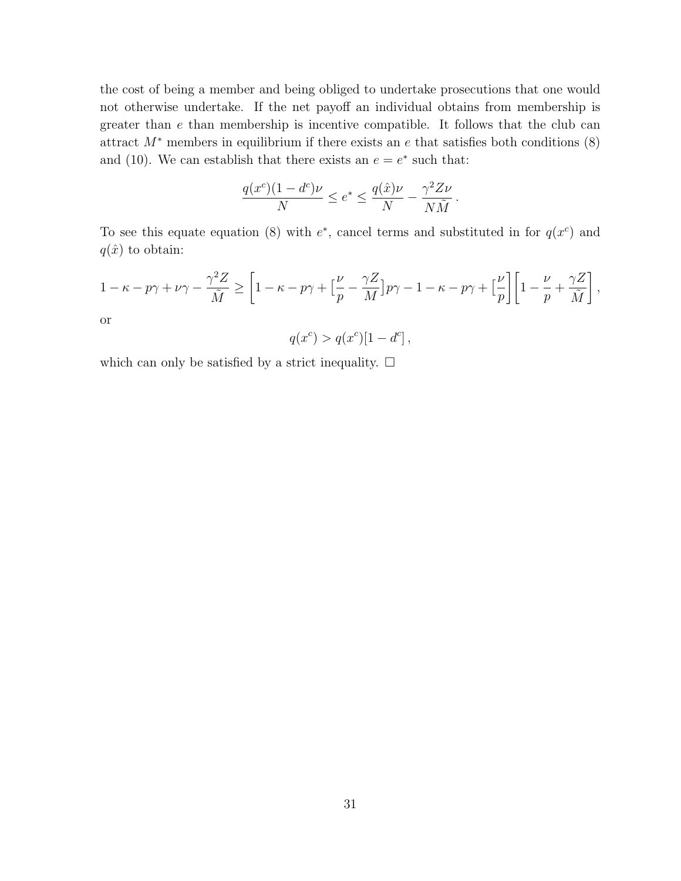the cost of being a member and being obliged to undertake prosecutions that one would not otherwise undertake. If the net payoff an individual obtains from membership is greater than $e$ than membership is incentive compatible. It follows that the club can attract $M^*$ members in equilibrium if there exists an $e$ that satisfies both conditions (8) and (10). We can establish that there exists an $e = e^*$ such that:

$$\frac{q(x^c)(1-d^c)\nu}{N} \leq e^* \leq \frac{q(\hat{x})\nu}{N} - \frac{\gamma^2 Z\nu}{N\tilde{M}}.$$

To see this equate equation (8) with $e^*$, cancel terms and substituted in for $q(x^c)$ and $q(\hat{x})$ to obtain:

$$1-\kappa-p\gamma+\nu\gamma-\frac{\gamma^2 Z}{\tilde{M}} \geq \left[1-\kappa-p\gamma+\left[\frac{\nu}{p}-\frac{\gamma Z}{M}\right]p\gamma-1-\kappa-p\gamma+\left[\frac{\nu}{p}\right]\left[1-\frac{\nu}{p}+\frac{\gamma Z}{\tilde{M}}\right]\right],$$

or

$$q(x^c) > q(x^c)[1-d^c],$$

which can only be satisfied by a strict inequality. $\square$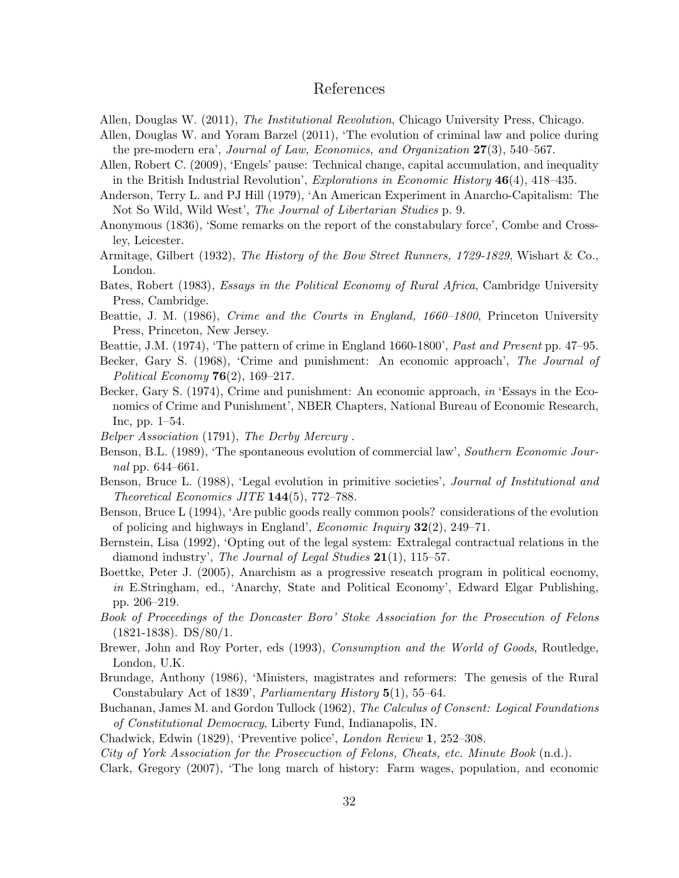# References

Allen, Douglas W. (2011), *The Institutional Revolution*, Chicago University Press, Chicago.

Allen, Douglas W. and Yoram Barzel (2011), 'The evolution of criminal law and police during the pre-modern era', *Journal of Law, Economics, and Organization* **27**(3), 540–567.

Allen, Robert C. (2009), 'Engels' pause: Technical change, capital accumulation, and inequality in the British Industrial Revolution', *Explorations in Economic History* **46**(4), 418–435.

Anderson, Terry L. and PJ Hill (1979), 'An American Experiment in Anarcho-Capitalism: The Not So Wild, Wild West', *The Journal of Libertarian Studies* p. 9.

Anonymous (1836), 'Some remarks on the report of the constabulary force', Combe and Crossley, Leicester.

Armitage, Gilbert (1932), *The History of the Bow Street Runners, 1729-1829*, Wishart & Co., London.

Bates, Robert (1983), *Essays in the Political Economy of Rural Africa*, Cambridge University Press, Cambridge.

Beattie, J. M. (1986), *Crime and the Courts in England, 1660–1800*, Princeton University Press, Princeton, New Jersey.

Beattie, J.M. (1974), 'The pattern of crime in England 1660-1800', *Past and Present* pp. 47–95.

Becker, Gary S. (1968), 'Crime and punishment: An economic approach', *The Journal of Political Economy* **76**(2), 169–217.

Becker, Gary S. (1974), Crime and punishment: An economic approach, *in* 'Essays in the Economics of Crime and Punishment', NBER Chapters, National Bureau of Economic Research, Inc, pp. 1–54.

*Belper Association* (1791), *The Derby Mercury* .

Benson, B.L. (1989), 'The spontaneous evolution of commercial law', *Southern Economic Journal* pp. 644–661.

Benson, Bruce L. (1988), 'Legal evolution in primitive societies', *Journal of Institutional and Theoretical Economics JITE* **144**(5), 772–788.

Benson, Bruce L (1994), 'Are public goods really common pools? considerations of the evolution of policing and highways in England', *Economic Inquiry* **32**(2), 249–71.

Bernstein, Lisa (1992), 'Opting out of the legal system: Extralegal contractual relations in the diamond industry', *The Journal of Legal Studies* **21**(1), 115–57.

Boettke, Peter J. (2005), Anarchism as a progressive reseatch program in political eocnomy, *in* E.Stringham, ed., 'Anarchy, State and Political Economy', Edward Elgar Publishing, pp. 206–219.

*Book of Proceedings of the Doncaster Boro' Stoke Association for the Prosecution of Felons* (1821-1838). DS/80/1.

Brewer, John and Roy Porter, eds (1993), *Consumption and the World of Goods*, Routledge, London, U.K.

Brundage, Anthony (1986), 'Ministers, magistrates and reformers: The genesis of the Rural Constabulary Act of 1839', *Parliamentary History* **5**(1), 55–64.

Buchanan, James M. and Gordon Tullock (1962), *The Calculus of Consent: Logical Foundations of Constitutional Democracy*, Liberty Fund, Indianapolis, IN.

Chadwick, Edwin (1829), 'Preventive police', *London Review* **1**, 252–308.

*City of York Association for the Prosecuction of Felons, Cheats, etc. Minute Book* (n.d.).

Clark, Gregory (2007), 'The long march of history: Farm wages, population, and economic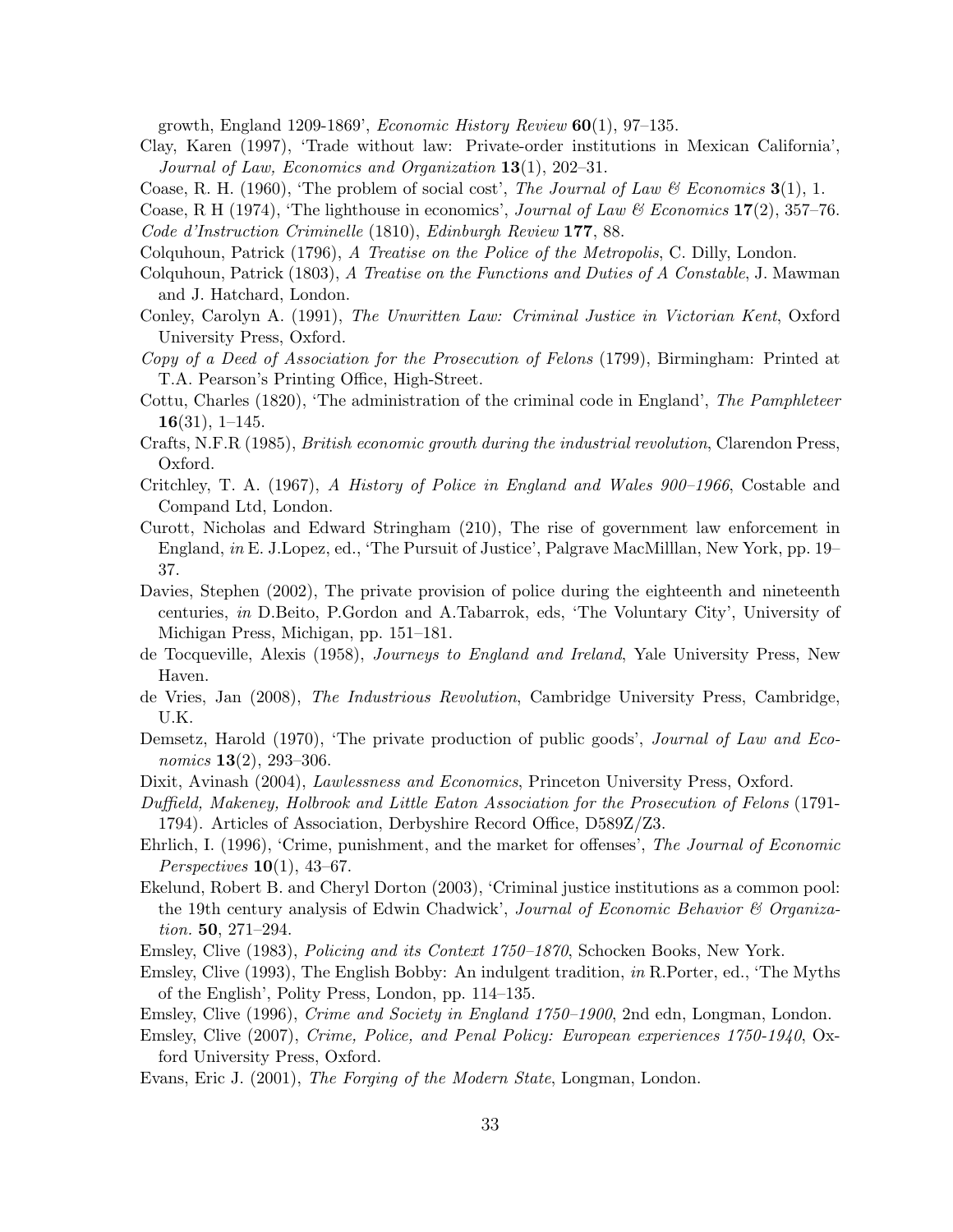growth, England 1209-1869', *Economic History Review* **60**(1), 97–135.

Clay, Karen (1997), 'Trade without law: Private-order institutions in Mexican California', *Journal of Law, Economics and Organization* **13**(1), 202–31.

Coase, R. H. (1960), 'The problem of social cost', *The Journal of Law & Economics* **3**(1), 1.

Coase, R H (1974), 'The lighthouse in economics', *Journal of Law & Economics* **17**(2), 357–76.

*Code d'Instruction Criminelle* (1810), *Edinburgh Review* **177**, 88.

Colquhoun, Patrick (1796), *A Treatise on the Police of the Metropolis*, C. Dilly, London.

Colquhoun, Patrick (1803), *A Treatise on the Functions and Duties of A Constable*, J. Mawman and J. Hatchard, London.

Conley, Carolyn A. (1991), *The Unwritten Law: Criminal Justice in Victorian Kent*, Oxford University Press, Oxford.

*Copy of a Deed of Association for the Prosecution of Felons* (1799), Birmingham: Printed at T.A. Pearson's Printing Office, High-Street.

Cottu, Charles (1820), 'The administration of the criminal code in England', *The Pamphleteer* **16**(31), 1–145.

Crafts, N.F.R (1985), *British economic growth during the industrial revolution*, Clarendon Press, Oxford.

Critchley, T. A. (1967), *A History of Police in England and Wales 900–1966*, Costable and Compand Ltd, London.

Curott, Nicholas and Edward Stringham (210), The rise of government law enforcement in England, *in* E. J.Lopez, ed., 'The Pursuit of Justice', Palgrave MacMilllan, New York, pp. 19–37.

Davies, Stephen (2002), The private provision of police during the eighteenth and nineteenth centuries, *in* D.Beito, P.Gordon and A.Tabarrok, eds, 'The Voluntary City', University of Michigan Press, Michigan, pp. 151–181.

de Tocqueville, Alexis (1958), *Journeys to England and Ireland*, Yale University Press, New Haven.

de Vries, Jan (2008), *The Industrious Revolution*, Cambridge University Press, Cambridge, U.K.

Demsetz, Harold (1970), 'The private production of public goods', *Journal of Law and Economics* **13**(2), 293–306.

Dixit, Avinash (2004), *Lawlessness and Economics*, Princeton University Press, Oxford.

*Duffield, Makeney, Holbrook and Little Eaton Association for the Prosecution of Felons* (1791-1794). Articles of Association, Derbyshire Record Office, D589Z/Z3.

Ehrlich, I. (1996), 'Crime, punishment, and the market for offenses', *The Journal of Economic Perspectives* **10**(1), 43–67.

Ekelund, Robert B. and Cheryl Dorton (2003), 'Criminal justice institutions as a common pool: the 19th century analysis of Edwin Chadwick', *Journal of Economic Behavior & Organization.* **50**, 271–294.

Emsley, Clive (1983), *Policing and its Context 1750–1870*, Schocken Books, New York.

Emsley, Clive (1993), The English Bobby: An indulgent tradition, *in* R.Porter, ed., 'The Myths of the English', Polity Press, London, pp. 114–135.

Emsley, Clive (1996), *Crime and Society in England 1750–1900*, 2nd edn, Longman, London.

Emsley, Clive (2007), *Crime, Police, and Penal Policy: European experiences 1750-1940*, Oxford University Press, Oxford.

Evans, Eric J. (2001), *The Forging of the Modern State*, Longman, London.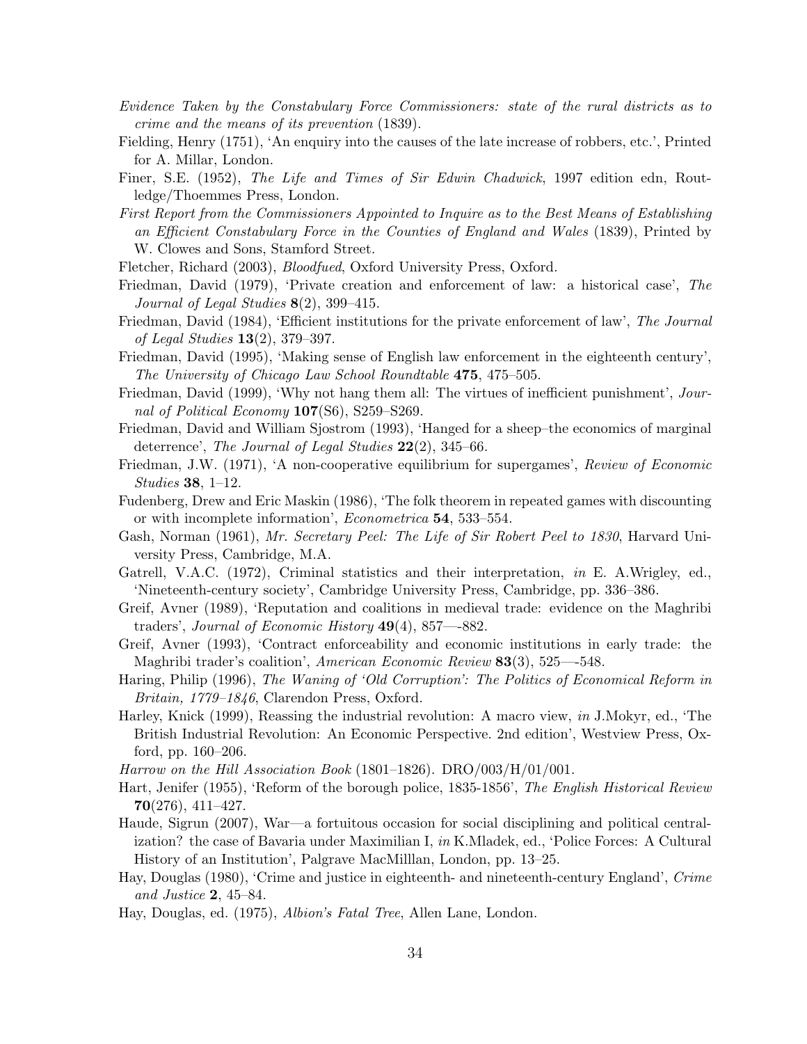*Evidence Taken by the Constabulary Force Commissioners: state of the rural districts as to crime and the means of its prevention* (1839).

Fielding, Henry (1751), 'An enquiry into the causes of the late increase of robbers, etc.', Printed for A. Millar, London.

Finer, S.E. (1952), *The Life and Times of Sir Edwin Chadwick*, 1997 edition edn, Routledge/Thoemmes Press, London.

*First Report from the Commissioners Appointed to Inquire as to the Best Means of Establishing an Efficient Constabulary Force in the Counties of England and Wales* (1839), Printed by W. Clowes and Sons, Stamford Street.

Fletcher, Richard (2003), *Bloodfued*, Oxford University Press, Oxford.

Friedman, David (1979), 'Private creation and enforcement of law: a historical case', *The Journal of Legal Studies* **8**(2), 399–415.

Friedman, David (1984), 'Efficient institutions for the private enforcement of law', *The Journal of Legal Studies* **13**(2), 379–397.

Friedman, David (1995), 'Making sense of English law enforcement in the eighteenth century', *The University of Chicago Law School Roundtable* **475**, 475–505.

Friedman, David (1999), 'Why not hang them all: The virtues of inefficient punishment', *Journal of Political Economy* **107**(S6), S259–S269.

Friedman, David and William Sjostrom (1993), 'Hanged for a sheep–the economics of marginal deterrence', *The Journal of Legal Studies* **22**(2), 345–66.

Friedman, J.W. (1971), 'A non-cooperative equilibrium for supergames', *Review of Economic Studies* **38**, 1–12.

Fudenberg, Drew and Eric Maskin (1986), 'The folk theorem in repeated games with discounting or with incomplete information', *Econometrica* **54**, 533–554.

Gash, Norman (1961), *Mr. Secretary Peel: The Life of Sir Robert Peel to 1830*, Harvard University Press, Cambridge, M.A.

Gatrell, V.A.C. (1972), Criminal statistics and their interpretation, *in* E. A.Wrigley, ed., 'Nineteenth-century society', Cambridge University Press, Cambridge, pp. 336–386.

Greif, Avner (1989), 'Reputation and coalitions in medieval trade: evidence on the Maghribi traders', *Journal of Economic History* **49**(4), 857—-882.

Greif, Avner (1993), 'Contract enforceability and economic institutions in early trade: the Maghribi trader's coalition', *American Economic Review* **83**(3), 525—-548.

Haring, Philip (1996), *The Waning of 'Old Corruption': The Politics of Economical Reform in Britain, 1779–1846*, Clarendon Press, Oxford.

Harley, Knick (1999), Reassing the industrial revolution: A macro view, *in* J.Mokyr, ed., 'The British Industrial Revolution: An Economic Perspective. 2nd edition', Westview Press, Oxford, pp. 160–206.

*Harrow on the Hill Association Book* (1801–1826). DRO/003/H/01/001.

Hart, Jenifer (1955), 'Reform of the borough police, 1835-1856', *The English Historical Review* **70**(276), 411–427.

Haude, Sigrun (2007), War—a fortuitous occasion for social disciplining and political centralization? the case of Bavaria under Maximilian I, *in* K.Mladek, ed., 'Police Forces: A Cultural History of an Institution', Palgrave MacMilllan, London, pp. 13–25.

Hay, Douglas (1980), 'Crime and justice in eighteenth- and nineteenth-century England', *Crime and Justice* **2**, 45–84.

Hay, Douglas, ed. (1975), *Albion's Fatal Tree*, Allen Lane, London.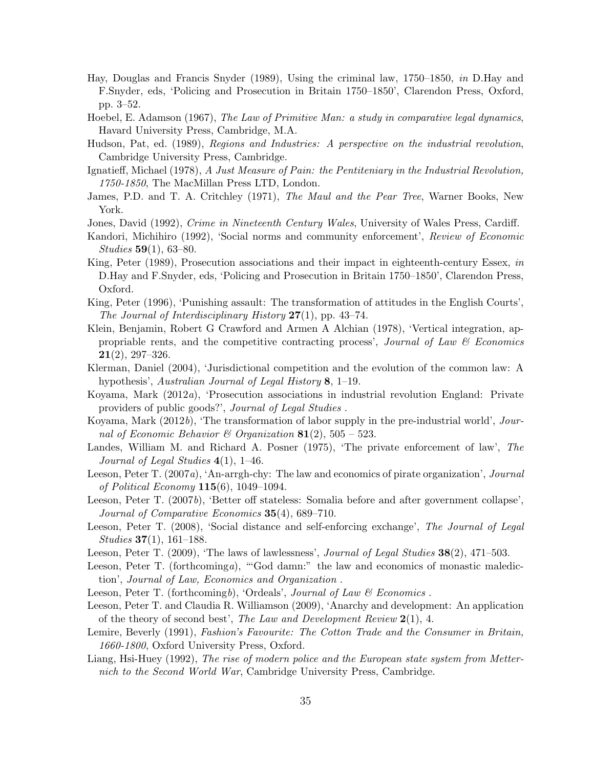Hay, Douglas and Francis Snyder (1989), Using the criminal law, 1750–1850, *in* D.Hay and F.Snyder, eds, 'Policing and Prosecution in Britain 1750–1850', Clarendon Press, Oxford, pp. 3–52.

Hoebel, E. Adamson (1967), *The Law of Primitive Man: a study in comparative legal dynamics*, Havard University Press, Cambridge, M.A.

Hudson, Pat, ed. (1989), *Regions and Industries: A perspective on the industrial revolution*, Cambridge University Press, Cambridge.

Ignatieff, Michael (1978), *A Just Measure of Pain: the Pentiteniary in the Industrial Revolution, 1750-1850*, The MacMillan Press LTD, London.

James, P.D. and T. A. Critchley (1971), *The Maul and the Pear Tree*, Warner Books, New York.

Jones, David (1992), *Crime in Nineteenth Century Wales*, University of Wales Press, Cardiff.

Kandori, Michihiro (1992), 'Social norms and community enforcement', *Review of Economic Studies* **59**(1), 63–80.

King, Peter (1989), Prosecution associations and their impact in eighteenth-century Essex, *in* D.Hay and F.Snyder, eds, 'Policing and Prosecution in Britain 1750–1850', Clarendon Press, Oxford.

King, Peter (1996), 'Punishing assault: The transformation of attitudes in the English Courts', *The Journal of Interdisciplinary History* **27**(1), pp. 43–74.

Klein, Benjamin, Robert G Crawford and Armen A Alchian (1978), 'Vertical integration, appropriable rents, and the competitive contracting process', *Journal of Law & Economics* **21**(2), 297–326.

Klerman, Daniel (2004), 'Jurisdictional competition and the evolution of the common law: A hypothesis', *Australian Journal of Legal History* **8**, 1–19.

Koyama, Mark (2012*a*), 'Prosecution associations in industrial revolution England: Private providers of public goods?', *Journal of Legal Studies* .

Koyama, Mark (2012*b*), 'The transformation of labor supply in the pre-industrial world', *Journal of Economic Behavior & Organization* **81**(2), 505 – 523.

Landes, William M. and Richard A. Posner (1975), 'The private enforcement of law', *The Journal of Legal Studies* **4**(1), 1–46.

Leeson, Peter T. (2007*a*), 'An-arrgh-chy: The law and economics of pirate organization', *Journal of Political Economy* **115**(6), 1049–1094.

Leeson, Peter T. (2007*b*), 'Better off stateless: Somalia before and after government collapse', *Journal of Comparative Economics* **35**(4), 689–710.

Leeson, Peter T. (2008), 'Social distance and self-enforcing exchange', *The Journal of Legal Studies* **37**(1), 161–188.

Leeson, Peter T. (2009), 'The laws of lawlessness', *Journal of Legal Studies* **38**(2), 471–503.

Leeson, Peter T. (forthcoming*a*), '"God damn:" the law and economics of monastic malediction', *Journal of Law, Economics and Organization* .

Leeson, Peter T. (forthcoming*b*), 'Ordeals', *Journal of Law & Economics* .

Leeson, Peter T. and Claudia R. Williamson (2009), 'Anarchy and development: An application of the theory of second best', *The Law and Development Review* **2**(1), 4.

Lemire, Beverly (1991), *Fashion's Favourite: The Cotton Trade and the Consumer in Britain, 1660-1800*, Oxford University Press, Oxford.

Liang, Hsi-Huey (1992), *The rise of modern police and the European state system from Metternich to the Second World War*, Cambridge University Press, Cambridge.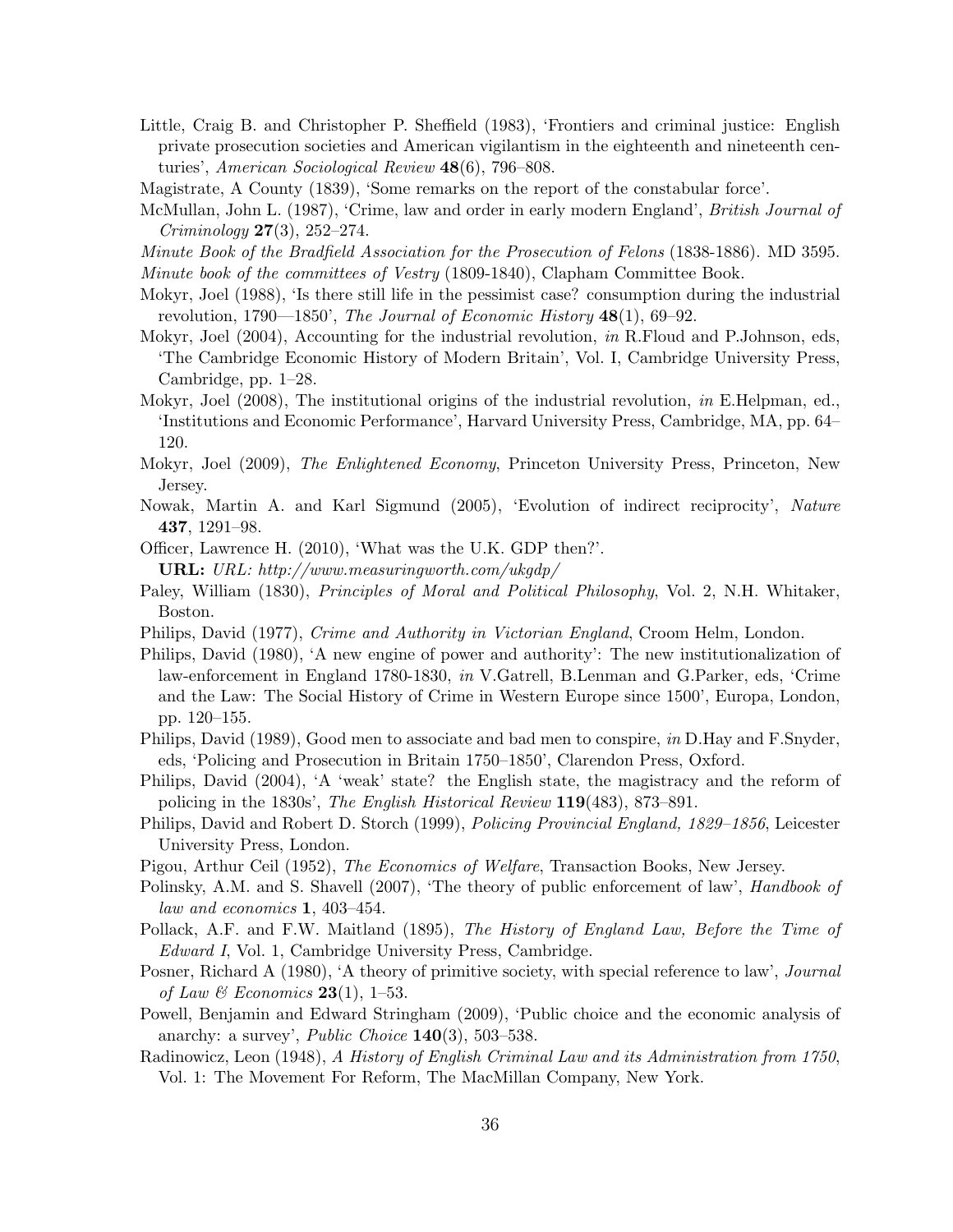Little, Craig B. and Christopher P. Sheffield (1983), 'Frontiers and criminal justice: English private prosecution societies and American vigilantism in the eighteenth and nineteenth centuries', *American Sociological Review* **48**(6), 796–808.

Magistrate, A County (1839), 'Some remarks on the report of the constabular force'.

McMullan, John L. (1987), 'Crime, law and order in early modern England', *British Journal of Criminology* **27**(3), 252–274.

*Minute Book of the Bradfield Association for the Prosecution of Felons* (1838-1886). MD 3595.

*Minute book of the committees of Vestry* (1809-1840), Clapham Committee Book.

Mokyr, Joel (1988), 'Is there still life in the pessimist case? consumption during the industrial revolution, 1790—1850', *The Journal of Economic History* **48**(1), 69–92.

Mokyr, Joel (2004), Accounting for the industrial revolution, *in* R.Floud and P.Johnson, eds, 'The Cambridge Economic History of Modern Britain', Vol. I, Cambridge University Press, Cambridge, pp. 1–28.

Mokyr, Joel (2008), The institutional origins of the industrial revolution, *in* E.Helpman, ed., 'Institutions and Economic Performance', Harvard University Press, Cambridge, MA, pp. 64–120.

Mokyr, Joel (2009), *The Enlightened Economy*, Princeton University Press, Princeton, New Jersey.

Nowak, Martin A. and Karl Sigmund (2005), 'Evolution of indirect reciprocity', *Nature* **437**, 1291–98.

Officer, Lawrence H. (2010), 'What was the U.K. GDP then?'.
**URL:** *URL: http://www.measuringworth.com/ukgdp/*

Paley, William (1830), *Principles of Moral and Political Philosophy*, Vol. 2, N.H. Whitaker, Boston.

Philips, David (1977), *Crime and Authority in Victorian England*, Croom Helm, London.

Philips, David (1980), 'A new engine of power and authority': The new institutionalization of law-enforcement in England 1780-1830, *in* V.Gatrell, B.Lenman and G.Parker, eds, 'Crime and the Law: The Social History of Crime in Western Europe since 1500', Europa, London, pp. 120–155.

Philips, David (1989), Good men to associate and bad men to conspire, *in* D.Hay and F.Snyder, eds, 'Policing and Prosecution in Britain 1750–1850', Clarendon Press, Oxford.

Philips, David (2004), 'A 'weak' state? the English state, the magistracy and the reform of policing in the 1830s', *The English Historical Review* **119**(483), 873–891.

Philips, David and Robert D. Storch (1999), *Policing Provincial England, 1829–1856*, Leicester University Press, London.

Pigou, Arthur Ceil (1952), *The Economics of Welfare*, Transaction Books, New Jersey.

Polinsky, A.M. and S. Shavell (2007), 'The theory of public enforcement of law', *Handbook of law and economics* **1**, 403–454.

Pollack, A.F. and F.W. Maitland (1895), *The History of England Law, Before the Time of Edward I*, Vol. 1, Cambridge University Press, Cambridge.

Posner, Richard A (1980), 'A theory of primitive society, with special reference to law', *Journal of Law & Economics* **23**(1), 1–53.

Powell, Benjamin and Edward Stringham (2009), 'Public choice and the economic analysis of anarchy: a survey', *Public Choice* **140**(3), 503–538.

Radinowicz, Leon (1948), *A History of English Criminal Law and its Administration from 1750*, Vol. 1: The Movement For Reform, The MacMillan Company, New York.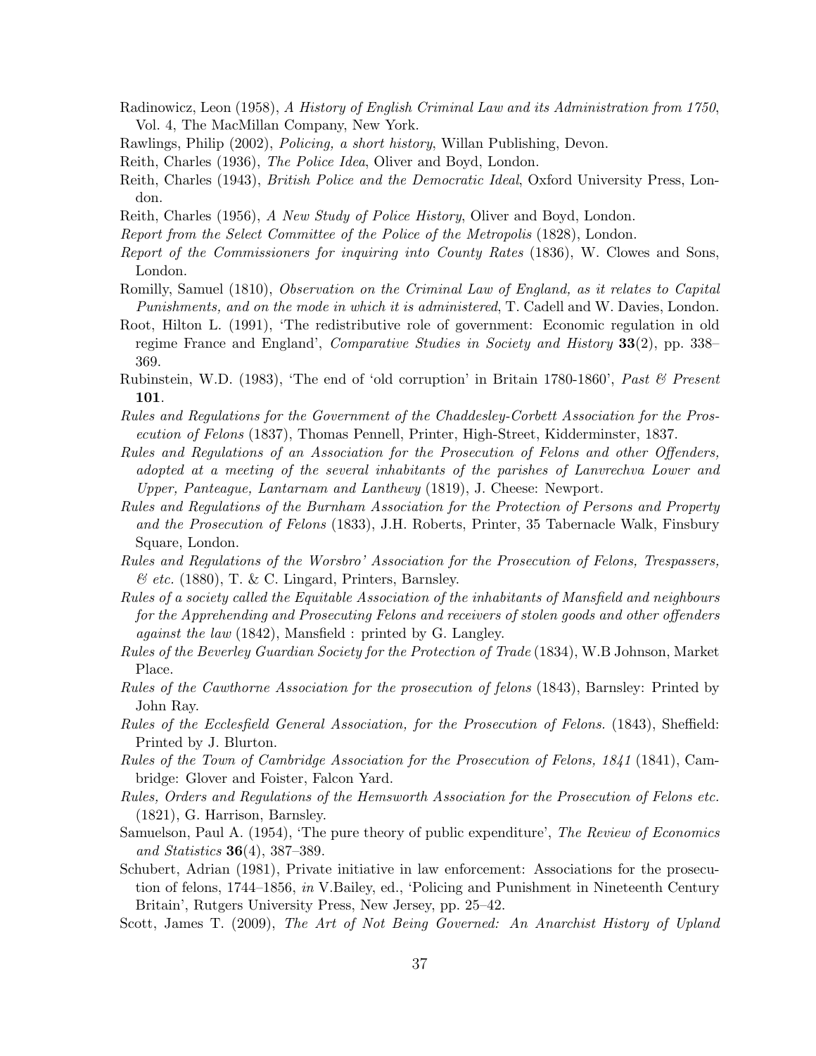Radinowicz, Leon (1958), *A History of English Criminal Law and its Administration from 1750*, Vol. 4, The MacMillan Company, New York.

Rawlings, Philip (2002), *Policing, a short history*, Willan Publishing, Devon.

Reith, Charles (1936), *The Police Idea*, Oliver and Boyd, London.

Reith, Charles (1943), *British Police and the Democratic Ideal*, Oxford University Press, London.

Reith, Charles (1956), *A New Study of Police History*, Oliver and Boyd, London.

*Report from the Select Committee of the Police of the Metropolis* (1828), London.

*Report of the Commissioners for inquiring into County Rates* (1836), W. Clowes and Sons, London.

Romilly, Samuel (1810), *Observation on the Criminal Law of England, as it relates to Capital Punishments, and on the mode in which it is administered*, T. Cadell and W. Davies, London.

Root, Hilton L. (1991), 'The redistributive role of government: Economic regulation in old regime France and England', *Comparative Studies in Society and History* **33**(2), pp. 338–369.

Rubinstein, W.D. (1983), 'The end of 'old corruption' in Britain 1780-1860', *Past & Present* **101**.

*Rules and Regulations for the Government of the Chaddesley-Corbett Association for the Prosecution of Felons* (1837), Thomas Pennell, Printer, High-Street, Kidderminster, 1837.

*Rules and Regulations of an Association for the Prosecution of Felons and other Offenders, adopted at a meeting of the several inhabitants of the parishes of Lanvrechva Lower and Upper, Panteague, Lantarnam and Lanthewy* (1819), J. Cheese: Newport.

*Rules and Regulations of the Burnham Association for the Protection of Persons and Property and the Prosecution of Felons* (1833), J.H. Roberts, Printer, 35 Tabernacle Walk, Finsbury Square, London.

*Rules and Regulations of the Worsbro' Association for the Prosecution of Felons, Trespassers, & etc.* (1880), T. & C. Lingard, Printers, Barnsley.

*Rules of a society called the Equitable Association of the inhabitants of Mansfield and neighbours for the Apprehending and Prosecuting Felons and receivers of stolen goods and other offenders against the law* (1842), Mansfield : printed by G. Langley.

*Rules of the Beverley Guardian Society for the Protection of Trade* (1834), W.B Johnson, Market Place.

*Rules of the Cawthorne Association for the prosecution of felons* (1843), Barnsley: Printed by John Ray.

*Rules of the Ecclesfield General Association, for the Prosecution of Felons.* (1843), Sheffield: Printed by J. Blurton.

*Rules of the Town of Cambridge Association for the Prosecution of Felons, 1841* (1841), Cambridge: Glover and Foister, Falcon Yard.

*Rules, Orders and Regulations of the Hemsworth Association for the Prosecution of Felons etc.* (1821), G. Harrison, Barnsley.

Samuelson, Paul A. (1954), 'The pure theory of public expenditure', *The Review of Economics and Statistics* **36**(4), 387–389.

Schubert, Adrian (1981), Private initiative in law enforcement: Associations for the prosecution of felons, 1744–1856, *in* V.Bailey, ed., 'Policing and Punishment in Nineteenth Century Britain', Rutgers University Press, New Jersey, pp. 25–42.

Scott, James T. (2009), *The Art of Not Being Governed: An Anarchist History of Upland*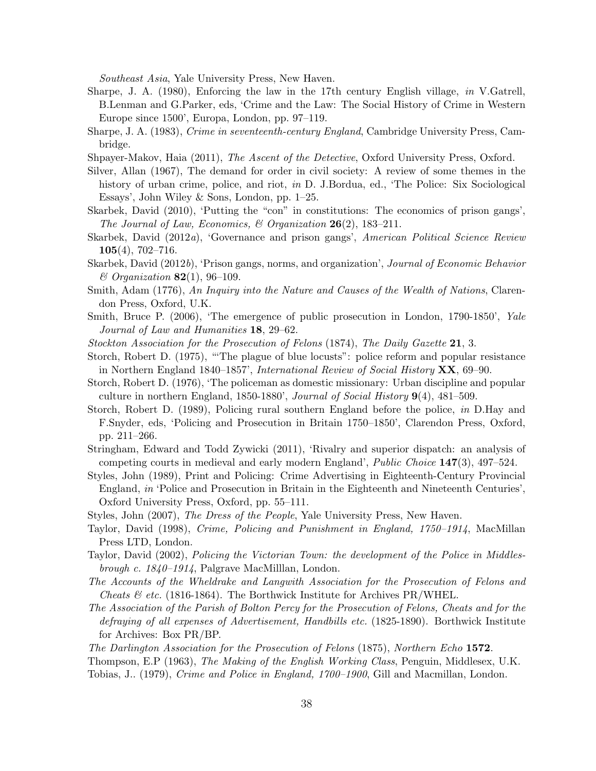*Southeast Asia*, Yale University Press, New Haven.

Sharpe, J. A. (1980), Enforcing the law in the 17th century English village, *in* V.Gatrell, B.Lenman and G.Parker, eds, 'Crime and the Law: The Social History of Crime in Western Europe since 1500', Europa, London, pp. 97–119.

Sharpe, J. A. (1983), *Crime in seventeenth-century England*, Cambridge University Press, Cambridge.

Shpayer-Makov, Haia (2011), *The Ascent of the Detective*, Oxford University Press, Oxford.

Silver, Allan (1967), The demand for order in civil society: A review of some themes in the history of urban crime, police, and riot, *in* D. J.Bordua, ed., 'The Police: Six Sociological Essays', John Wiley & Sons, London, pp. 1–25.

Skarbek, David (2010), 'Putting the "con" in constitutions: The economics of prison gangs', *The Journal of Law, Economics, & Organization* **26**(2), 183–211.

Skarbek, David (2012*a*), 'Governance and prison gangs', *American Political Science Review* **105**(4), 702–716.

Skarbek, David (2012*b*), 'Prison gangs, norms, and organization', *Journal of Economic Behavior & Organization* **82**(1), 96–109.

Smith, Adam (1776), *An Inquiry into the Nature and Causes of the Wealth of Nations*, Clarendon Press, Oxford, U.K.

Smith, Bruce P. (2006), 'The emergence of public prosecution in London, 1790-1850', *Yale Journal of Law and Humanities* **18**, 29–62.

*Stockton Association for the Prosecution of Felons* (1874), *The Daily Gazette* **21**, 3.

Storch, Robert D. (1975), '"The plague of blue locusts": police reform and popular resistance in Northern England 1840–1857', *International Review of Social History* **XX**, 69–90.

Storch, Robert D. (1976), 'The policeman as domestic missionary: Urban discipline and popular culture in northern England, 1850-1880', *Journal of Social History* **9**(4), 481–509.

Storch, Robert D. (1989), Policing rural southern England before the police, *in* D.Hay and F.Snyder, eds, 'Policing and Prosecution in Britain 1750–1850', Clarendon Press, Oxford, pp. 211–266.

Stringham, Edward and Todd Zywicki (2011), 'Rivalry and superior dispatch: an analysis of competing courts in medieval and early modern England', *Public Choice* **147**(3), 497–524.

Styles, John (1989), Print and Policing: Crime Advertising in Eighteenth-Century Provincial England, *in* 'Police and Prosecution in Britain in the Eighteenth and Nineteenth Centuries', Oxford University Press, Oxford, pp. 55–111.

Styles, John (2007), *The Dress of the People*, Yale University Press, New Haven.

Taylor, David (1998), *Crime, Policing and Punishment in England, 1750–1914*, MacMillan Press LTD, London.

Taylor, David (2002), *Policing the Victorian Town: the development of the Police in Middlesbrough c. 1840–1914*, Palgrave MacMilllan, London.

*The Accounts of the Wheldrake and Langwith Association for the Prosecution of Felons and Cheats & etc.* (1816-1864). The Borthwick Institute for Archives PR/WHEL.

*The Association of the Parish of Bolton Percy for the Prosecution of Felons, Cheats and for the defraying of all expenses of Advertisement, Handbills etc.* (1825-1890). Borthwick Institute for Archives: Box PR/BP.

*The Darlington Association for the Prosecution of Felons* (1875), *Northern Echo* **1572**.

Thompson, E.P (1963), *The Making of the English Working Class*, Penguin, Middlesex, U.K.

Tobias, J.. (1979), *Crime and Police in England, 1700–1900*, Gill and Macmillan, London.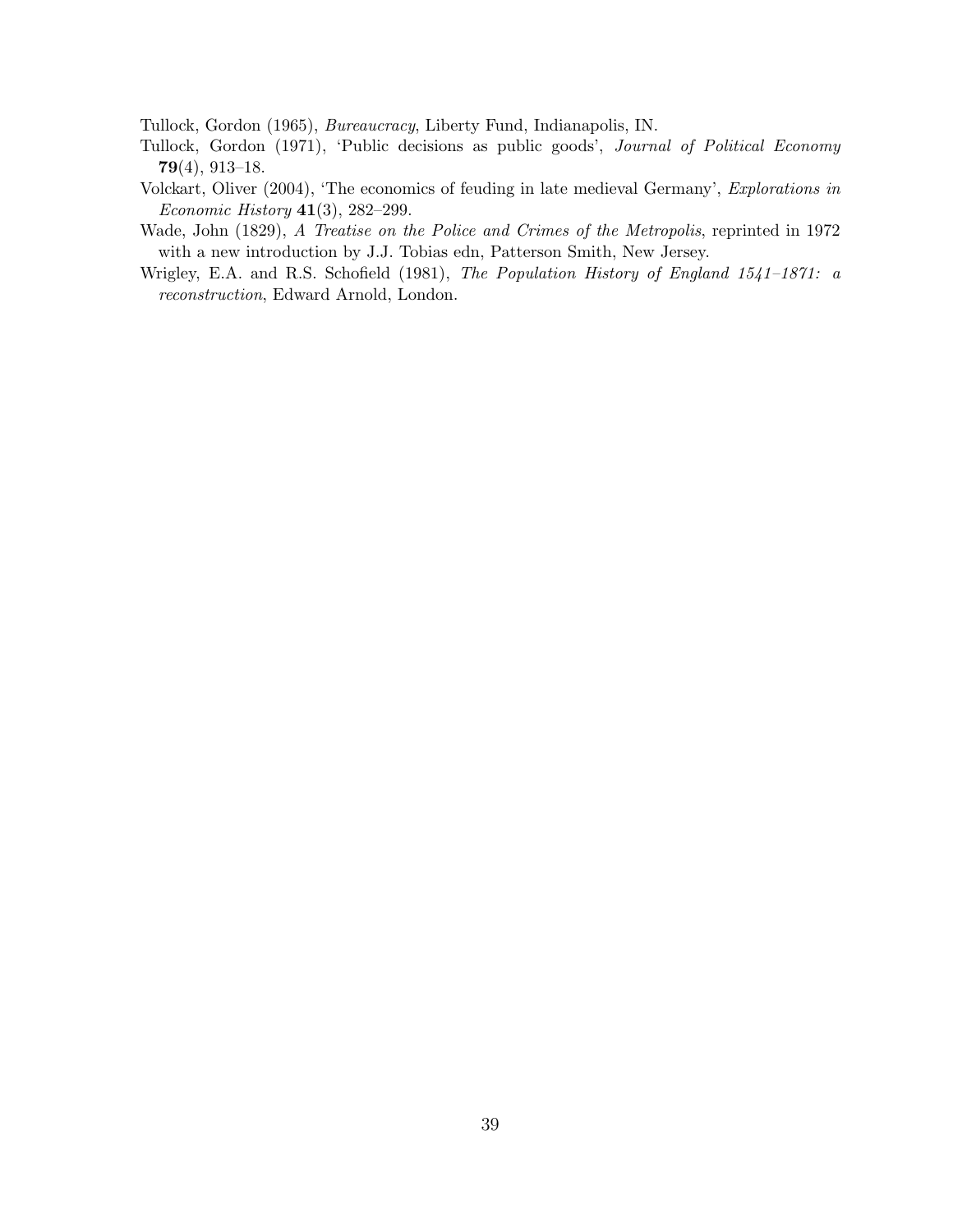Tullock, Gordon (1965), *Bureaucracy*, Liberty Fund, Indianapolis, IN.

Tullock, Gordon (1971), 'Public decisions as public goods', *Journal of Political Economy* **79**(4), 913–18.

Volckart, Oliver (2004), 'The economics of feuding in late medieval Germany', *Explorations in Economic History* **41**(3), 282–299.

Wade, John (1829), *A Treatise on the Police and Crimes of the Metropolis*, reprinted in 1972 with a new introduction by J.J. Tobias edn, Patterson Smith, New Jersey.

Wrigley, E.A. and R.S. Schofield (1981), *The Population History of England 1541–1871: a reconstruction*, Edward Arnold, London.